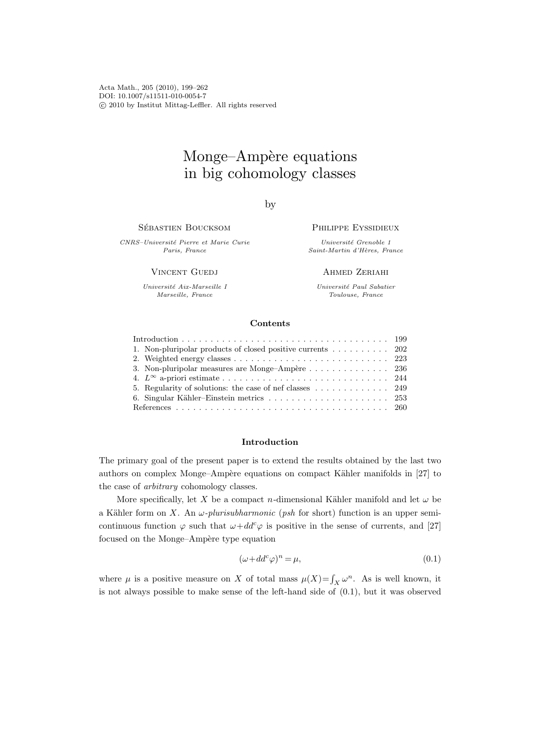# Monge–Ampère equations in big cohomology classes

by

Sébastien Boucksom

*CNRS–Université Pierre et Marie Curie*
*Paris, France*

Philippe Eyssidieux

*Université Grenoble 1*
*Saint-Martin d'Hères, France*

Vincent Guedj

*Université Aix-Marseille I*
*Marseille, France*

Ahmed Zeriahi

*Université Paul Sabatier*
*Toulouse, France*

### Contents

| | |
|---|---|
| Introduction | 199 |
| 1. Non-pluripolar products of closed positive currents | 202 |
| 2. Weighted energy classes | 223 |
| 3. Non-pluripolar measures are Monge–Ampère | 236 |
| 4. $L^\infty$ a-priori estimate | 244 |
| 5. Regularity of solutions: the case of nef classes | 249 |
| 6. Singular Kähler–Einstein metrics | 253 |
| References | 260 |

## Introduction

The primary goal of the present paper is to extend the results obtained by the last two authors on complex Monge–Ampère equations on compact Kähler manifolds in [27] to the case of *arbitrary* cohomology classes.

More specifically, let $X$ be a compact $n$-dimensional Kähler manifold and let $\omega$ be a Kähler form on $X$. An *$\omega$-plurisubharmonic* (*psh* for short) function is an upper semi-continuous function $\varphi$ such that $\omega+dd^c\varphi$ is positive in the sense of currents, and [27] focused on the Monge–Ampère type equation

$$(\omega+dd^c\varphi)^n=\mu, \tag{0.1}$$

where $\mu$ is a positive measure on $X$ of total mass $\mu(X)=\int_X\omega^n$. As is well known, it is not always possible to make sense of the left-hand side of (0.1), but it was observed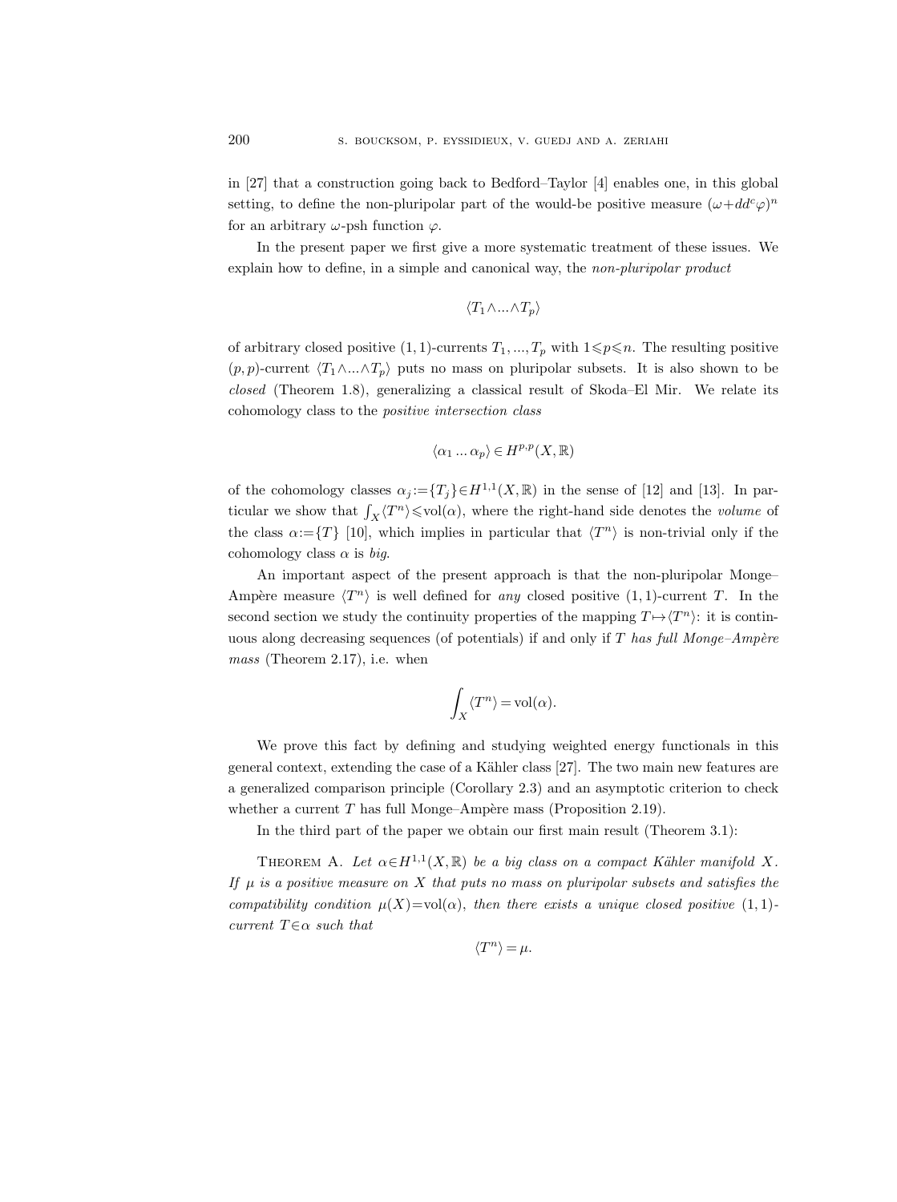in [27] that a construction going back to Bedford–Taylor [4] enables one, in this global setting, to define the non-pluripolar part of the would-be positive measure $(\omega+dd^c\varphi)^n$ for an arbitrary $\omega$-psh function $\varphi$.

In the present paper we first give a more systematic treatment of these issues. We explain how to define, in a simple and canonical way, the *non-pluripolar product*

$$\langle T_1\wedge...\wedge T_p\rangle$$

of arbitrary closed positive $(1,1)$-currents $T_1, ..., T_p$ with $1\leqslant p\leqslant n$. The resulting positive $(p,p)$-current $\langle T_1\wedge...\wedge T_p\rangle$ puts no mass on pluripolar subsets. It is also shown to be *closed* (Theorem 1.8), generalizing a classical result of Skoda–El Mir. We relate its cohomology class to the *positive intersection class*

$$\langle \alpha_1 ... \alpha_p\rangle \in H^{p,p}(X,\mathbb{R})$$

of the cohomology classes $\alpha_j:=\{T_j\}\in H^{1,1}(X,\mathbb{R})$ in the sense of [12] and [13]. In particular we show that $\int_X\langle T^n\rangle\leqslant\mathrm{vol}(\alpha)$, where the right-hand side denotes the *volume* of the class $\alpha:=\{T\}$ [10], which implies in particular that $\langle T^n\rangle$ is non-trivial only if the cohomology class $\alpha$ is *big*.

An important aspect of the present approach is that the non-pluripolar Monge–Ampère measure $\langle T^n\rangle$ is well defined for *any* closed positive $(1,1)$-current $T$. In the second section we study the continuity properties of the mapping $T\mapsto\langle T^n\rangle$: it is continuous along decreasing sequences (of potentials) if and only if $T$ *has full Monge–Ampère mass* (Theorem 2.17), i.e. when

$$\int_X\langle T^n\rangle=\mathrm{vol}(\alpha).$$

We prove this fact by defining and studying weighted energy functionals in this general context, extending the case of a Kähler class [27]. The two main new features are a generalized comparison principle (Corollary 2.3) and an asymptotic criterion to check whether a current $T$ has full Monge–Ampère mass (Proposition 2.19).

In the third part of the paper we obtain our first main result (Theorem 3.1):

Theorem A. *Let $\alpha\in H^{1,1}(X,\mathbb{R})$ be a big class on a compact Kähler manifold $X$. If $\mu$ is a positive measure on $X$ that puts no mass on pluripolar subsets and satisfies the compatibility condition $\mu(X)=\mathrm{vol}(\alpha)$, then there exists a unique closed positive $(1,1)$-current $T\in\alpha$ such that*

$$\langle T^n\rangle=\mu.$$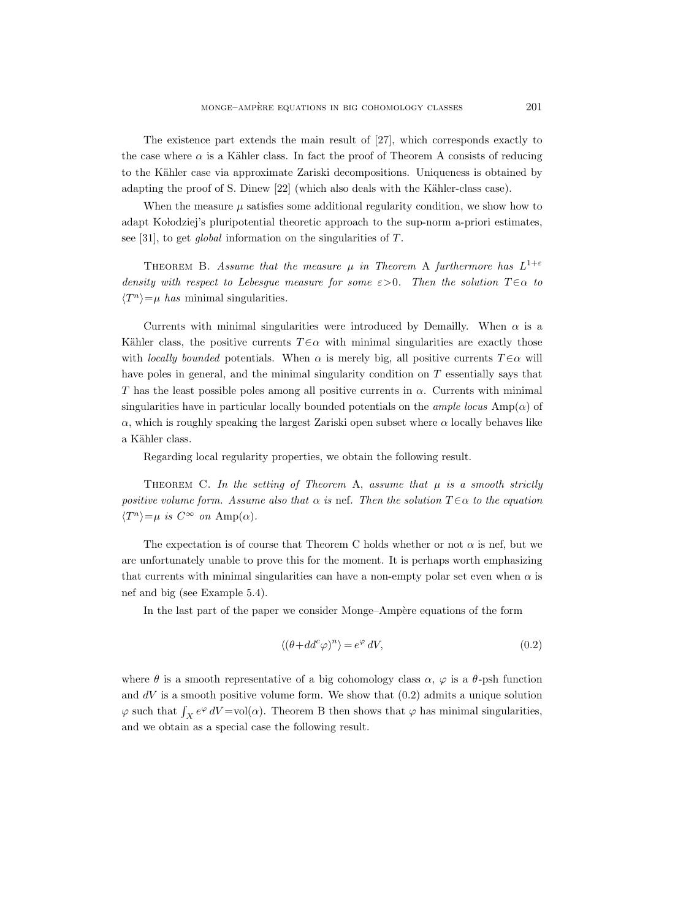The existence part extends the main result of [27], which corresponds exactly to the case where $\alpha$ is a Kähler class. In fact the proof of Theorem A consists of reducing to the Kähler case via approximate Zariski decompositions. Uniqueness is obtained by adapting the proof of S. Dinew [22] (which also deals with the Kähler-class case).

When the measure $\mu$ satisfies some additional regularity condition, we show how to adapt Kołodziej's pluripotential theoretic approach to the sup-norm a-priori estimates, see [31], to get *global* information on the singularities of $T$.

Theorem B. *Assume that the measure $\mu$ in Theorem* A *furthermore has $L^{1+\varepsilon}$ density with respect to Lebesgue measure for some $\varepsilon>0$. Then the solution $T\in\alpha$ to $\langle T^n\rangle=\mu$ has* minimal singularities.

Currents with minimal singularities were introduced by Demailly. When $\alpha$ is a Kähler class, the positive currents $T\in\alpha$ with minimal singularities are exactly those with *locally bounded* potentials. When $\alpha$ is merely big, all positive currents $T\in\alpha$ will have poles in general, and the minimal singularity condition on $T$ essentially says that $T$ has the least possible poles among all positive currents in $\alpha$. Currents with minimal singularities have in particular locally bounded potentials on the *ample locus* $\mathrm{Amp}(\alpha)$ of $\alpha$, which is roughly speaking the largest Zariski open subset where $\alpha$ locally behaves like a Kähler class.

Regarding local regularity properties, we obtain the following result.

Theorem C. *In the setting of Theorem* A, *assume that $\mu$ is a smooth strictly positive volume form. Assume also that $\alpha$ is* nef. *Then the solution $T\in\alpha$ to the equation $\langle T^n\rangle=\mu$ is $C^\infty$ on $\mathrm{Amp}(\alpha)$.*

The expectation is of course that Theorem C holds whether or not $\alpha$ is nef, but we are unfortunately unable to prove this for the moment. It is perhaps worth emphasizing that currents with minimal singularities can have a non-empty polar set even when $\alpha$ is nef and big (see Example 5.4).

In the last part of the paper we consider Monge–Ampère equations of the form

$$\langle(\theta+dd^c\varphi)^n\rangle=e^{\varphi}\,dV, \tag{0.2}$$

where $\theta$ is a smooth representative of a big cohomology class $\alpha$, $\varphi$ is a $\theta$-psh function and $dV$ is a smooth positive volume form. We show that (0.2) admits a unique solution $\varphi$ such that $\int_X e^{\varphi}\,dV=\mathrm{vol}(\alpha)$. Theorem B then shows that $\varphi$ has minimal singularities, and we obtain as a special case the following result.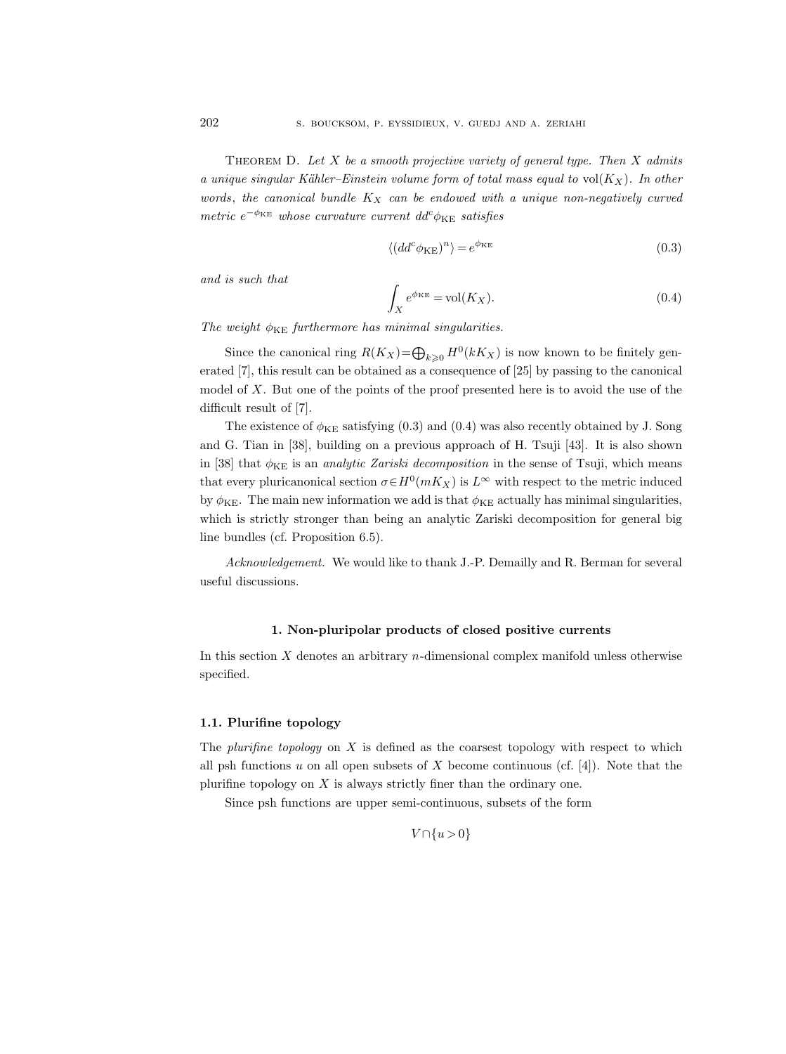THEOREM D. *Let $X$ be a smooth projective variety of general type. Then $X$ admits a unique singular Kähler–Einstein volume form of total mass equal to* $\mathrm{vol}(K_X)$. *In other words, the canonical bundle $K_X$ can be endowed with a unique non-negatively curved metric $e^{-\phi_{\mathrm{KE}}}$ whose curvature current $dd^c\phi_{\mathrm{KE}}$ satisfies*

$$\langle (dd^c\phi_{\mathrm{KE}})^n\rangle = e^{\phi_{\mathrm{KE}}} \tag{0.3}$$

*and is such that*

$$\int_X e^{\phi_{\mathrm{KE}}} = \mathrm{vol}(K_X). \tag{0.4}$$

*The weight $\phi_{\mathrm{KE}}$ furthermore has minimal singularities.*

Since the canonical ring $R(K_X)=\bigoplus_{k\geqslant 0} H^0(kK_X)$ is now known to be finitely generated [7], this result can be obtained as a consequence of [25] by passing to the canonical model of $X$. But one of the points of the proof presented here is to avoid the use of the difficult result of [7].

The existence of $\phi_{\mathrm{KE}}$ satisfying (0.3) and (0.4) was also recently obtained by J. Song and G. Tian in [38], building on a previous approach of H. Tsuji [43]. It is also shown in [38] that $\phi_{\mathrm{KE}}$ is an *analytic Zariski decomposition* in the sense of Tsuji, which means that every pluricanonical section $\sigma\in H^0(mK_X)$ is $L^\infty$ with respect to the metric induced by $\phi_{\mathrm{KE}}$. The main new information we add is that $\phi_{\mathrm{KE}}$ actually has minimal singularities, which is strictly stronger than being an analytic Zariski decomposition for general big line bundles (cf. Proposition 6.5).

*Acknowledgement.* We would like to thank J.-P. Demailly and R. Berman for several useful discussions.

## 1. Non-pluripolar products of closed positive currents

In this section $X$ denotes an arbitrary $n$-dimensional complex manifold unless otherwise specified.

### 1.1. Plurifine topology

The *plurifine topology* on $X$ is defined as the coarsest topology with respect to which all psh functions $u$ on all open subsets of $X$ become continuous (cf. [4]). Note that the plurifine topology on $X$ is always strictly finer than the ordinary one.

Since psh functions are upper semi-continuous, subsets of the form

$$V\cap\{u>0\}$$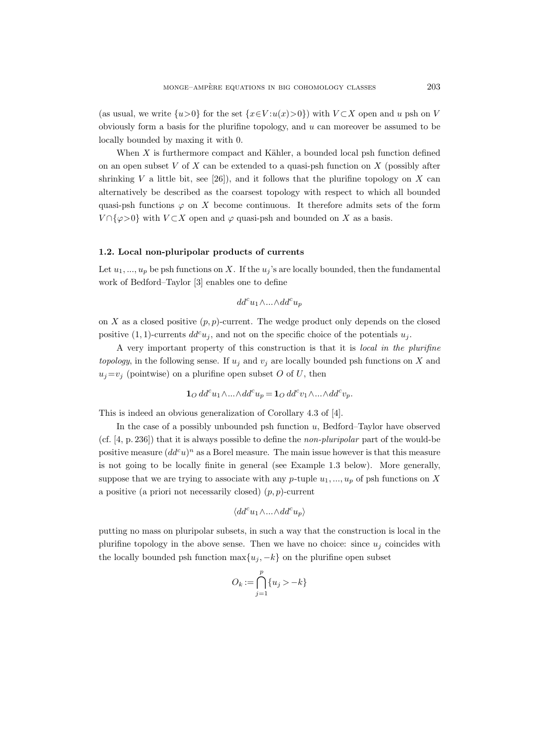(as usual, we write $\{u>0\}$ for the set $\{x\in V : u(x)>0\}$) with $V\subset X$ open and $u$ psh on $V$ obviously form a basis for the plurifine topology, and $u$ can moreover be assumed to be locally bounded by maxing it with 0.

When $X$ is furthermore compact and Kähler, a bounded local psh function defined on an open subset $V$ of $X$ can be extended to a quasi-psh function on $X$ (possibly after shrinking $V$ a little bit, see [26]), and it follows that the plurifine topology on $X$ can alternatively be described as the coarsest topology with respect to which all bounded quasi-psh functions $\varphi$ on $X$ become continuous. It therefore admits sets of the form $V\cap\{\varphi>0\}$ with $V\subset X$ open and $\varphi$ quasi-psh and bounded on $X$ as a basis.

### 1.2. Local non-pluripolar products of currents

Let $u_1, ..., u_p$ be psh functions on $X$. If the $u_j$'s are locally bounded, then the fundamental work of Bedford–Taylor [3] enables one to define

$$dd^c u_1 \wedge ... \wedge dd^c u_p$$

on $X$ as a closed positive $(p, p)$-current. The wedge product only depends on the closed positive $(1, 1)$-currents $dd^c u_j$, and not on the specific choice of the potentials $u_j$.

A very important property of this construction is that it is *local in the plurifine topology*, in the following sense. If $u_j$ and $v_j$ are locally bounded psh functions on $X$ and $u_j = v_j$ (pointwise) on a plurifine open subset $O$ of $U$, then

$$\mathbf{1}_O\, dd^c u_1 \wedge ... \wedge dd^c u_p = \mathbf{1}_O\, dd^c v_1 \wedge ... \wedge dd^c v_p.$$

This is indeed an obvious generalization of Corollary 4.3 of [4].

In the case of a possibly unbounded psh function $u$, Bedford–Taylor have observed (cf. [4, p. 236]) that it is always possible to define the *non-pluripolar* part of the would-be positive measure $(dd^c u)^n$ as a Borel measure. The main issue however is that this measure is not going to be locally finite in general (see Example 1.3 below). More generally, suppose that we are trying to associate with any $p$-tuple $u_1, ..., u_p$ of psh functions on $X$ a positive (a priori not necessarily closed) $(p, p)$-current

$$\langle dd^c u_1 \wedge ... \wedge dd^c u_p \rangle$$

putting no mass on pluripolar subsets, in such a way that the construction is local in the plurifine topology in the above sense. Then we have no choice: since $u_j$ coincides with the locally bounded psh function $\max\{u_j, -k\}$ on the plurifine open subset

$$O_k := \bigcap_{j=1}^{p} \{u_j > -k\}$$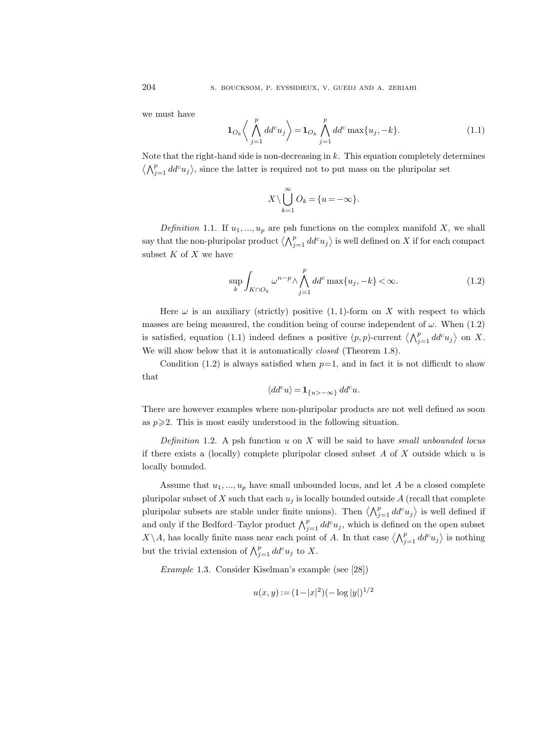we must have

$$\mathbf{1}_{O_k}\Big\langle \bigwedge_{j=1}^{p} dd^c u_j \Big\rangle = \mathbf{1}_{O_k} \bigwedge_{j=1}^{p} dd^c \max\{u_j, -k\}. \tag{1.1}$$

Note that the right-hand side is non-decreasing in $k$. This equation completely determines $\big\langle \bigwedge_{j=1}^{p} dd^c u_j \big\rangle$, since the latter is required not to put mass on the pluripolar set

$$X \setminus \bigcup_{k=1}^{\infty} O_k = \{u = -\infty\}.$$

*Definition* 1.1. If $u_1, ..., u_p$ are psh functions on the complex manifold $X$, we shall say that the non-pluripolar product $\big\langle \bigwedge_{j=1}^{p} dd^c u_j \big\rangle$ is well defined on $X$ if for each compact subset $K$ of $X$ we have

$$\sup_k \int_{K \cap O_k} \omega^{n-p} \wedge \bigwedge_{j=1}^{p} dd^c \max\{u_j, -k\} < \infty. \tag{1.2}$$

Here $\omega$ is an auxiliary (strictly) positive $(1,1)$-form on $X$ with respect to which masses are being measured, the condition being of course independent of $\omega$. When (1.2) is satisfied, equation (1.1) indeed defines a positive $(p,p)$-current $\big\langle \bigwedge_{j=1}^{p} dd^c u_j \big\rangle$ on $X$. We will show below that it is automatically *closed* (Theorem 1.8).

Condition (1.2) is always satisfied when $p=1$, and in fact it is not difficult to show that

$$\langle dd^c u \rangle = \mathbf{1}_{\{u > -\infty\}}\, dd^c u.$$

There are however examples where non-pluripolar products are not well defined as soon as $p \geqslant 2$. This is most easily understood in the following situation.

*Definition* 1.2. A psh function $u$ on $X$ will be said to have *small unbounded locus* if there exists a (locally) complete pluripolar closed subset $A$ of $X$ outside which $u$ is locally bounded.

Assume that $u_1, ..., u_p$ have small unbounded locus, and let $A$ be a closed complete pluripolar subset of $X$ such that each $u_j$ is locally bounded outside $A$ (recall that complete pluripolar subsets are stable under finite unions). Then $\big\langle \bigwedge_{j=1}^{p} dd^c u_j \big\rangle$ is well defined if and only if the Bedford–Taylor product $\bigwedge_{j=1}^{p} dd^c u_j$, which is defined on the open subset $X \setminus A$, has locally finite mass near each point of $A$. In that case $\big\langle \bigwedge_{j=1}^{p} dd^c u_j \big\rangle$ is nothing but the trivial extension of $\bigwedge_{j=1}^{p} dd^c u_j$ to $X$.

*Example* 1.3. Consider Kiselman's example (see [28])

$$u(x,y) := (1-|x|^2)(-\log|y|)^{1/2}$$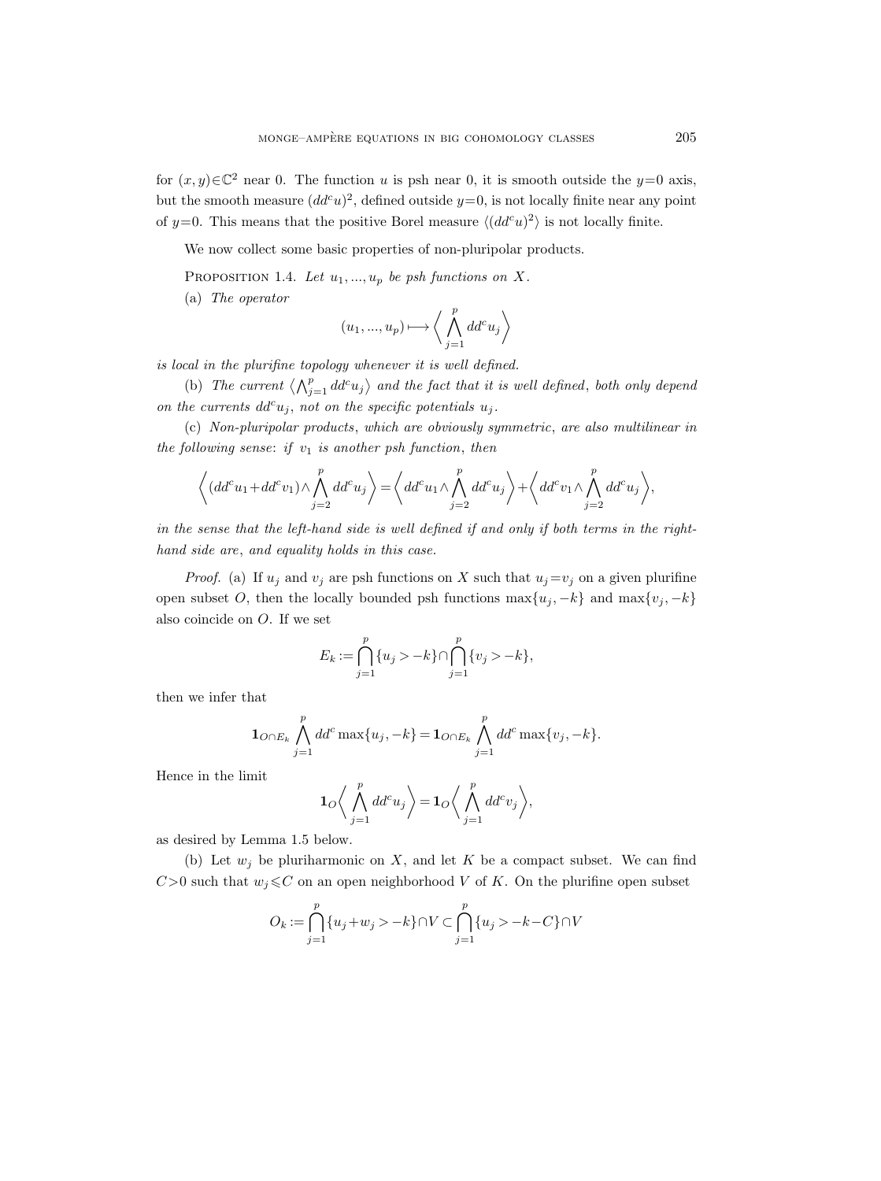for $(x,y)\in\mathbb{C}^2$ near 0. The function $u$ is psh near 0, it is smooth outside the $y=0$ axis, but the smooth measure $(dd^c u)^2$, defined outside $y=0$, is not locally finite near any point of $y=0$. This means that the positive Borel measure $\langle (dd^c u)^2\rangle$ is not locally finite.

We now collect some basic properties of non-pluripolar products.

PROPOSITION 1.4. *Let $u_1, ..., u_p$ be psh functions on $X$.*

(a) *The operator*

$$(u_1, ..., u_p) \longmapsto \left\langle \bigwedge_{j=1}^{p} dd^c u_j \right\rangle$$

*is local in the plurifine topology whenever it is well defined.*

(b) *The current $\langle \bigwedge_{j=1}^{p} dd^c u_j\rangle$ and the fact that it is well defined, both only depend on the currents $dd^c u_j$, not on the specific potentials $u_j$.*

(c) *Non-pluripolar products, which are obviously symmetric, are also multilinear in the following sense: if $v_1$ is another psh function, then*

$$\left\langle (dd^c u_1 + dd^c v_1) \wedge \bigwedge_{j=2}^{p} dd^c u_j \right\rangle = \left\langle dd^c u_1 \wedge \bigwedge_{j=2}^{p} dd^c u_j \right\rangle + \left\langle dd^c v_1 \wedge \bigwedge_{j=2}^{p} dd^c u_j \right\rangle,$$

*in the sense that the left-hand side is well defined if and only if both terms in the right-hand side are, and equality holds in this case.*

*Proof.* (a) If $u_j$ and $v_j$ are psh functions on $X$ such that $u_j = v_j$ on a given plurifine open subset $O$, then the locally bounded psh functions $\max\{u_j, -k\}$ and $\max\{v_j, -k\}$ also coincide on $O$. If we set

$$E_k := \bigcap_{j=1}^{p} \{u_j > -k\} \cap \bigcap_{j=1}^{p} \{v_j > -k\},$$

then we infer that

$$\mathbf{1}_{O \cap E_k} \bigwedge_{j=1}^{p} dd^c \max\{u_j, -k\} = \mathbf{1}_{O \cap E_k} \bigwedge_{j=1}^{p} dd^c \max\{v_j, -k\}.$$

Hence in the limit

$$\mathbf{1}_O \left\langle \bigwedge_{j=1}^{p} dd^c u_j \right\rangle = \mathbf{1}_O \left\langle \bigwedge_{j=1}^{p} dd^c v_j \right\rangle,$$

as desired by Lemma 1.5 below.

(b) Let $w_j$ be pluriharmonic on $X$, and let $K$ be a compact subset. We can find $C>0$ such that $w_j \leqslant C$ on an open neighborhood $V$ of $K$. On the plurifine open subset

$$O_k := \bigcap_{j=1}^{p} \{u_j + w_j > -k\} \cap V \subset \bigcap_{j=1}^{p} \{u_j > -k - C\} \cap V$$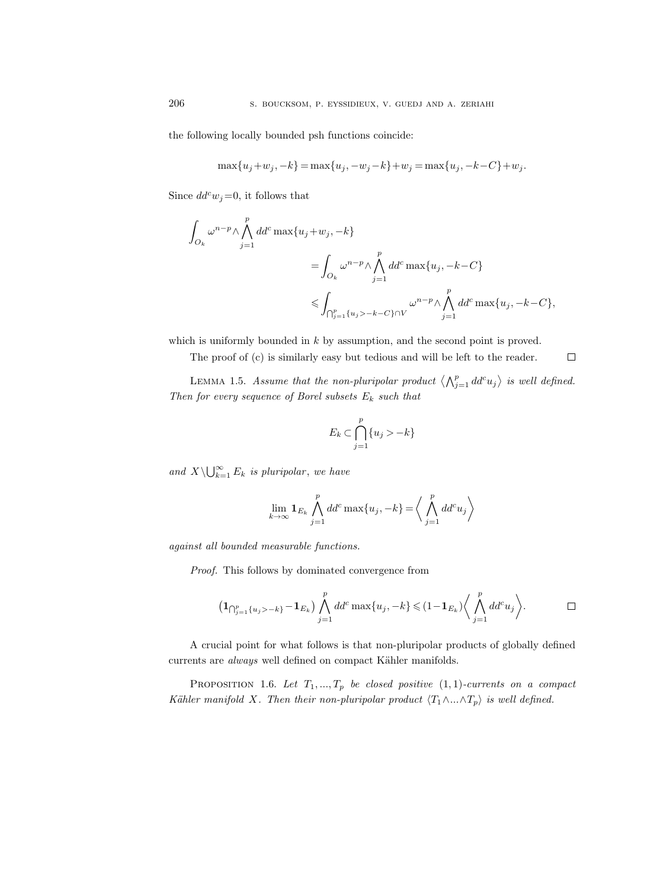the following locally bounded psh functions coincide:

$$\max\{u_j+w_j,-k\}=\max\{u_j,-w_j-k\}+w_j=\max\{u_j,-k-C\}+w_j.$$

Since $dd^c w_j=0$, it follows that

$$\begin{aligned}\int_{O_k}\omega^{n-p}\wedge\bigwedge_{j=1}^{p} dd^c\max\{u_j+w_j,-k\}\\ &=\int_{O_k}\omega^{n-p}\wedge\bigwedge_{j=1}^{p} dd^c\max\{u_j,-k-C\}\\ &\leqslant\int_{\bigcap_{j=1}^{p}\{u_j>-k-C\}\cap V}\omega^{n-p}\wedge\bigwedge_{j=1}^{p} dd^c\max\{u_j,-k-C\},\end{aligned}$$

which is uniformly bounded in $k$ by assumption, and the second point is proved.

The proof of (c) is similarly easy but tedious and will be left to the reader. ☐

LEMMA 1.5. *Assume that the non-pluripolar product $\left\langle\bigwedge_{j=1}^{p} dd^c u_j\right\rangle$ is well defined. Then for every sequence of Borel subsets $E_k$ such that*

$$E_k\subset\bigcap_{j=1}^{p}\{u_j>-k\}$$

*and $X\setminus\bigcup_{k=1}^{\infty}E_k$ is pluripolar, we have*

$$\lim_{k\to\infty}\mathbf{1}_{E_k}\bigwedge_{j=1}^{p} dd^c\max\{u_j,-k\}=\left\langle\bigwedge_{j=1}^{p} dd^c u_j\right\rangle$$

*against all bounded measurable functions.*

*Proof.* This follows by dominated convergence from

$$\left(\mathbf{1}_{\bigcap_{j=1}^{p}\{u_j>-k\}}-\mathbf{1}_{E_k}\right)\bigwedge_{j=1}^{p} dd^c\max\{u_j,-k\}\leqslant(1-\mathbf{1}_{E_k})\left\langle\bigwedge_{j=1}^{p} dd^c u_j\right\rangle. \qquad ☐$$

A crucial point for what follows is that non-pluripolar products of globally defined currents are *always* well defined on compact Kähler manifolds.

PROPOSITION 1.6. *Let $T_1,\dots,T_p$ be closed positive $(1,1)$-currents on a compact Kähler manifold $X$. Then their non-pluripolar product $\langle T_1\wedge\dots\wedge T_p\rangle$ is well defined.*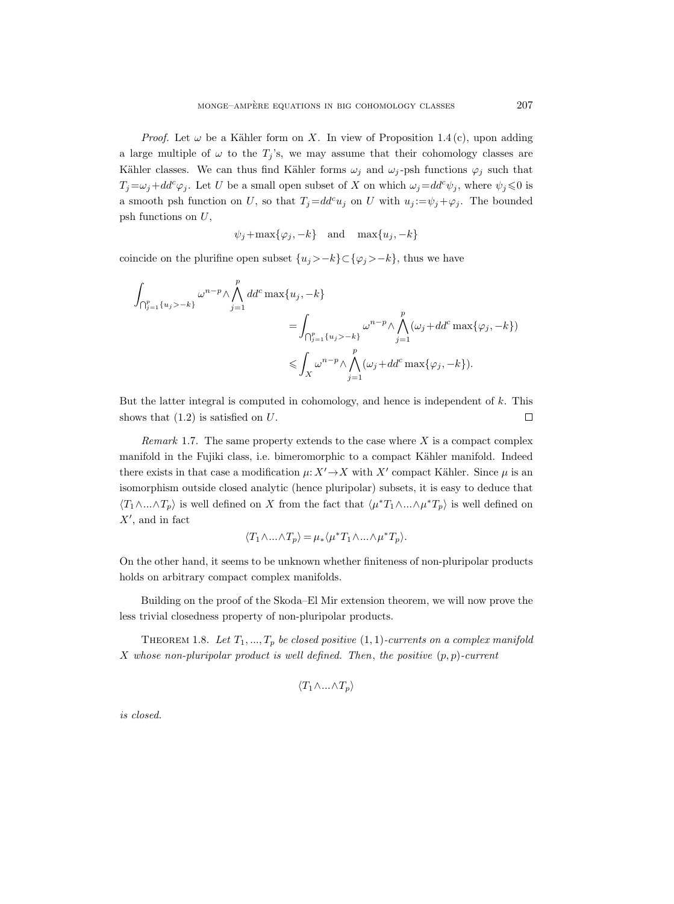*Proof.* Let $\omega$ be a Kähler form on $X$. In view of Proposition 1.4 (c), upon adding a large multiple of $\omega$ to the $T_j$'s, we may assume that their cohomology classes are Kähler classes. We can thus find Kähler forms $\omega_j$ and $\omega_j$-psh functions $\varphi_j$ such that $T_j = \omega_j + dd^c \varphi_j$. Let $U$ be a small open subset of $X$ on which $\omega_j = dd^c \psi_j$, where $\psi_j \leqslant 0$ is a smooth psh function on $U$, so that $T_j = dd^c u_j$ on $U$ with $u_j := \psi_j + \varphi_j$. The bounded psh functions on $U$,

$$\psi_j + \max\{\varphi_j, -k\} \quad \text{and} \quad \max\{u_j, -k\}$$

coincide on the plurifine open subset $\{u_j > -k\} \subset \{\varphi_j > -k\}$, thus we have

$$\begin{aligned}
\int_{\bigcap_{j=1}^p \{u_j > -k\}} \omega^{n-p} \wedge \bigwedge_{j=1}^p dd^c \max\{u_j, -k\} \\
&= \int_{\bigcap_{j=1}^p \{u_j > -k\}} \omega^{n-p} \wedge \bigwedge_{j=1}^p (\omega_j + dd^c \max\{\varphi_j, -k\}) \\
&\leqslant \int_X \omega^{n-p} \wedge \bigwedge_{j=1}^p (\omega_j + dd^c \max\{\varphi_j, -k\}).
\end{aligned}$$

But the latter integral is computed in cohomology, and hence is independent of $k$. This shows that (1.2) is satisfied on $U$. $\square$

*Remark* 1.7. The same property extends to the case where $X$ is a compact complex manifold in the Fujiki class, i.e. bimeromorphic to a compact Kähler manifold. Indeed there exists in that case a modification $\mu: X' \to X$ with $X'$ compact Kähler. Since $\mu$ is an isomorphism outside closed analytic (hence pluripolar) subsets, it is easy to deduce that $\langle T_1 \wedge ... \wedge T_p \rangle$ is well defined on $X$ from the fact that $\langle \mu^* T_1 \wedge ... \wedge \mu^* T_p \rangle$ is well defined on $X'$, and in fact

$$\langle T_1 \wedge ... \wedge T_p \rangle = \mu_* \langle \mu^* T_1 \wedge ... \wedge \mu^* T_p \rangle.$$

On the other hand, it seems to be unknown whether finiteness of non-pluripolar products holds on arbitrary compact complex manifolds.

Building on the proof of the Skoda–El Mir extension theorem, we will now prove the less trivial closedness property of non-pluripolar products.

Theorem 1.8. *Let $T_1, ..., T_p$ be closed positive $(1,1)$-currents on a complex manifold $X$ whose non-pluripolar product is well defined. Then, the positive $(p,p)$-current*

$$\langle T_1 \wedge ... \wedge T_p \rangle$$

*is closed.*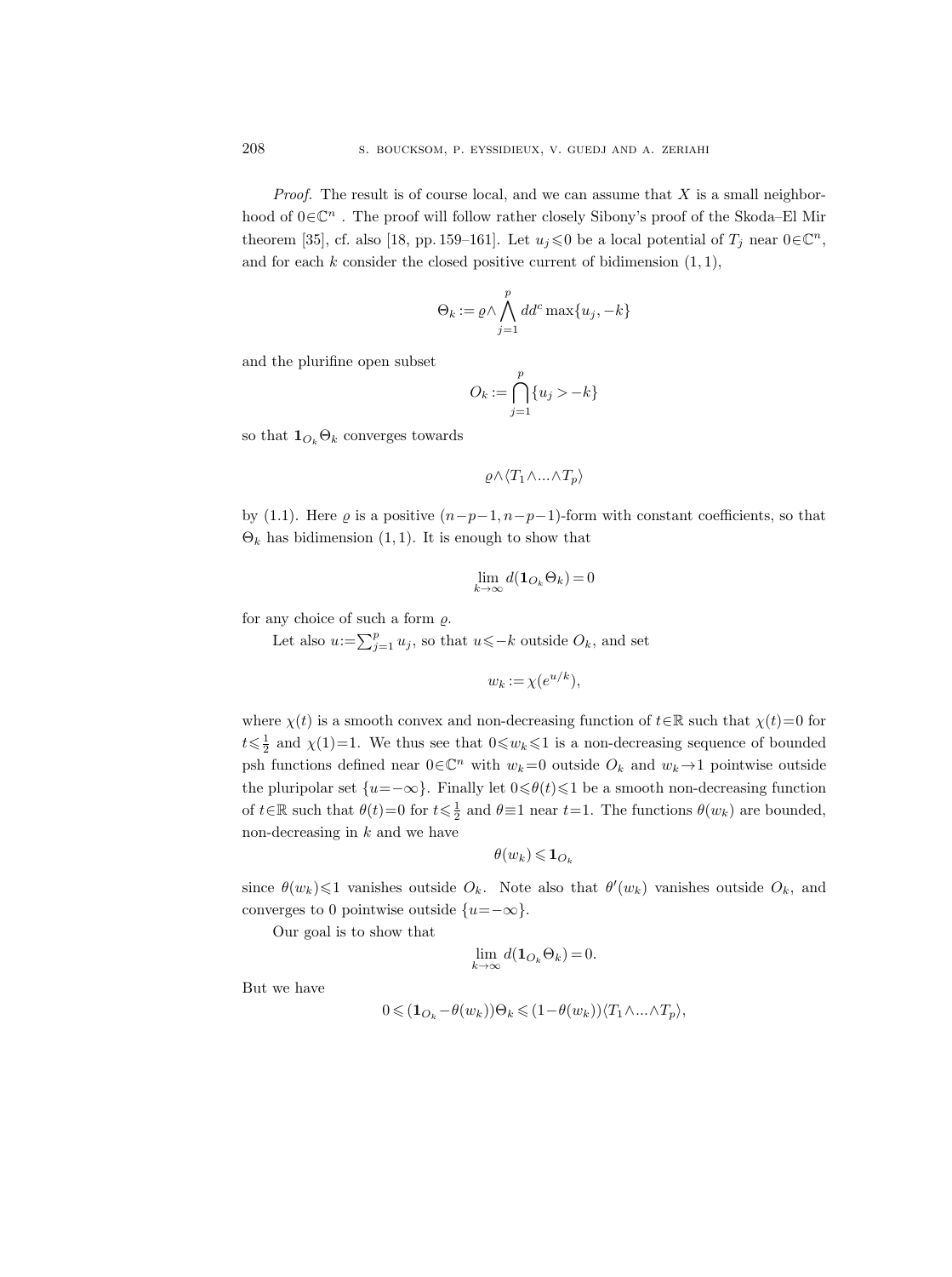*Proof.* The result is of course local, and we can assume that $X$ is a small neighborhood of $0\in\mathbb{C}^n$ . The proof will follow rather closely Sibony's proof of the Skoda–El Mir theorem [35], cf. also [18, pp. 159–161]. Let $u_j\leqslant 0$ be a local potential of $T_j$ near $0\in\mathbb{C}^n$, and for each $k$ consider the closed positive current of bidimension $(1,1)$,

$$\Theta_k := \varrho\wedge\bigwedge_{j=1}^{p} dd^c\max\{u_j,-k\}$$

and the plurifine open subset

$$O_k := \bigcap_{j=1}^{p}\{u_j>-k\}$$

so that $\mathbf{1}_{O_k}\Theta_k$ converges towards

$$\varrho\wedge\langle T_1\wedge...\wedge T_p\rangle$$

by (1.1). Here $\varrho$ is a positive $(n-p-1,n-p-1)$-form with constant coefficients, so that $\Theta_k$ has bidimension $(1,1)$. It is enough to show that

$$\lim_{k\to\infty} d(\mathbf{1}_{O_k}\Theta_k)=0$$

for any choice of such a form $\varrho$.

Let also $u:=\sum_{j=1}^{p} u_j$, so that $u\leqslant -k$ outside $O_k$, and set

$$w_k := \chi(e^{u/k}),$$

where $\chi(t)$ is a smooth convex and non-decreasing function of $t\in\mathbb{R}$ such that $\chi(t)=0$ for $t\leqslant\frac{1}{2}$ and $\chi(1)=1$. We thus see that $0\leqslant w_k\leqslant 1$ is a non-decreasing sequence of bounded psh functions defined near $0\in\mathbb{C}^n$ with $w_k=0$ outside $O_k$ and $w_k\to 1$ pointwise outside the pluripolar set $\{u=-\infty\}$. Finally let $0\leqslant\theta(t)\leqslant 1$ be a smooth non-decreasing function of $t\in\mathbb{R}$ such that $\theta(t)=0$ for $t\leqslant\frac{1}{2}$ and $\theta\equiv 1$ near $t=1$. The functions $\theta(w_k)$ are bounded, non-decreasing in $k$ and we have

$$\theta(w_k)\leqslant \mathbf{1}_{O_k}$$

since $\theta(w_k)\leqslant 1$ vanishes outside $O_k$. Note also that $\theta'(w_k)$ vanishes outside $O_k$, and converges to 0 pointwise outside $\{u=-\infty\}$.

Our goal is to show that

$$\lim_{k\to\infty} d(\mathbf{1}_{O_k}\Theta_k)=0.$$

But we have

$$0\leqslant(\mathbf{1}_{O_k}-\theta(w_k))\Theta_k\leqslant(1-\theta(w_k))\langle T_1\wedge...\wedge T_p\rangle,$$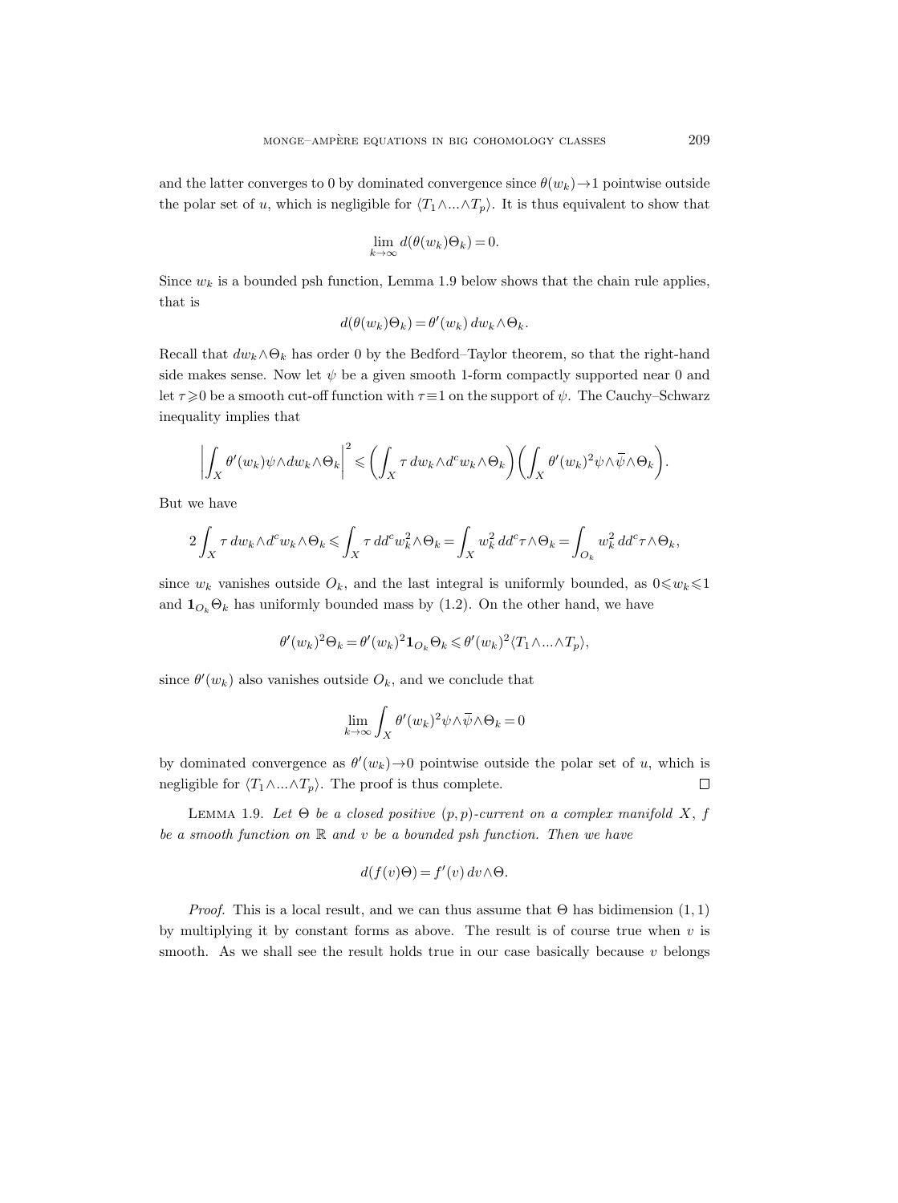and the latter converges to 0 by dominated convergence since $\theta(w_k)\to 1$ pointwise outside the polar set of $u$, which is negligible for $\langle T_1\wedge...\wedge T_p\rangle$. It is thus equivalent to show that

$$\lim_{k\to\infty} d(\theta(w_k)\Theta_k)=0.$$

Since $w_k$ is a bounded psh function, Lemma 1.9 below shows that the chain rule applies, that is

$$d(\theta(w_k)\Theta_k)=\theta'(w_k)\,dw_k\wedge\Theta_k.$$

Recall that $dw_k\wedge\Theta_k$ has order 0 by the Bedford–Taylor theorem, so that the right-hand side makes sense. Now let $\psi$ be a given smooth 1-form compactly supported near 0 and let $\tau\geqslant 0$ be a smooth cut-off function with $\tau\equiv 1$ on the support of $\psi$. The Cauchy–Schwarz inequality implies that

$$\left|\int_X \theta'(w_k)\psi\wedge dw_k\wedge\Theta_k\right|^2\leqslant\left(\int_X \tau\, dw_k\wedge d^c w_k\wedge\Theta_k\right)\left(\int_X \theta'(w_k)^2\psi\wedge\overline{\psi}\wedge\Theta_k\right).$$

But we have

$$2\int_X \tau\, dw_k\wedge d^c w_k\wedge\Theta_k\leqslant\int_X \tau\, dd^c w_k^2\wedge\Theta_k=\int_X w_k^2\, dd^c\tau\wedge\Theta_k=\int_{O_k} w_k^2\, dd^c\tau\wedge\Theta_k,$$

since $w_k$ vanishes outside $O_k$, and the last integral is uniformly bounded, as $0\leqslant w_k\leqslant 1$ and $\mathbf{1}_{O_k}\Theta_k$ has uniformly bounded mass by (1.2). On the other hand, we have

$$\theta'(w_k)^2\Theta_k=\theta'(w_k)^2\mathbf{1}_{O_k}\Theta_k\leqslant\theta'(w_k)^2\langle T_1\wedge...\wedge T_p\rangle,$$

since $\theta'(w_k)$ also vanishes outside $O_k$, and we conclude that

$$\lim_{k\to\infty}\int_X \theta'(w_k)^2\psi\wedge\overline{\psi}\wedge\Theta_k=0$$

by dominated convergence as $\theta'(w_k)\to 0$ pointwise outside the polar set of $u$, which is negligible for $\langle T_1\wedge...\wedge T_p\rangle$. The proof is thus complete. $\square$

Lemma 1.9. *Let $\Theta$ be a closed positive $(p,p)$-current on a complex manifold $X$, $f$ be a smooth function on $\mathbb{R}$ and $v$ be a bounded psh function. Then we have*

$$d(f(v)\Theta)=f'(v)\,dv\wedge\Theta.$$

*Proof.* This is a local result, and we can thus assume that $\Theta$ has bidimension $(1,1)$ by multiplying it by constant forms as above. The result is of course true when $v$ is smooth. As we shall see the result holds true in our case basically because $v$ belongs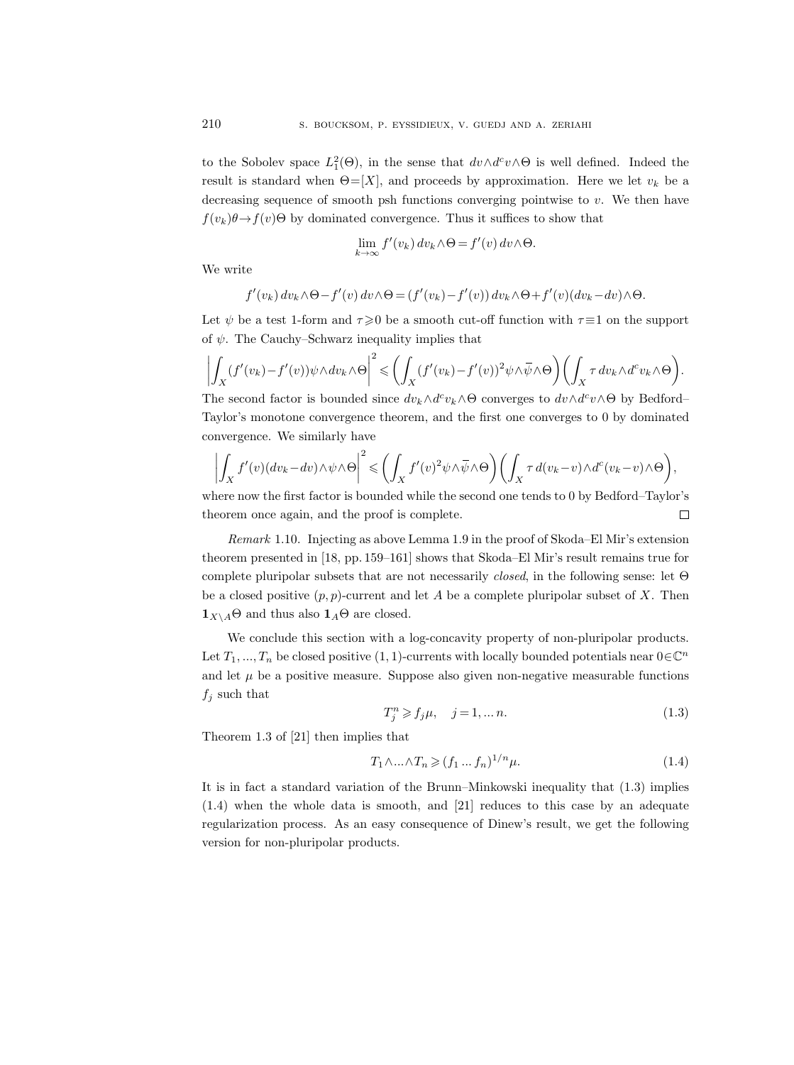to the Sobolev space $L^2_1(\Theta)$, in the sense that $dv\wedge d^c v\wedge\Theta$ is well defined. Indeed the result is standard when $\Theta=[X]$, and proceeds by approximation. Here we let $v_k$ be a decreasing sequence of smooth psh functions converging pointwise to $v$. We then have $f(v_k)\theta\to f(v)\Theta$ by dominated convergence. Thus it suffices to show that

$$\lim_{k\to\infty} f'(v_k)\,dv_k\wedge\Theta = f'(v)\,dv\wedge\Theta.$$

We write

$$f'(v_k)\,dv_k\wedge\Theta - f'(v)\,dv\wedge\Theta = (f'(v_k)-f'(v))\,dv_k\wedge\Theta + f'(v)(dv_k-dv)\wedge\Theta.$$

Let $\psi$ be a test 1-form and $\tau\geqslant 0$ be a smooth cut-off function with $\tau\equiv 1$ on the support of $\psi$. The Cauchy–Schwarz inequality implies that

$$\left|\int_X (f'(v_k)-f'(v))\psi\wedge dv_k\wedge\Theta\right|^2 \leqslant \left(\int_X (f'(v_k)-f'(v))^2\psi\wedge\overline{\psi}\wedge\Theta\right)\left(\int_X \tau\,dv_k\wedge d^c v_k\wedge\Theta\right).$$

The second factor is bounded since $dv_k\wedge d^c v_k\wedge\Theta$ converges to $dv\wedge d^c v\wedge\Theta$ by Bedford–Taylor's monotone convergence theorem, and the first one converges to 0 by dominated convergence. We similarly have

$$\left|\int_X f'(v)(dv_k-dv)\wedge\psi\wedge\Theta\right|^2 \leqslant \left(\int_X f'(v)^2\psi\wedge\overline{\psi}\wedge\Theta\right)\left(\int_X \tau\,d(v_k-v)\wedge d^c(v_k-v)\wedge\Theta\right),$$

where now the first factor is bounded while the second one tends to 0 by Bedford–Taylor's theorem once again, and the proof is complete. □

*Remark* 1.10. Injecting as above Lemma 1.9 in the proof of Skoda–El Mir's extension theorem presented in [18, pp. 159–161] shows that Skoda–El Mir's result remains true for complete pluripolar subsets that are not necessarily *closed*, in the following sense: let $\Theta$ be a closed positive $(p,p)$-current and let $A$ be a complete pluripolar subset of $X$. Then $\mathbf{1}_{X\setminus A}\Theta$ and thus also $\mathbf{1}_A\Theta$ are closed.

We conclude this section with a log-concavity property of non-pluripolar products. Let $T_1,...,T_n$ be closed positive $(1,1)$-currents with locally bounded potentials near $0\in\mathbb{C}^n$ and let $\mu$ be a positive measure. Suppose also given non-negative measurable functions $f_j$ such that

$$T_j^n \geqslant f_j\mu, \quad j=1,...n. \tag{1.3}$$

Theorem 1.3 of [21] then implies that

$$T_1\wedge...\wedge T_n \geqslant (f_1\,...\,f_n)^{1/n}\mu. \tag{1.4}$$

It is in fact a standard variation of the Brunn–Minkowski inequality that (1.3) implies (1.4) when the whole data is smooth, and [21] reduces to this case by an adequate regularization process. As an easy consequence of Dinew's result, we get the following version for non-pluripolar products.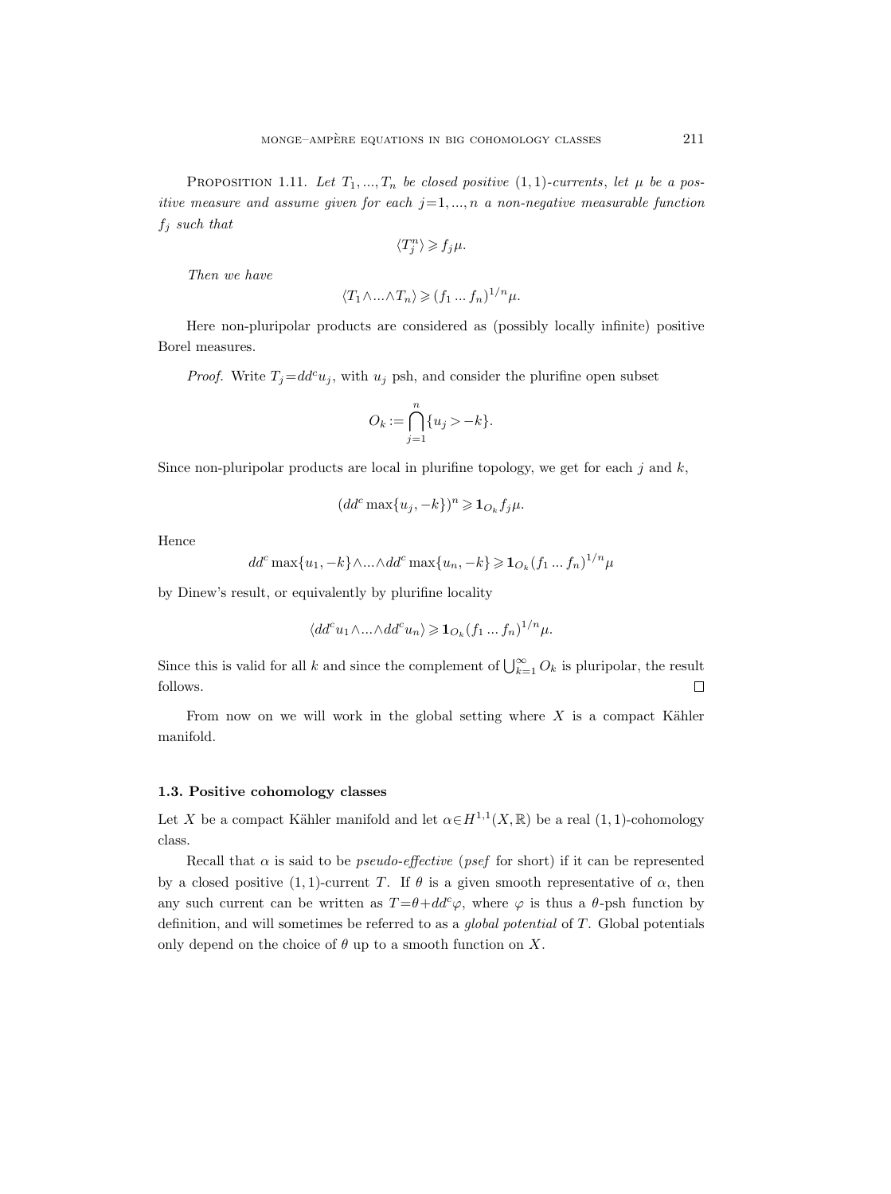Proposition 1.11. *Let $T_1, ..., T_n$ be closed positive $(1,1)$-currents, let $\mu$ be a positive measure and assume given for each $j=1, ..., n$ a non-negative measurable function $f_j$ such that*

$$\langle T_j^n \rangle \geqslant f_j \mu.$$

*Then we have*

$$\langle T_1 \wedge ... \wedge T_n \rangle \geqslant (f_1 ... f_n)^{1/n} \mu.$$

Here non-pluripolar products are considered as (possibly locally infinite) positive Borel measures.

*Proof.* Write $T_j = dd^c u_j$, with $u_j$ psh, and consider the plurifine open subset

$$O_k := \bigcap_{j=1}^{n} \{u_j > -k\}.$$

Since non-pluripolar products are local in plurifine topology, we get for each $j$ and $k$,

$$(dd^c \max\{u_j, -k\})^n \geqslant \mathbf{1}_{O_k} f_j \mu.$$

Hence

$$dd^c \max\{u_1, -k\} \wedge ... \wedge dd^c \max\{u_n, -k\} \geqslant \mathbf{1}_{O_k} (f_1 ... f_n)^{1/n} \mu$$

by Dinew's result, or equivalently by plurifine locality

$$\langle dd^c u_1 \wedge ... \wedge dd^c u_n \rangle \geqslant \mathbf{1}_{O_k} (f_1 ... f_n)^{1/n} \mu.$$

Since this is valid for all $k$ and since the complement of $\bigcup_{k=1}^{\infty} O_k$ is pluripolar, the result follows. □

From now on we will work in the global setting where $X$ is a compact Kähler manifold.

### 1.3. Positive cohomology classes

Let $X$ be a compact Kähler manifold and let $\alpha \in H^{1,1}(X, \mathbb{R})$ be a real $(1,1)$-cohomology class.

Recall that $\alpha$ is said to be *pseudo-effective* (*psef* for short) if it can be represented by a closed positive $(1,1)$-current $T$. If $\theta$ is a given smooth representative of $\alpha$, then any such current can be written as $T = \theta + dd^c \varphi$, where $\varphi$ is thus a $\theta$-psh function by definition, and will sometimes be referred to as a *global potential* of $T$. Global potentials only depend on the choice of $\theta$ up to a smooth function on $X$.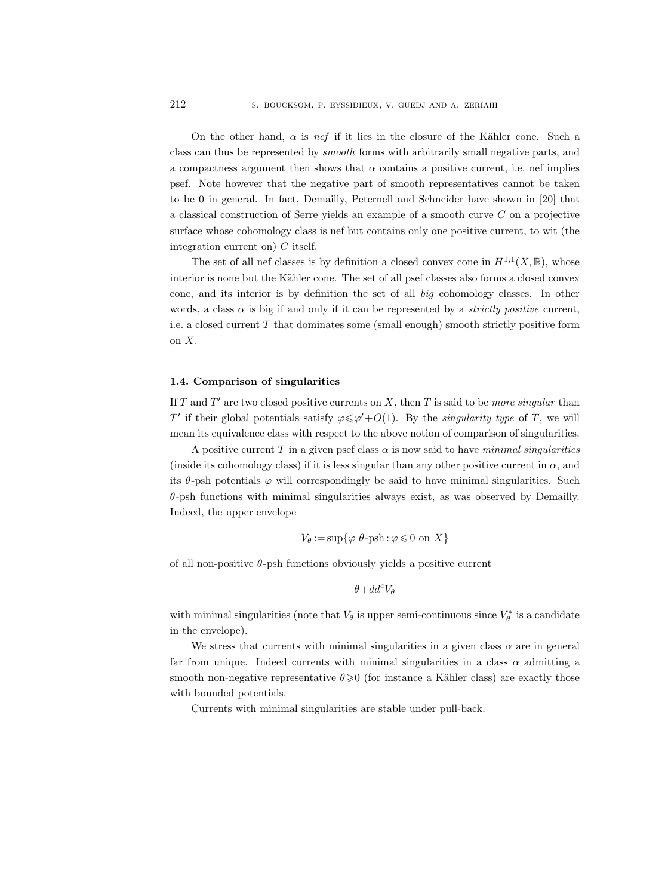On the other hand, $\alpha$ is *nef* if it lies in the closure of the Kähler cone. Such a class can thus be represented by *smooth* forms with arbitrarily small negative parts, and a compactness argument then shows that $\alpha$ contains a positive current, i.e. nef implies psef. Note however that the negative part of smooth representatives cannot be taken to be 0 in general. In fact, Demailly, Peternell and Schneider have shown in [20] that a classical construction of Serre yields an example of a smooth curve $C$ on a projective surface whose cohomology class is nef but contains only one positive current, to wit (the integration current on) $C$ itself.

The set of all nef classes is by definition a closed convex cone in $H^{1,1}(X, \mathbb{R})$, whose interior is none but the Kähler cone. The set of all psef classes also forms a closed convex cone, and its interior is by definition the set of all *big* cohomology classes. In other words, a class $\alpha$ is big if and only if it can be represented by a *strictly positive* current, i.e. a closed current $T$ that dominates some (small enough) smooth strictly positive form on $X$.

### 1.4. Comparison of singularities

If $T$ and $T'$ are two closed positive currents on $X$, then $T$ is said to be *more singular* than $T'$ if their global potentials satisfy $\varphi \leqslant \varphi' + O(1)$. By the *singularity type* of $T$, we will mean its equivalence class with respect to the above notion of comparison of singularities.

A positive current $T$ in a given psef class $\alpha$ is now said to have *minimal singularities* (inside its cohomology class) if it is less singular than any other positive current in $\alpha$, and its $\theta$-psh potentials $\varphi$ will correspondingly be said to have minimal singularities. Such $\theta$-psh functions with minimal singularities always exist, as was observed by Demailly. Indeed, the upper envelope

$$V_\theta := \sup\{\varphi \ \theta\text{-psh} : \varphi \leqslant 0 \text{ on } X\}$$

of all non-positive $\theta$-psh functions obviously yields a positive current

$$\theta + dd^c V_\theta$$

with minimal singularities (note that $V_\theta$ is upper semi-continuous since $V_\theta^*$ is a candidate in the envelope).

We stress that currents with minimal singularities in a given class $\alpha$ are in general far from unique. Indeed currents with minimal singularities in a class $\alpha$ admitting a smooth non-negative representative $\theta \geqslant 0$ (for instance a Kähler class) are exactly those with bounded potentials.

Currents with minimal singularities are stable under pull-back.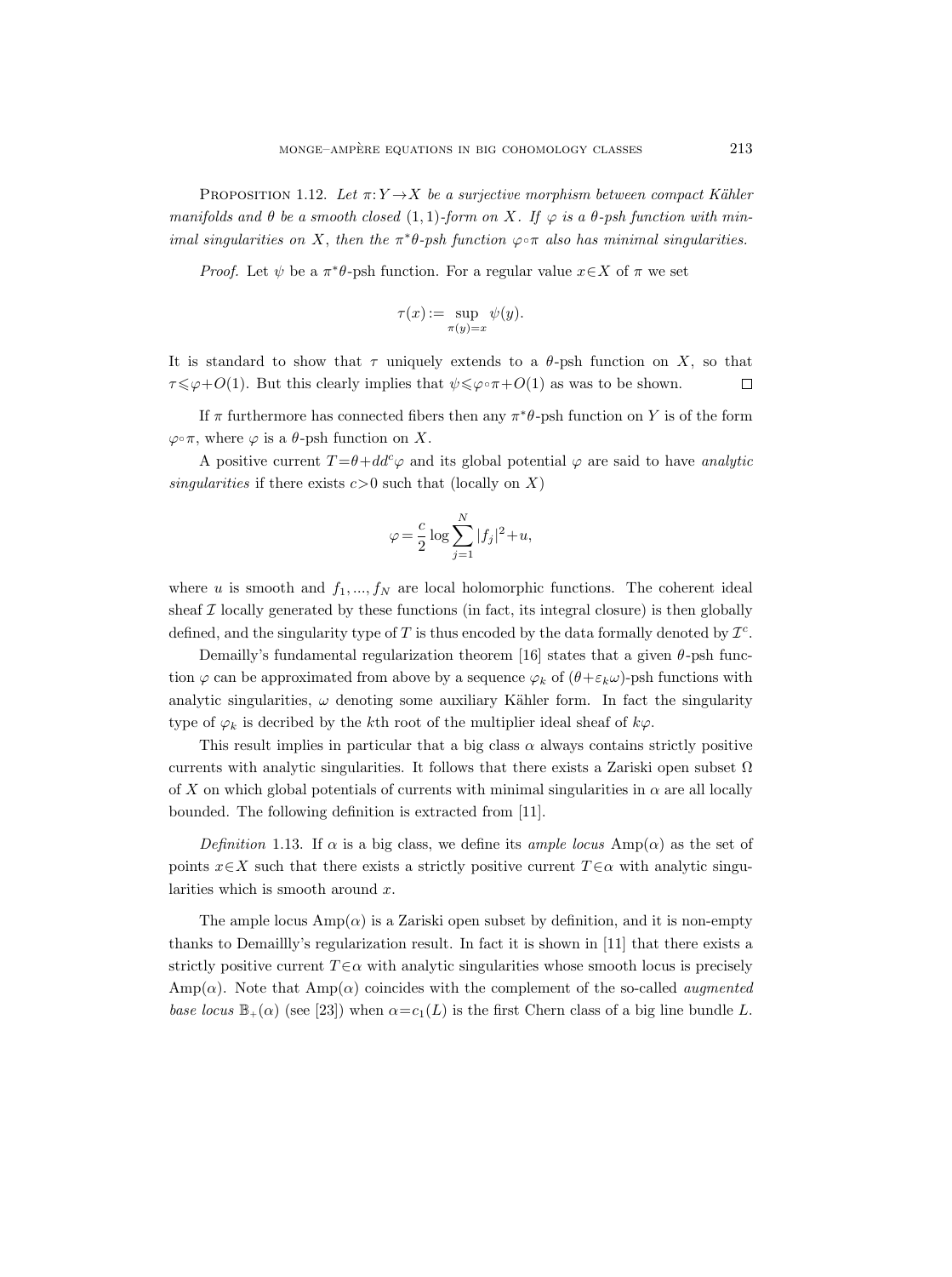Proposition 1.12. *Let $\pi: Y \to X$ be a surjective morphism between compact Kähler manifolds and $\theta$ be a smooth closed $(1,1)$-form on $X$. If $\varphi$ is a $\theta$-psh function with minimal singularities on $X$, then the $\pi^*\theta$-psh function $\varphi\circ\pi$ also has minimal singularities.*

*Proof.* Let $\psi$ be a $\pi^*\theta$-psh function. For a regular value $x \in X$ of $\pi$ we set

$$\tau(x) := \sup_{\pi(y)=x} \psi(y).$$

It is standard to show that $\tau$ uniquely extends to a $\theta$-psh function on $X$, so that $\tau \leqslant \varphi + O(1)$. But this clearly implies that $\psi \leqslant \varphi\circ\pi + O(1)$ as was to be shown. $\square$

If $\pi$ furthermore has connected fibers then any $\pi^*\theta$-psh function on $Y$ is of the form $\varphi\circ\pi$, where $\varphi$ is a $\theta$-psh function on $X$.

A positive current $T = \theta + dd^c\varphi$ and its global potential $\varphi$ are said to have *analytic singularities* if there exists $c > 0$ such that (locally on $X$)

$$\varphi = \frac{c}{2} \log \sum_{j=1}^{N} |f_j|^2 + u,$$

where $u$ is smooth and $f_1, ..., f_N$ are local holomorphic functions. The coherent ideal sheaf $\mathcal{I}$ locally generated by these functions (in fact, its integral closure) is then globally defined, and the singularity type of $T$ is thus encoded by the data formally denoted by $\mathcal{I}^c$.

Demailly's fundamental regularization theorem [16] states that a given $\theta$-psh function $\varphi$ can be approximated from above by a sequence $\varphi_k$ of $(\theta + \varepsilon_k\omega)$-psh functions with analytic singularities, $\omega$ denoting some auxiliary Kähler form. In fact the singularity type of $\varphi_k$ is decribed by the $k$th root of the multiplier ideal sheaf of $k\varphi$.

This result implies in particular that a big class $\alpha$ always contains strictly positive currents with analytic singularities. It follows that there exists a Zariski open subset $\Omega$ of $X$ on which global potentials of currents with minimal singularities in $\alpha$ are all locally bounded. The following definition is extracted from [11].

*Definition* 1.13. If $\alpha$ is a big class, we define its *ample locus* $\mathrm{Amp}(\alpha)$ as the set of points $x \in X$ such that there exists a strictly positive current $T \in \alpha$ with analytic singularities which is smooth around $x$.

The ample locus $\mathrm{Amp}(\alpha)$ is a Zariski open subset by definition, and it is non-empty thanks to Demaillly's regularization result. In fact it is shown in [11] that there exists a strictly positive current $T \in \alpha$ with analytic singularities whose smooth locus is precisely $\mathrm{Amp}(\alpha)$. Note that $\mathrm{Amp}(\alpha)$ coincides with the complement of the so-called *augmented base locus* $\mathbb{B}_+(\alpha)$ (see [23]) when $\alpha = c_1(L)$ is the first Chern class of a big line bundle $L$.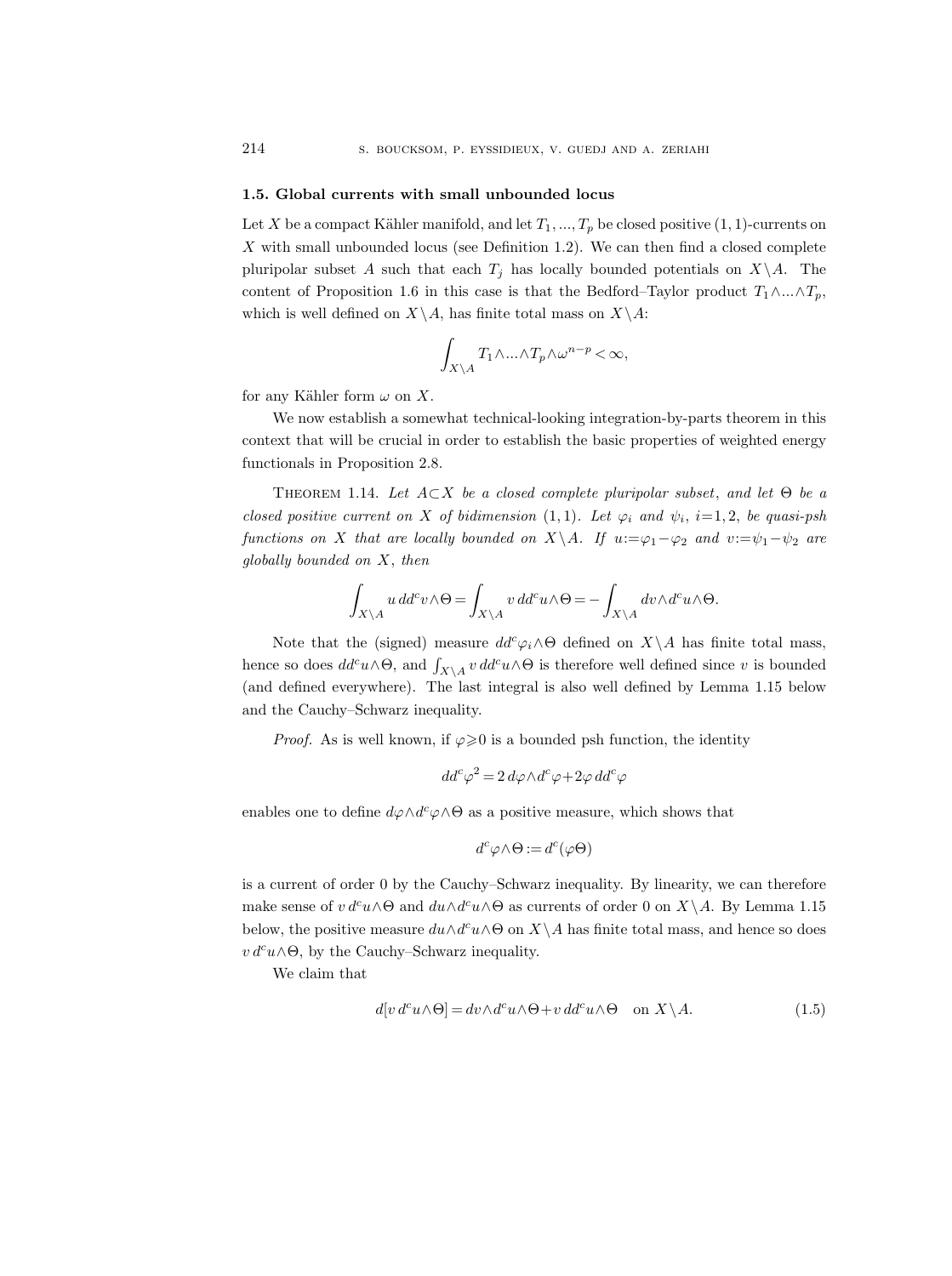### 1.5. Global currents with small unbounded locus

Let $X$ be a compact Kähler manifold, and let $T_1, ..., T_p$ be closed positive $(1,1)$-currents on $X$ with small unbounded locus (see Definition 1.2). We can then find a closed complete pluripolar subset $A$ such that each $T_j$ has locally bounded potentials on $X\setminus A$. The content of Proposition 1.6 in this case is that the Bedford–Taylor product $T_1\wedge...\wedge T_p$, which is well defined on $X\setminus A$, has finite total mass on $X\setminus A$:

$$\int_{X\setminus A} T_1\wedge...\wedge T_p\wedge\omega^{n-p}<\infty,$$

for any Kähler form $\omega$ on $X$.

We now establish a somewhat technical-looking integration-by-parts theorem in this context that will be crucial in order to establish the basic properties of weighted energy functionals in Proposition 2.8.

Theorem 1.14. *Let $A\subset X$ be a closed complete pluripolar subset, and let $\Theta$ be a closed positive current on $X$ of bidimension $(1,1)$. Let $\varphi_i$ and $\psi_i$, $i=1,2$, be quasi-psh functions on $X$ that are locally bounded on $X\setminus A$. If $u:=\varphi_1-\varphi_2$ and $v:=\psi_1-\psi_2$ are globally bounded on $X$, then*

$$\int_{X\setminus A} u\, dd^c v\wedge\Theta=\int_{X\setminus A} v\, dd^c u\wedge\Theta=-\int_{X\setminus A} dv\wedge d^c u\wedge\Theta.$$

Note that the (signed) measure $dd^c\varphi_i\wedge\Theta$ defined on $X\setminus A$ has finite total mass, hence so does $dd^c u\wedge\Theta$, and $\int_{X\setminus A} v\, dd^c u\wedge\Theta$ is therefore well defined since $v$ is bounded (and defined everywhere). The last integral is also well defined by Lemma 1.15 below and the Cauchy–Schwarz inequality.

*Proof.* As is well known, if $\varphi\geqslant 0$ is a bounded psh function, the identity

$$dd^c\varphi^2=2\, d\varphi\wedge d^c\varphi+2\varphi\, dd^c\varphi$$

enables one to define $d\varphi\wedge d^c\varphi\wedge\Theta$ as a positive measure, which shows that

$$d^c\varphi\wedge\Theta:=d^c(\varphi\Theta)$$

is a current of order 0 by the Cauchy–Schwarz inequality. By linearity, we can therefore make sense of $v\, d^c u\wedge\Theta$ and $du\wedge d^c u\wedge\Theta$ as currents of order 0 on $X\setminus A$. By Lemma 1.15 below, the positive measure $du\wedge d^c u\wedge\Theta$ on $X\setminus A$ has finite total mass, and hence so does $v\, d^c u\wedge\Theta$, by the Cauchy–Schwarz inequality.

We claim that

$$d[v\, d^c u\wedge\Theta]=dv\wedge d^c u\wedge\Theta+v\, dd^c u\wedge\Theta \quad \text{on } X\setminus A. \tag{1.5}$$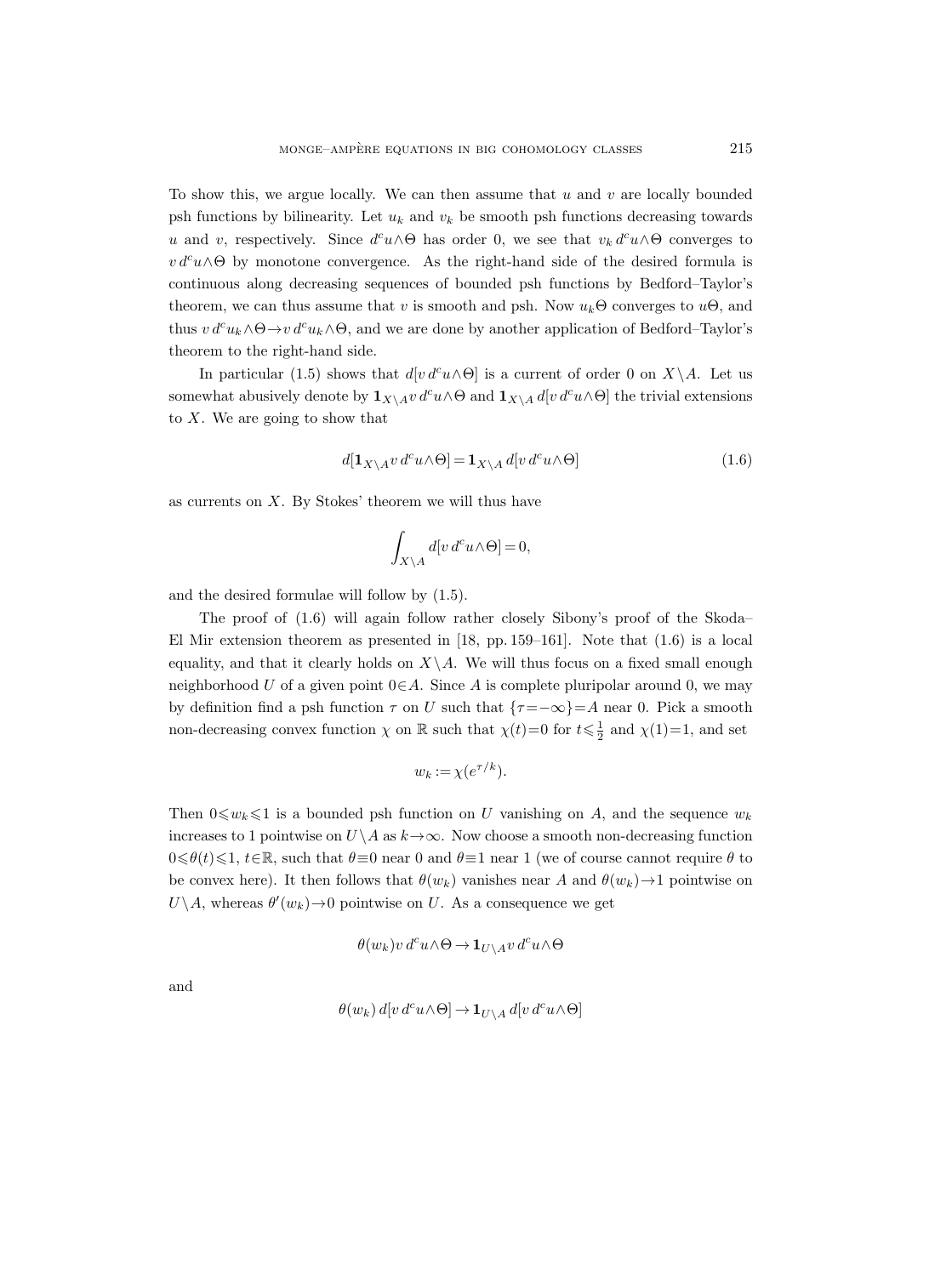To show this, we argue locally. We can then assume that $u$ and $v$ are locally bounded psh functions by bilinearity. Let $u_k$ and $v_k$ be smooth psh functions decreasing towards $u$ and $v$, respectively. Since $d^c u\wedge\Theta$ has order 0, we see that $v_k\, d^c u\wedge\Theta$ converges to $v\, d^c u\wedge\Theta$ by monotone convergence. As the right-hand side of the desired formula is continuous along decreasing sequences of bounded psh functions by Bedford–Taylor's theorem, we can thus assume that $v$ is smooth and psh. Now $u_k\Theta$ converges to $u\Theta$, and thus $v\, d^c u_k\wedge\Theta\to v\, d^c u_k\wedge\Theta$, and we are done by another application of Bedford–Taylor's theorem to the right-hand side.

In particular (1.5) shows that $d[v\, d^c u\wedge\Theta]$ is a current of order 0 on $X\setminus A$. Let us somewhat abusively denote by $\mathbf{1}_{X\setminus A} v\, d^c u\wedge\Theta$ and $\mathbf{1}_{X\setminus A}\, d[v\, d^c u\wedge\Theta]$ the trivial extensions to $X$. We are going to show that

$$d[\mathbf{1}_{X\setminus A} v\, d^c u\wedge\Theta]=\mathbf{1}_{X\setminus A}\, d[v\, d^c u\wedge\Theta] \tag{1.6}$$

as currents on $X$. By Stokes' theorem we will thus have

$$\int_{X\setminus A} d[v\, d^c u\wedge\Theta]=0,$$

and the desired formulae will follow by (1.5).

The proof of (1.6) will again follow rather closely Sibony's proof of the Skoda–El Mir extension theorem as presented in [18, pp. 159–161]. Note that (1.6) is a local equality, and that it clearly holds on $X\setminus A$. We will thus focus on a fixed small enough neighborhood $U$ of a given point $0\in A$. Since $A$ is complete pluripolar around 0, we may by definition find a psh function $\tau$ on $U$ such that $\{\tau=-\infty\}=A$ near 0. Pick a smooth non-decreasing convex function $\chi$ on $\mathbb{R}$ such that $\chi(t)=0$ for $t\leqslant\frac{1}{2}$ and $\chi(1)=1$, and set

$$w_k:=\chi(e^{\tau/k}).$$

Then $0\leqslant w_k\leqslant 1$ is a bounded psh function on $U$ vanishing on $A$, and the sequence $w_k$ increases to 1 pointwise on $U\setminus A$ as $k\to\infty$. Now choose a smooth non-decreasing function $0\leqslant\theta(t)\leqslant 1$, $t\in\mathbb{R}$, such that $\theta\equiv 0$ near 0 and $\theta\equiv 1$ near 1 (we of course cannot require $\theta$ to be convex here). It then follows that $\theta(w_k)$ vanishes near $A$ and $\theta(w_k)\to 1$ pointwise on $U\setminus A$, whereas $\theta'(w_k)\to 0$ pointwise on $U$. As a consequence we get

$$\theta(w_k) v\, d^c u\wedge\Theta\to\mathbf{1}_{U\setminus A} v\, d^c u\wedge\Theta$$

and

$$\theta(w_k)\, d[v\, d^c u\wedge\Theta]\to\mathbf{1}_{U\setminus A}\, d[v\, d^c u\wedge\Theta]$$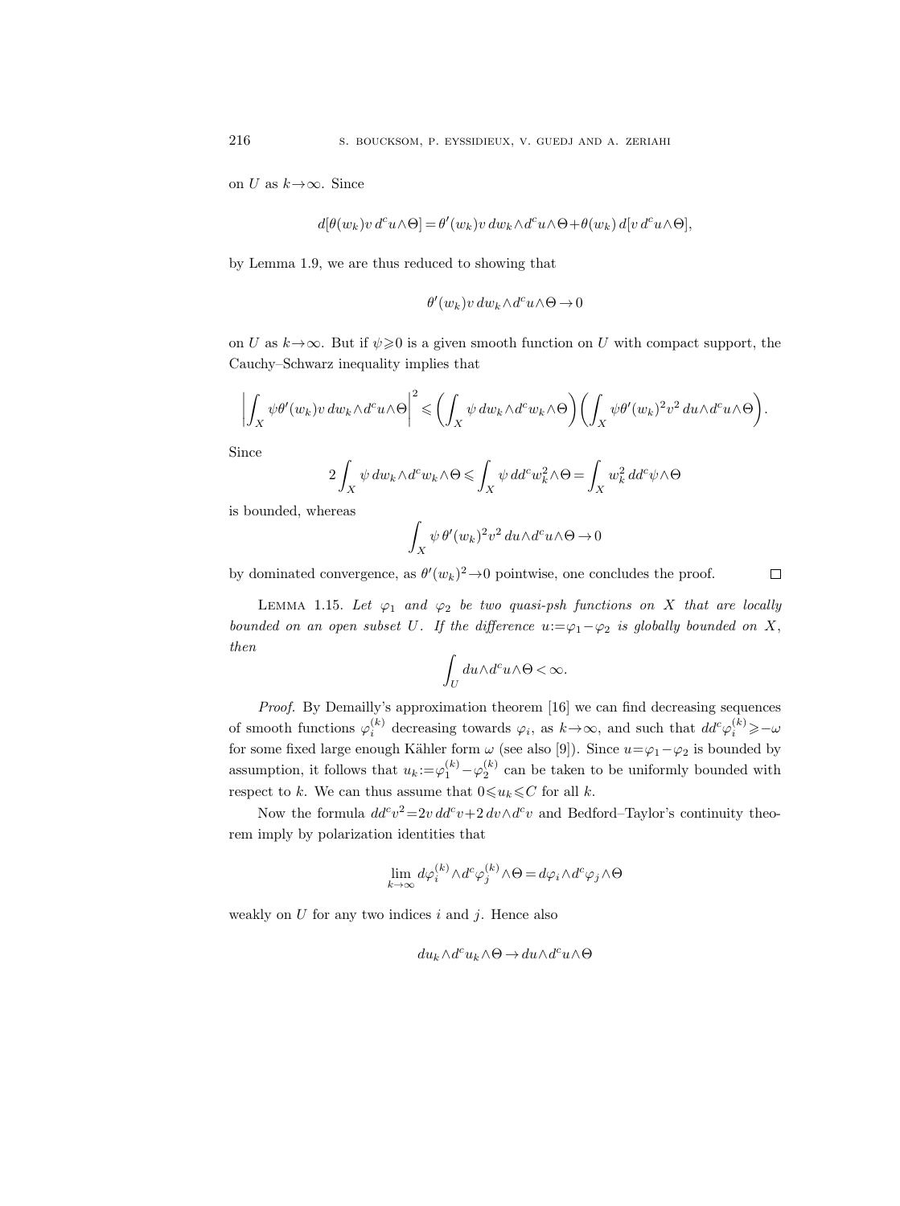on $U$ as $k\to\infty$. Since

$$d[\theta(w_k)v\, d^c u\wedge\Theta] = \theta'(w_k)v\, dw_k\wedge d^c u\wedge\Theta + \theta(w_k)\, d[v\, d^c u\wedge\Theta],$$

by Lemma 1.9, we are thus reduced to showing that

$$\theta'(w_k)v\, dw_k\wedge d^c u\wedge\Theta \to 0$$

on $U$ as $k\to\infty$. But if $\psi\geqslant 0$ is a given smooth function on $U$ with compact support, the Cauchy–Schwarz inequality implies that

$$\left|\int_X \psi\theta'(w_k)v\, dw_k\wedge d^c u\wedge\Theta\right|^2 \leqslant \left(\int_X \psi\, dw_k\wedge d^c w_k\wedge\Theta\right)\left(\int_X \psi\theta'(w_k)^2 v^2\, du\wedge d^c u\wedge\Theta\right).$$

Since

$$2\int_X \psi\, dw_k\wedge d^c w_k\wedge\Theta \leqslant \int_X \psi\, dd^c w_k^2\wedge\Theta = \int_X w_k^2\, dd^c\psi\wedge\Theta$$

is bounded, whereas

$$\int_X \psi\,\theta'(w_k)^2 v^2\, du\wedge d^c u\wedge\Theta \to 0$$

by dominated convergence, as $\theta'(w_k)^2\to 0$ pointwise, one concludes the proof. $\square$

Lemma 1.15. *Let $\varphi_1$ and $\varphi_2$ be two quasi-psh functions on $X$ that are locally bounded on an open subset $U$. If the difference $u:=\varphi_1-\varphi_2$ is globally bounded on $X$, then*

$$\int_U du\wedge d^c u\wedge\Theta < \infty.$$

*Proof.* By Demailly's approximation theorem [16] we can find decreasing sequences of smooth functions $\varphi_i^{(k)}$ decreasing towards $\varphi_i$, as $k\to\infty$, and such that $dd^c\varphi_i^{(k)}\geqslant -\omega$ for some fixed large enough Kähler form $\omega$ (see also [9]). Since $u=\varphi_1-\varphi_2$ is bounded by assumption, it follows that $u_k:=\varphi_1^{(k)}-\varphi_2^{(k)}$ can be taken to be uniformly bounded with respect to $k$. We can thus assume that $0\leqslant u_k\leqslant C$ for all $k$.

Now the formula $dd^c v^2 = 2v\, dd^c v + 2\, dv\wedge d^c v$ and Bedford–Taylor's continuity theorem imply by polarization identities that

$$\lim_{k\to\infty} d\varphi_i^{(k)}\wedge d^c\varphi_j^{(k)}\wedge\Theta = d\varphi_i\wedge d^c\varphi_j\wedge\Theta$$

weakly on $U$ for any two indices $i$ and $j$. Hence also

$$du_k\wedge d^c u_k\wedge\Theta \to du\wedge d^c u\wedge\Theta$$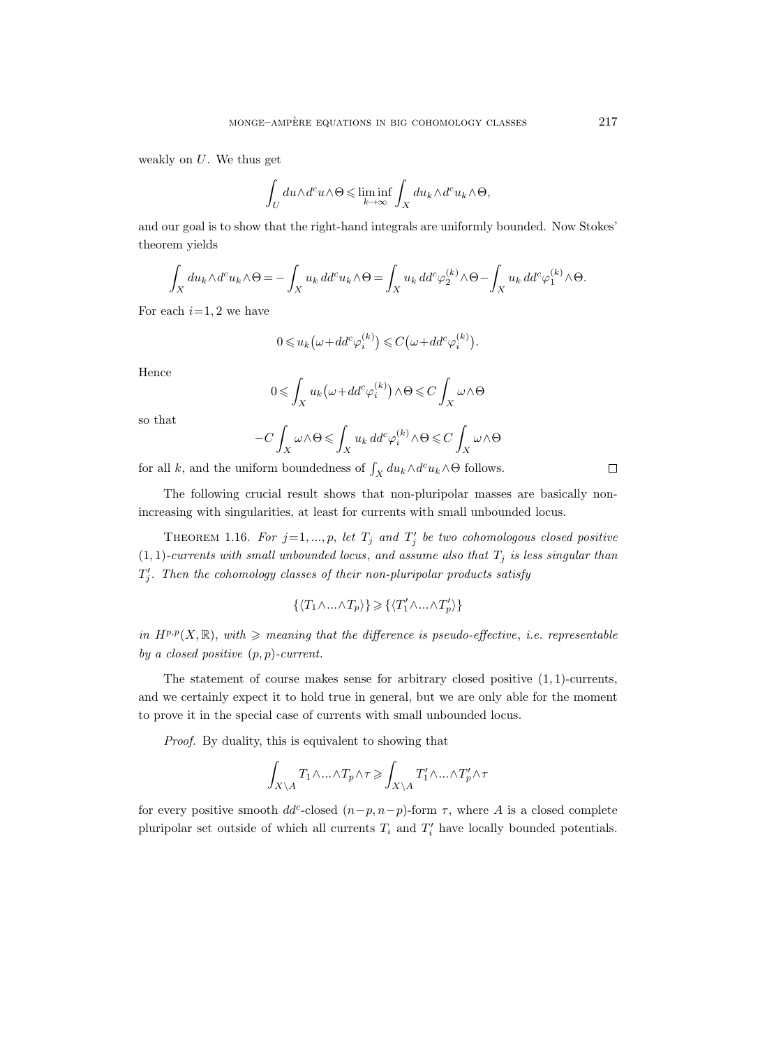weakly on $U$. We thus get

$$\int_U du\wedge d^c u\wedge\Theta \leqslant \liminf_{k\to\infty}\int_X du_k\wedge d^c u_k\wedge\Theta,$$

and our goal is to show that the right-hand integrals are uniformly bounded. Now Stokes' theorem yields

$$\int_X du_k\wedge d^c u_k\wedge\Theta = -\int_X u_k\, dd^c u_k\wedge\Theta = \int_X u_k\, dd^c\varphi_2^{(k)}\wedge\Theta - \int_X u_k\, dd^c\varphi_1^{(k)}\wedge\Theta.$$

For each $i=1,2$ we have

$$0\leqslant u_k\big(\omega+dd^c\varphi_i^{(k)}\big)\leqslant C\big(\omega+dd^c\varphi_i^{(k)}\big).$$

Hence

$$0\leqslant \int_X u_k\big(\omega+dd^c\varphi_i^{(k)}\big)\wedge\Theta \leqslant C\int_X \omega\wedge\Theta$$

so that

$$-C\int_X\omega\wedge\Theta \leqslant \int_X u_k\, dd^c\varphi_i^{(k)}\wedge\Theta \leqslant C\int_X\omega\wedge\Theta$$

for all $k$, and the uniform boundedness of $\int_X du_k\wedge d^c u_k\wedge\Theta$ follows. □

The following crucial result shows that non-pluripolar masses are basically non-increasing with singularities, at least for currents with small unbounded locus.

**Theorem 1.16.** *For $j=1,...,p$, let $T_j$ and $T_j'$ be two cohomologous closed positive $(1,1)$-currents with small unbounded locus, and assume also that $T_j$ is less singular than $T_j'$. Then the cohomology classes of their non-pluripolar products satisfy*

$$\{\langle T_1\wedge...\wedge T_p\rangle\} \geqslant \{\langle T_1'\wedge...\wedge T_p'\rangle\}$$

*in $H^{p,p}(X,\mathbb{R})$, with $\geqslant$ meaning that the difference is pseudo-effective, i.e. representable by a closed positive $(p,p)$-current.*

The statement of course makes sense for arbitrary closed positive $(1,1)$-currents, and we certainly expect it to hold true in general, but we are only able for the moment to prove it in the special case of currents with small unbounded locus.

*Proof.* By duality, this is equivalent to showing that

$$\int_{X\setminus A} T_1\wedge...\wedge T_p\wedge\tau \geqslant \int_{X\setminus A} T_1'\wedge...\wedge T_p'\wedge\tau$$

for every positive smooth $dd^c$-closed $(n-p,n-p)$-form $\tau$, where $A$ is a closed complete pluripolar set outside of which all currents $T_i$ and $T_i'$ have locally bounded potentials.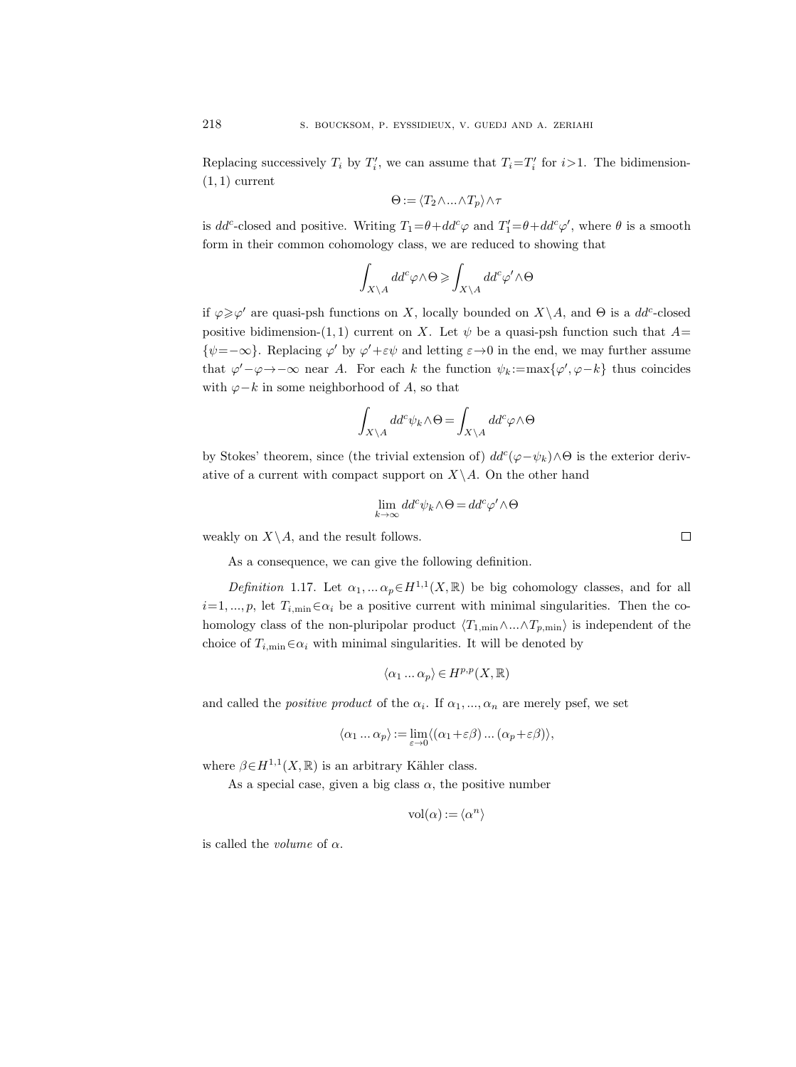Replacing successively $T_i$ by $T_i'$, we can assume that $T_i = T_i'$ for $i > 1$. The bidimension-$(1,1)$ current

$$\Theta := \langle T_2 \wedge \ldots \wedge T_p \rangle \wedge \tau$$

is $dd^c$-closed and positive. Writing $T_1 = \theta + dd^c \varphi$ and $T_1' = \theta + dd^c \varphi'$, where $\theta$ is a smooth form in their common cohomology class, we are reduced to showing that

$$\int_{X \setminus A} dd^c \varphi \wedge \Theta \geqslant \int_{X \setminus A} dd^c \varphi' \wedge \Theta$$

if $\varphi \geqslant \varphi'$ are quasi-psh functions on $X$, locally bounded on $X \setminus A$, and $\Theta$ is a $dd^c$-closed positive bidimension-$(1,1)$ current on $X$. Let $\psi$ be a quasi-psh function such that $A = \{\psi = -\infty\}$. Replacing $\varphi'$ by $\varphi' + \varepsilon \psi$ and letting $\varepsilon \to 0$ in the end, we may further assume that $\varphi' - \varphi \to -\infty$ near $A$. For each $k$ the function $\psi_k := \max\{\varphi', \varphi - k\}$ thus coincides with $\varphi - k$ in some neighborhood of $A$, so that

$$\int_{X \setminus A} dd^c \psi_k \wedge \Theta = \int_{X \setminus A} dd^c \varphi \wedge \Theta$$

by Stokes' theorem, since (the trivial extension of) $dd^c(\varphi - \psi_k) \wedge \Theta$ is the exterior derivative of a current with compact support on $X \setminus A$. On the other hand

$$\lim_{k \to \infty} dd^c \psi_k \wedge \Theta = dd^c \varphi' \wedge \Theta$$

weakly on $X \setminus A$, and the result follows. $\square$

As a consequence, we can give the following definition.

*Definition* 1.17. Let $\alpha_1, \ldots \alpha_p \in H^{1,1}(X, \mathbb{R})$ be big cohomology classes, and for all $i = 1, \ldots, p$, let $T_{i,\min} \in \alpha_i$ be a positive current with minimal singularities. Then the cohomology class of the non-pluripolar product $\langle T_{1,\min} \wedge \ldots \wedge T_{p,\min} \rangle$ is independent of the choice of $T_{i,\min} \in \alpha_i$ with minimal singularities. It will be denoted by

$$\langle \alpha_1 \ldots \alpha_p \rangle \in H^{p,p}(X, \mathbb{R})$$

and called the *positive product* of the $\alpha_i$. If $\alpha_1, \ldots, \alpha_n$ are merely psef, we set

$$\langle \alpha_1 \ldots \alpha_p \rangle := \lim_{\varepsilon \to 0} \langle (\alpha_1 + \varepsilon \beta) \ldots (\alpha_p + \varepsilon \beta) \rangle,$$

where $\beta \in H^{1,1}(X, \mathbb{R})$ is an arbitrary Kähler class.

As a special case, given a big class $\alpha$, the positive number

$$\operatorname{vol}(\alpha) := \langle \alpha^n \rangle$$

is called the *volume* of $\alpha$.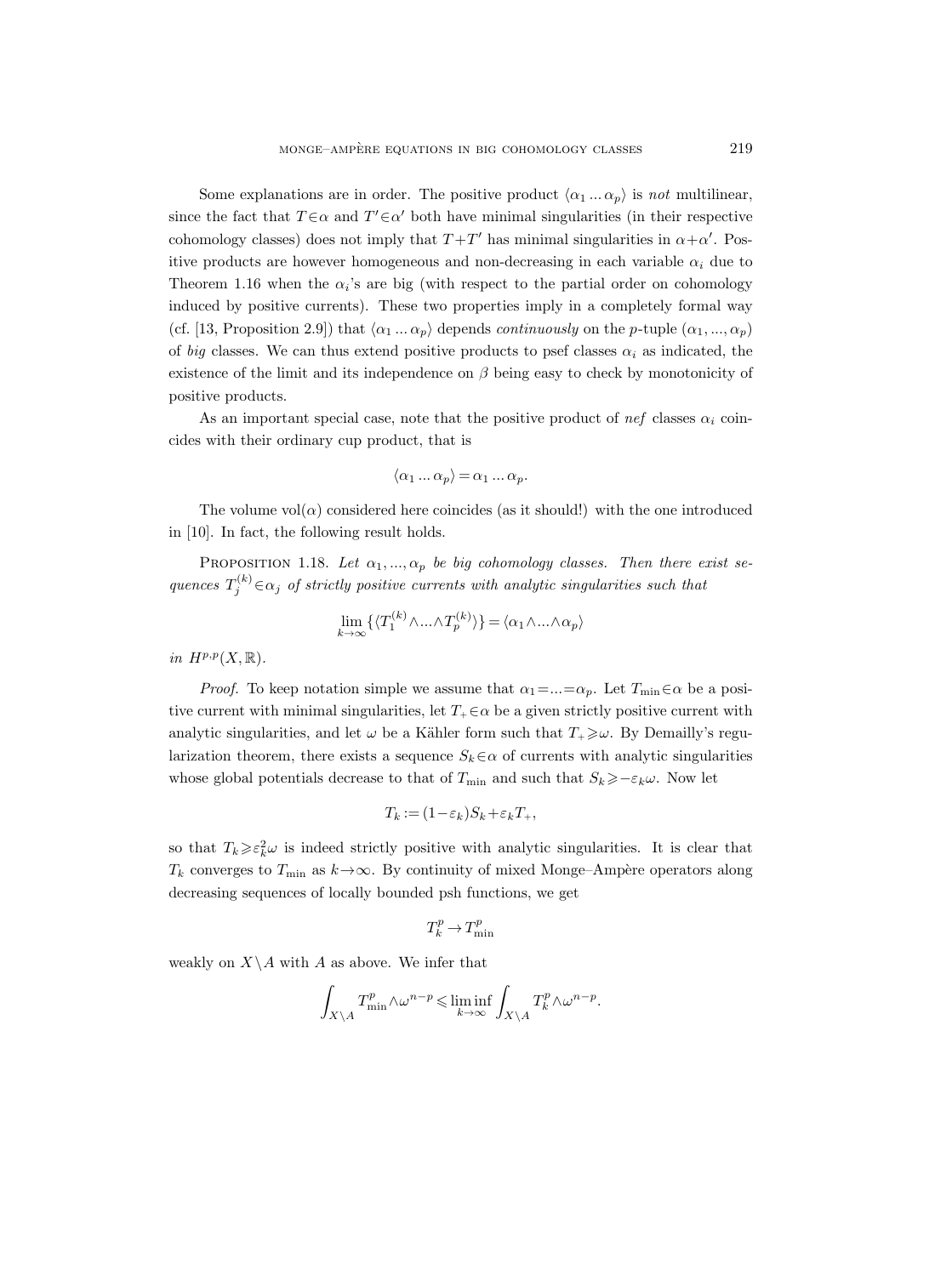Some explanations are in order. The positive product $\langle \alpha_1 ... \alpha_p \rangle$ is *not* multilinear, since the fact that $T \in \alpha$ and $T' \in \alpha'$ both have minimal singularities (in their respective cohomology classes) does not imply that $T+T'$ has minimal singularities in $\alpha+\alpha'$. Positive products are however homogeneous and non-decreasing in each variable $\alpha_i$ due to Theorem 1.16 when the $\alpha_i$'s are big (with respect to the partial order on cohomology induced by positive currents). These two properties imply in a completely formal way (cf. [13, Proposition 2.9]) that $\langle \alpha_1 ... \alpha_p \rangle$ depends *continuously* on the $p$-tuple $(\alpha_1, ..., \alpha_p)$ of *big* classes. We can thus extend positive products to psef classes $\alpha_i$ as indicated, the existence of the limit and its independence on $\beta$ being easy to check by monotonicity of positive products.

As an important special case, note that the positive product of *nef* classes $\alpha_i$ coincides with their ordinary cup product, that is

$$\langle \alpha_1 ... \alpha_p \rangle = \alpha_1 ... \alpha_p.$$

The volume $\operatorname{vol}(\alpha)$ considered here coincides (as it should!) with the one introduced in [10]. In fact, the following result holds.

PROPOSITION 1.18. *Let $\alpha_1, ..., \alpha_p$ be big cohomology classes. Then there exist sequences $T_j^{(k)} \in \alpha_j$ of strictly positive currents with analytic singularities such that*

$$\lim_{k\to\infty} \{\langle T_1^{(k)} \wedge ... \wedge T_p^{(k)} \rangle\} = \langle \alpha_1 \wedge ... \wedge \alpha_p \rangle$$

*in $H^{p,p}(X, \mathbb{R})$.*

*Proof.* To keep notation simple we assume that $\alpha_1 = ... = \alpha_p$. Let $T_{\min} \in \alpha$ be a positive current with minimal singularities, let $T_+ \in \alpha$ be a given strictly positive current with analytic singularities, and let $\omega$ be a Kähler form such that $T_+ \geqslant \omega$. By Demailly's regularization theorem, there exists a sequence $S_k \in \alpha$ of currents with analytic singularities whose global potentials decrease to that of $T_{\min}$ and such that $S_k \geqslant -\varepsilon_k \omega$. Now let

$$T_k := (1-\varepsilon_k) S_k + \varepsilon_k T_+,$$

so that $T_k \geqslant \varepsilon_k^2 \omega$ is indeed strictly positive with analytic singularities. It is clear that $T_k$ converges to $T_{\min}$ as $k \to \infty$. By continuity of mixed Monge–Ampère operators along decreasing sequences of locally bounded psh functions, we get

$$T_k^p \to T_{\min}^p$$

weakly on $X \setminus A$ with $A$ as above. We infer that

$$\int_{X\setminus A} T_{\min}^p \wedge \omega^{n-p} \leqslant \liminf_{k\to\infty} \int_{X\setminus A} T_k^p \wedge \omega^{n-p}.$$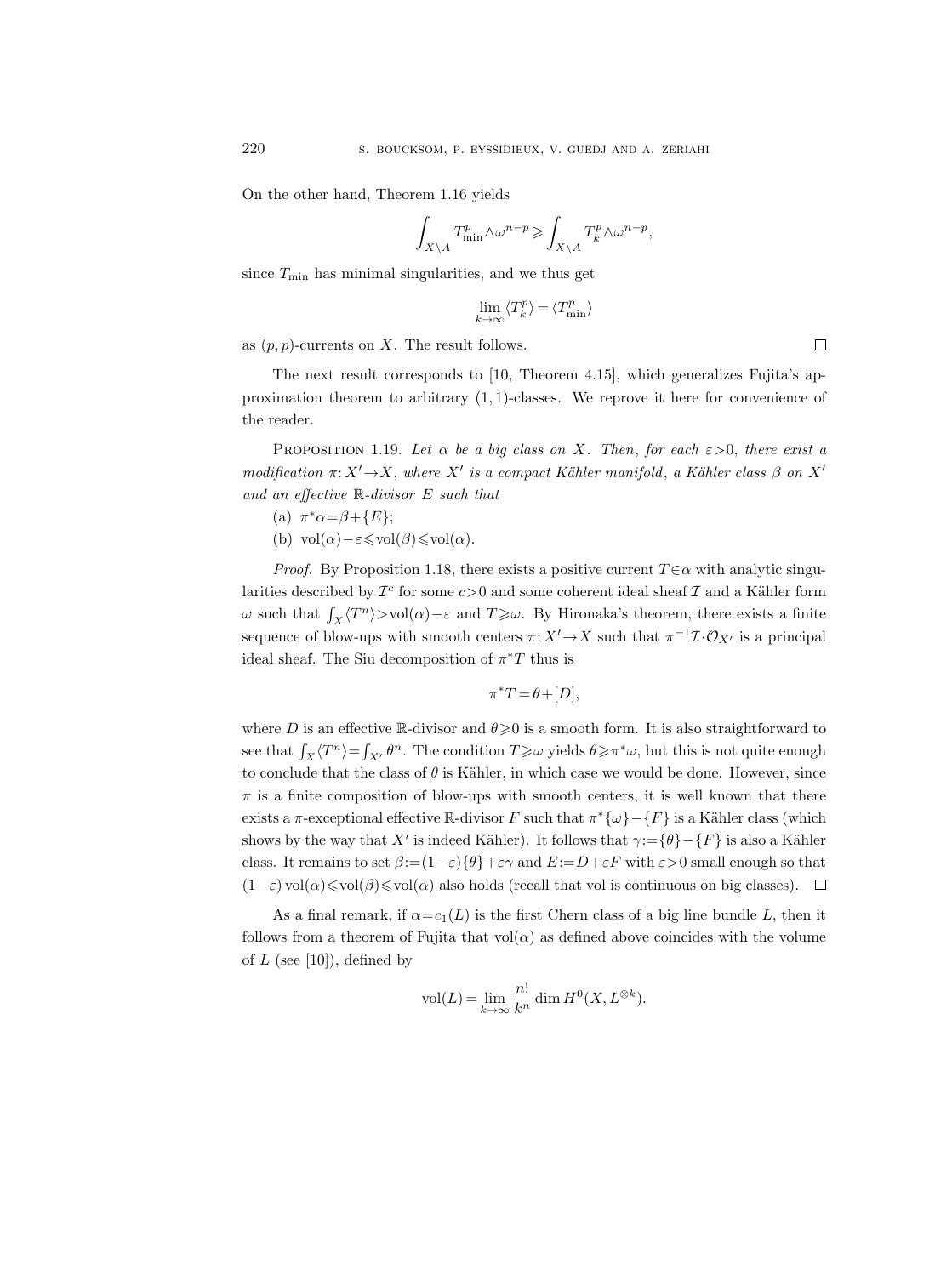On the other hand, Theorem 1.16 yields

$$\int_{X\setminus A} T_{\min}^p \wedge \omega^{n-p} \geqslant \int_{X\setminus A} T_k^p \wedge \omega^{n-p},$$

since $T_{\min}$ has minimal singularities, and we thus get

$$\lim_{k\to\infty} \langle T_k^p \rangle = \langle T_{\min}^p \rangle$$

as $(p,p)$-currents on $X$. The result follows. $\square$

The next result corresponds to [10, Theorem 4.15], which generalizes Fujita's approximation theorem to arbitrary $(1,1)$-classes. We reprove it here for convenience of the reader.

Proposition 1.19. *Let $\alpha$ be a big class on $X$. Then, for each $\varepsilon>0$, there exist a modification $\pi: X'\to X$, where $X'$ is a compact Kähler manifold, a Kähler class $\beta$ on $X'$ and an effective $\mathbb{R}$-divisor $E$ such that*

(a) $\pi^*\alpha = \beta + \{E\}$;

(b) $\operatorname{vol}(\alpha) - \varepsilon \leqslant \operatorname{vol}(\beta) \leqslant \operatorname{vol}(\alpha)$.

*Proof.* By Proposition 1.18, there exists a positive current $T\in\alpha$ with analytic singularities described by $\mathcal{I}^c$ for some $c>0$ and some coherent ideal sheaf $\mathcal{I}$ and a Kähler form $\omega$ such that $\int_X \langle T^n \rangle > \operatorname{vol}(\alpha) - \varepsilon$ and $T \geqslant \omega$. By Hironaka's theorem, there exists a finite sequence of blow-ups with smooth centers $\pi: X'\to X$ such that $\pi^{-1}\mathcal{I}\cdot\mathcal{O}_{X'}$ is a principal ideal sheaf. The Siu decomposition of $\pi^*T$ thus is

$$\pi^* T = \theta + [D],$$

where $D$ is an effective $\mathbb{R}$-divisor and $\theta \geqslant 0$ is a smooth form. It is also straightforward to see that $\int_X \langle T^n \rangle = \int_{X'} \theta^n$. The condition $T\geqslant\omega$ yields $\theta\geqslant\pi^*\omega$, but this is not quite enough to conclude that the class of $\theta$ is Kähler, in which case we would be done. However, since $\pi$ is a finite composition of blow-ups with smooth centers, it is well known that there exists a $\pi$-exceptional effective $\mathbb{R}$-divisor $F$ such that $\pi^*\{\omega\} - \{F\}$ is a Kähler class (which shows by the way that $X'$ is indeed Kähler). It follows that $\gamma := \{\theta\} - \{F\}$ is also a Kähler class. It remains to set $\beta := (1-\varepsilon)\{\theta\} + \varepsilon\gamma$ and $E := D + \varepsilon F$ with $\varepsilon>0$ small enough so that $(1-\varepsilon)\operatorname{vol}(\alpha) \leqslant \operatorname{vol}(\beta) \leqslant \operatorname{vol}(\alpha)$ also holds (recall that vol is continuous on big classes). $\square$

As a final remark, if $\alpha = c_1(L)$ is the first Chern class of a big line bundle $L$, then it follows from a theorem of Fujita that $\operatorname{vol}(\alpha)$ as defined above coincides with the volume of $L$ (see [10]), defined by

$$\operatorname{vol}(L) = \lim_{k\to\infty} \frac{n!}{k^n} \dim H^0(X, L^{\otimes k}).$$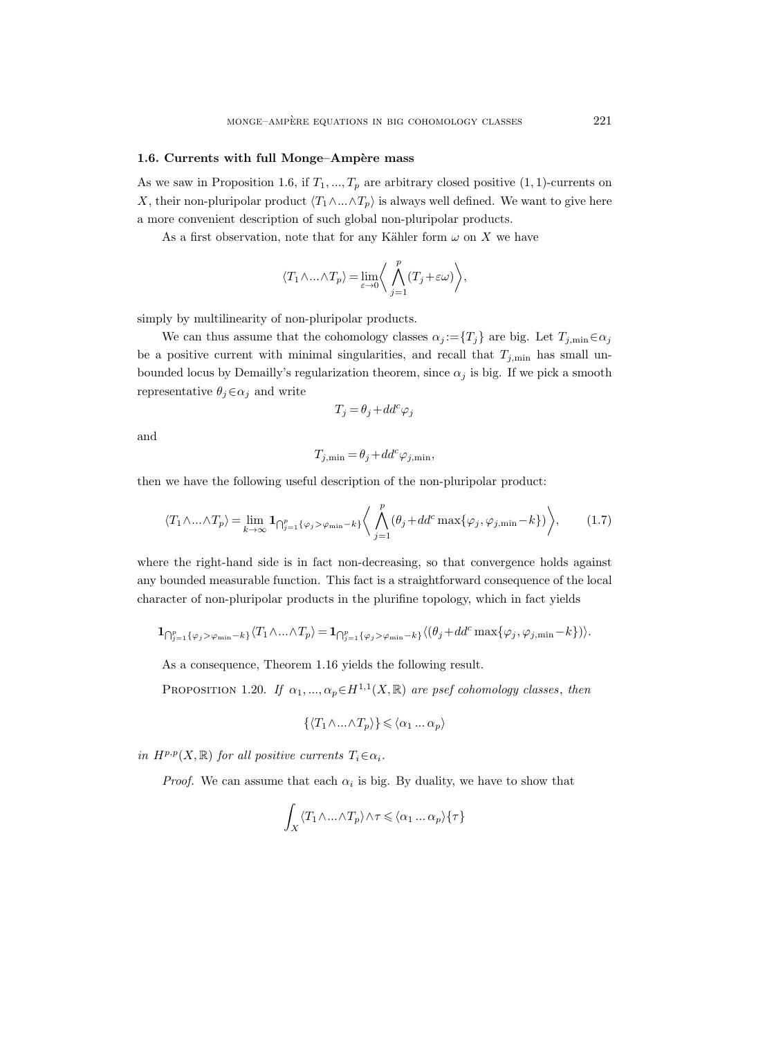## 1.6. Currents with full Monge–Ampère mass

As we saw in Proposition 1.6, if $T_1, ..., T_p$ are arbitrary closed positive $(1,1)$-currents on $X$, their non-pluripolar product $\langle T_1 \wedge ... \wedge T_p \rangle$ is always well defined. We want to give here a more convenient description of such global non-pluripolar products.

As a first observation, note that for any Kähler form $\omega$ on $X$ we have

$$\langle T_1 \wedge ... \wedge T_p \rangle = \lim_{\varepsilon \to 0} \left\langle \bigwedge_{j=1}^{p} (T_j + \varepsilon \omega) \right\rangle,$$

simply by multilinearity of non-pluripolar products.

We can thus assume that the cohomology classes $\alpha_j := \{T_j\}$ are big. Let $T_{j,\min} \in \alpha_j$ be a positive current with minimal singularities, and recall that $T_{j,\min}$ has small unbounded locus by Demailly's regularization theorem, since $\alpha_j$ is big. If we pick a smooth representative $\theta_j \in \alpha_j$ and write

$$T_j = \theta_j + dd^c \varphi_j$$

and

$$T_{j,\min} = \theta_j + dd^c \varphi_{j,\min},$$

then we have the following useful description of the non-pluripolar product:

$$\langle T_1 \wedge ... \wedge T_p \rangle = \lim_{k \to \infty} \mathbf{1}_{\bigcap_{j=1}^{p} \{\varphi_j > \varphi_{\min} - k\}} \left\langle \bigwedge_{j=1}^{p} (\theta_j + dd^c \max\{\varphi_j, \varphi_{j,\min} - k\}) \right\rangle, \tag{1.7}$$

where the right-hand side is in fact non-decreasing, so that convergence holds against any bounded measurable function. This fact is a straightforward consequence of the local character of non-pluripolar products in the plurifine topology, which in fact yields

$$\mathbf{1}_{\bigcap_{j=1}^{p} \{\varphi_j > \varphi_{\min} - k\}} \langle T_1 \wedge ... \wedge T_p \rangle = \mathbf{1}_{\bigcap_{j=1}^{p} \{\varphi_j > \varphi_{\min} - k\}} \langle (\theta_j + dd^c \max\{\varphi_j, \varphi_{j,\min} - k\}) \rangle.$$

As a consequence, Theorem 1.16 yields the following result.

PROPOSITION 1.20. *If $\alpha_1, ..., \alpha_p \in H^{1,1}(X, \mathbb{R})$ are psef cohomology classes, then*

$$\{\langle T_1 \wedge ... \wedge T_p \rangle\} \leqslant \langle \alpha_1 ... \alpha_p \rangle$$

*in $H^{p,p}(X, \mathbb{R})$ for all positive currents $T_i \in \alpha_i$.*

*Proof.* We can assume that each $\alpha_i$ is big. By duality, we have to show that

$$\int_X \langle T_1 \wedge ... \wedge T_p \rangle \wedge \tau \leqslant \langle \alpha_1 ... \alpha_p \rangle \{\tau\}$$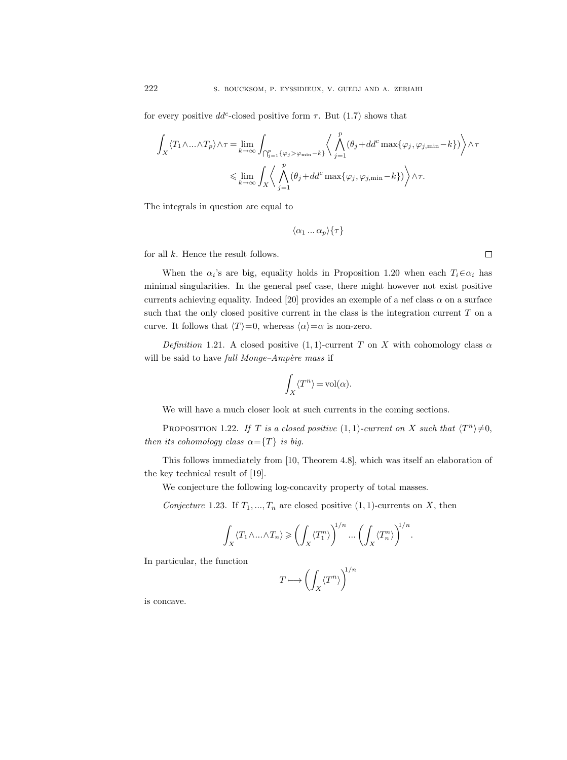for every positive $dd^c$-closed positive form $\tau$. But (1.7) shows that

$$\int_X \langle T_1 \wedge ... \wedge T_p \rangle \wedge \tau = \lim_{k\to\infty} \int_{\bigcap_{j=1}^p \{\varphi_j > \varphi_{\min} - k\}} \left\langle \bigwedge_{j=1}^p (\theta_j + dd^c \max\{\varphi_j, \varphi_{j,\min} - k\}) \right\rangle \wedge \tau$$
$$\leqslant \lim_{k\to\infty} \int_X \left\langle \bigwedge_{j=1}^p (\theta_j + dd^c \max\{\varphi_j, \varphi_{j,\min} - k\}) \right\rangle \wedge \tau.$$

The integrals in question are equal to

$$\langle \alpha_1 ... \alpha_p \rangle \{\tau\}$$

for all $k$. Hence the result follows. □

When the $\alpha_i$'s are big, equality holds in Proposition 1.20 when each $T_i \in \alpha_i$ has minimal singularities. In the general psef case, there might however not exist positive currents achieving equality. Indeed [20] provides an exemple of a nef class $\alpha$ on a surface such that the only closed positive current in the class is the integration current $T$ on a curve. It follows that $\langle T \rangle = 0$, whereas $\langle \alpha \rangle = \alpha$ is non-zero.

*Definition* 1.21. A closed positive $(1,1)$-current $T$ on $X$ with cohomology class $\alpha$ will be said to have *full Monge–Ampère mass* if

$$\int_X \langle T^n \rangle = \operatorname{vol}(\alpha).$$

We will have a much closer look at such currents in the coming sections.

PROPOSITION 1.22. *If $T$ is a closed positive $(1,1)$-current on $X$ such that $\langle T^n \rangle \neq 0$, then its cohomology class $\alpha = \{T\}$ is big.*

This follows immediately from [10, Theorem 4.8], which was itself an elaboration of the key technical result of [19].

We conjecture the following log-concavity property of total masses.

*Conjecture* 1.23. If $T_1, ..., T_n$ are closed positive $(1,1)$-currents on $X$, then

$$\int_X \langle T_1 \wedge ... \wedge T_n \rangle \geqslant \left( \int_X \langle T_1^n \rangle \right)^{1/n} ... \left( \int_X \langle T_n^n \rangle \right)^{1/n}.$$

In particular, the function

$$T \longmapsto \left( \int_X \langle T^n \rangle \right)^{1/n}$$

is concave.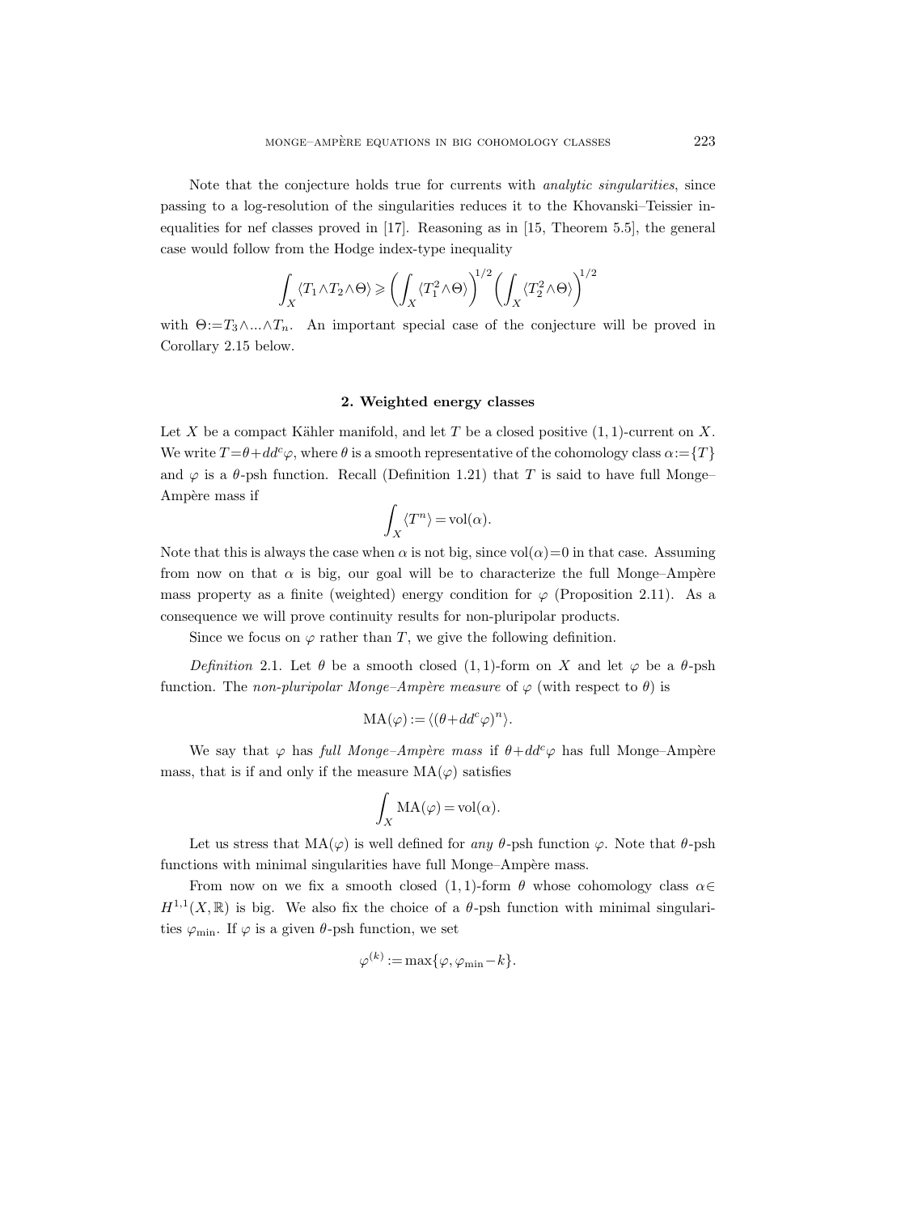Note that the conjecture holds true for currents with *analytic singularities*, since passing to a log-resolution of the singularities reduces it to the Khovanski–Teissier inequalities for nef classes proved in [17]. Reasoning as in [15, Theorem 5.5], the general case would follow from the Hodge index-type inequality

$$\int_X \langle T_1 \wedge T_2 \wedge \Theta \rangle \geqslant \left( \int_X \langle T_1^2 \wedge \Theta \rangle \right)^{1/2} \left( \int_X \langle T_2^2 \wedge \Theta \rangle \right)^{1/2}$$

with $\Theta := T_3 \wedge ... \wedge T_n$. An important special case of the conjecture will be proved in Corollary 2.15 below.

## 2. Weighted energy classes

Let $X$ be a compact Kähler manifold, and let $T$ be a closed positive $(1,1)$-current on $X$. We write $T = \theta + dd^c \varphi$, where $\theta$ is a smooth representative of the cohomology class $\alpha := \{T\}$ and $\varphi$ is a $\theta$-psh function. Recall (Definition 1.21) that $T$ is said to have full Monge–Ampère mass if

$$\int_X \langle T^n \rangle = \mathrm{vol}(\alpha).$$

Note that this is always the case when $\alpha$ is not big, since $\mathrm{vol}(\alpha) = 0$ in that case. Assuming from now on that $\alpha$ is big, our goal will be to characterize the full Monge–Ampère mass property as a finite (weighted) energy condition for $\varphi$ (Proposition 2.11). As a consequence we will prove continuity results for non-pluripolar products.

Since we focus on $\varphi$ rather than $T$, we give the following definition.

*Definition* 2.1. Let $\theta$ be a smooth closed $(1,1)$-form on $X$ and let $\varphi$ be a $\theta$-psh function. The *non-pluripolar Monge–Ampère measure* of $\varphi$ (with respect to $\theta$) is

$$\mathrm{MA}(\varphi) := \langle (\theta + dd^c \varphi)^n \rangle.$$

We say that $\varphi$ has *full Monge–Ampère mass* if $\theta + dd^c \varphi$ has full Monge–Ampère mass, that is if and only if the measure $\mathrm{MA}(\varphi)$ satisfies

$$\int_X \mathrm{MA}(\varphi) = \mathrm{vol}(\alpha).$$

Let us stress that $\mathrm{MA}(\varphi)$ is well defined for *any* $\theta$-psh function $\varphi$. Note that $\theta$-psh functions with minimal singularities have full Monge–Ampère mass.

From now on we fix a smooth closed $(1,1)$-form $\theta$ whose cohomology class $\alpha \in H^{1,1}(X, \mathbb{R})$ is big. We also fix the choice of a $\theta$-psh function with minimal singularities $\varphi_{\min}$. If $\varphi$ is a given $\theta$-psh function, we set

$$\varphi^{(k)} := \max\{\varphi, \varphi_{\min} - k\}.$$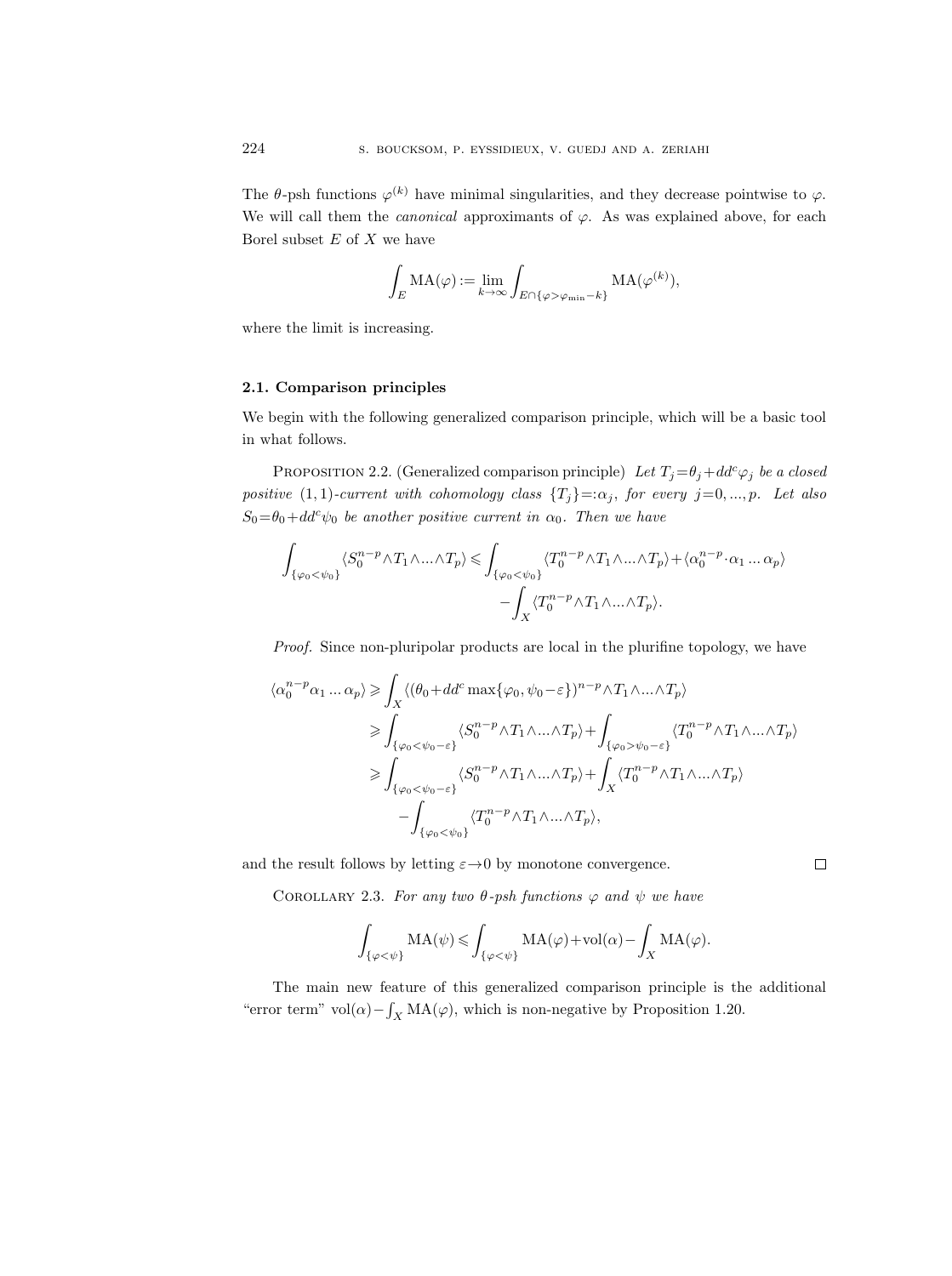The $\theta$-psh functions $\varphi^{(k)}$ have minimal singularities, and they decrease pointwise to $\varphi$. We will call them the *canonical* approximants of $\varphi$. As was explained above, for each Borel subset $E$ of $X$ we have

$$\int_E \mathrm{MA}(\varphi) := \lim_{k\to\infty} \int_{E\cap\{\varphi>\varphi_{\min}-k\}} \mathrm{MA}(\varphi^{(k)}),$$

where the limit is increasing.

### 2.1. Comparison principles

We begin with the following generalized comparison principle, which will be a basic tool in what follows.

Proposition 2.2. (Generalized comparison principle) *Let $T_j=\theta_j+dd^c\varphi_j$ be a closed positive $(1,1)$-current with cohomology class $\{T_j\}=:\alpha_j$, for every $j=0,...,p$. Let also $S_0=\theta_0+dd^c\psi_0$ be another positive current in $\alpha_0$. Then we have*

$$\int_{\{\varphi_0<\psi_0\}} \langle S_0^{n-p}\wedge T_1\wedge ...\wedge T_p\rangle \leqslant \int_{\{\varphi_0<\psi_0\}} \langle T_0^{n-p}\wedge T_1\wedge ...\wedge T_p\rangle + \langle \alpha_0^{n-p}\cdot \alpha_1 ... \alpha_p\rangle - \int_X \langle T_0^{n-p}\wedge T_1\wedge ...\wedge T_p\rangle.$$

*Proof.* Since non-pluripolar products are local in the plurifine topology, we have

$$\begin{aligned}
\langle \alpha_0^{n-p}\alpha_1 ... \alpha_p\rangle &\geqslant \int_X \langle (\theta_0+dd^c\max\{\varphi_0,\psi_0-\varepsilon\})^{n-p}\wedge T_1\wedge ...\wedge T_p\rangle \\
&\geqslant \int_{\{\varphi_0<\psi_0-\varepsilon\}} \langle S_0^{n-p}\wedge T_1\wedge ...\wedge T_p\rangle + \int_{\{\varphi_0>\psi_0-\varepsilon\}} \langle T_0^{n-p}\wedge T_1\wedge ...\wedge T_p\rangle \\
&\geqslant \int_{\{\varphi_0<\psi_0-\varepsilon\}} \langle S_0^{n-p}\wedge T_1\wedge ...\wedge T_p\rangle + \int_X \langle T_0^{n-p}\wedge T_1\wedge ...\wedge T_p\rangle \\
&\qquad - \int_{\{\varphi_0<\psi_0\}} \langle T_0^{n-p}\wedge T_1\wedge ...\wedge T_p\rangle,
\end{aligned}$$

and the result follows by letting $\varepsilon\to 0$ by monotone convergence. $\square$

Corollary 2.3. *For any two $\theta$-psh functions $\varphi$ and $\psi$ we have*

$$\int_{\{\varphi<\psi\}} \mathrm{MA}(\psi) \leqslant \int_{\{\varphi<\psi\}} \mathrm{MA}(\varphi) + \mathrm{vol}(\alpha) - \int_X \mathrm{MA}(\varphi).$$

The main new feature of this generalized comparison principle is the additional "error term" $\mathrm{vol}(\alpha)-\int_X \mathrm{MA}(\varphi)$, which is non-negative by Proposition 1.20.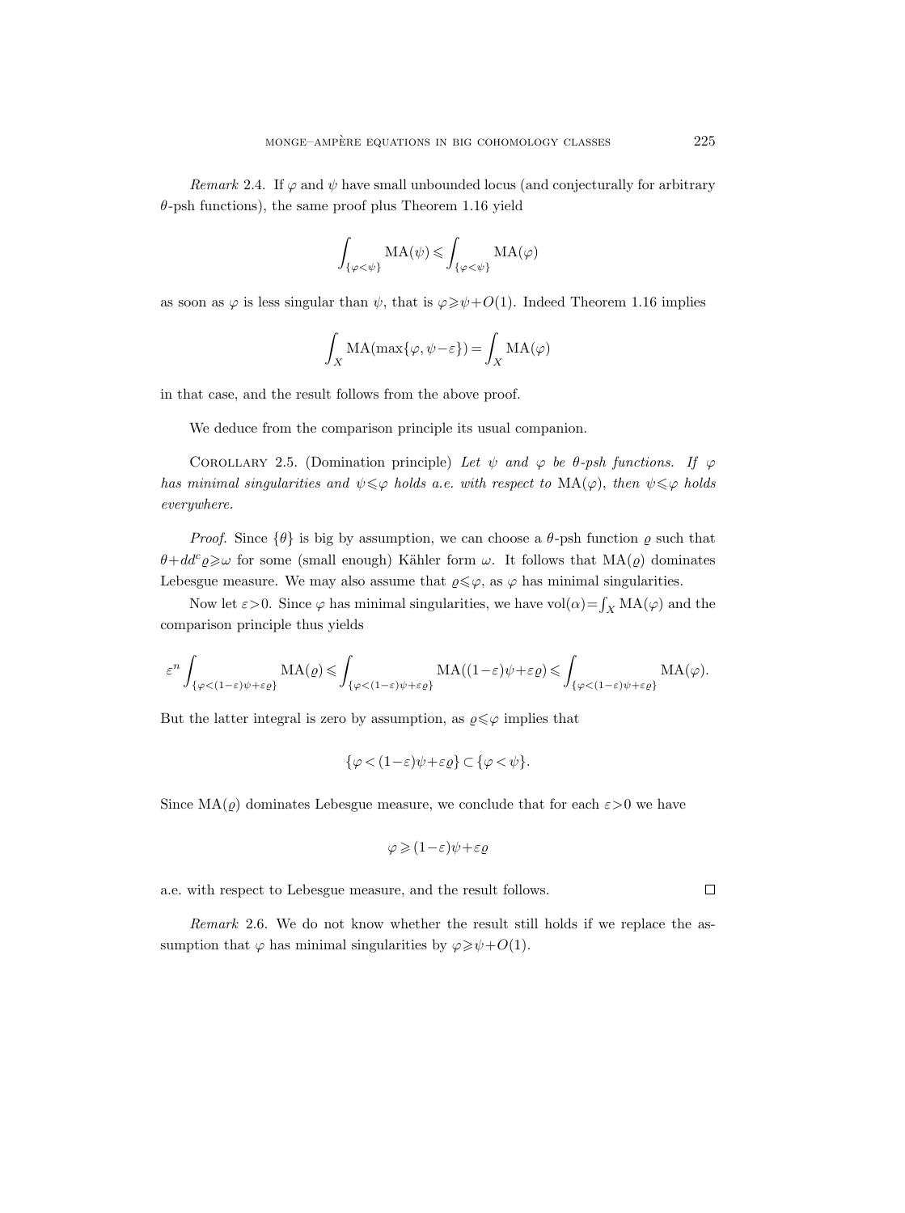*Remark* 2.4. If $\varphi$ and $\psi$ have small unbounded locus (and conjecturally for arbitrary $\theta$-psh functions), the same proof plus Theorem 1.16 yield

$$\int_{\{\varphi<\psi\}} \mathrm{MA}(\psi) \leqslant \int_{\{\varphi<\psi\}} \mathrm{MA}(\varphi)$$

as soon as $\varphi$ is less singular than $\psi$, that is $\varphi \geqslant \psi + O(1)$. Indeed Theorem 1.16 implies

$$\int_X \mathrm{MA}(\max\{\varphi, \psi-\varepsilon\}) = \int_X \mathrm{MA}(\varphi)$$

in that case, and the result follows from the above proof.

We deduce from the comparison principle its usual companion.

Corollary 2.5. (Domination principle) *Let $\psi$ and $\varphi$ be $\theta$-psh functions. If $\varphi$ has minimal singularities and $\psi \leqslant \varphi$ holds a.e. with respect to $\mathrm{MA}(\varphi)$, then $\psi \leqslant \varphi$ holds everywhere.*

*Proof.* Since $\{\theta\}$ is big by assumption, we can choose a $\theta$-psh function $\varrho$ such that $\theta + dd^c \varrho \geqslant \omega$ for some (small enough) Kähler form $\omega$. It follows that $\mathrm{MA}(\varrho)$ dominates Lebesgue measure. We may also assume that $\varrho \leqslant \varphi$, as $\varphi$ has minimal singularities.

Now let $\varepsilon > 0$. Since $\varphi$ has minimal singularities, we have $\mathrm{vol}(\alpha) = \int_X \mathrm{MA}(\varphi)$ and the comparison principle thus yields

$$\varepsilon^n \int_{\{\varphi<(1-\varepsilon)\psi+\varepsilon\varrho\}} \mathrm{MA}(\varrho) \leqslant \int_{\{\varphi<(1-\varepsilon)\psi+\varepsilon\varrho\}} \mathrm{MA}((1-\varepsilon)\psi+\varepsilon\varrho) \leqslant \int_{\{\varphi<(1-\varepsilon)\psi+\varepsilon\varrho\}} \mathrm{MA}(\varphi).$$

But the latter integral is zero by assumption, as $\varrho \leqslant \varphi$ implies that

$$\{\varphi < (1-\varepsilon)\psi + \varepsilon\varrho\} \subset \{\varphi < \psi\}.$$

Since $\mathrm{MA}(\varrho)$ dominates Lebesgue measure, we conclude that for each $\varepsilon > 0$ we have

$$\varphi \geqslant (1-\varepsilon)\psi + \varepsilon\varrho$$

a.e. with respect to Lebesgue measure, and the result follows. □

*Remark* 2.6. We do not know whether the result still holds if we replace the assumption that $\varphi$ has minimal singularities by $\varphi \geqslant \psi + O(1)$.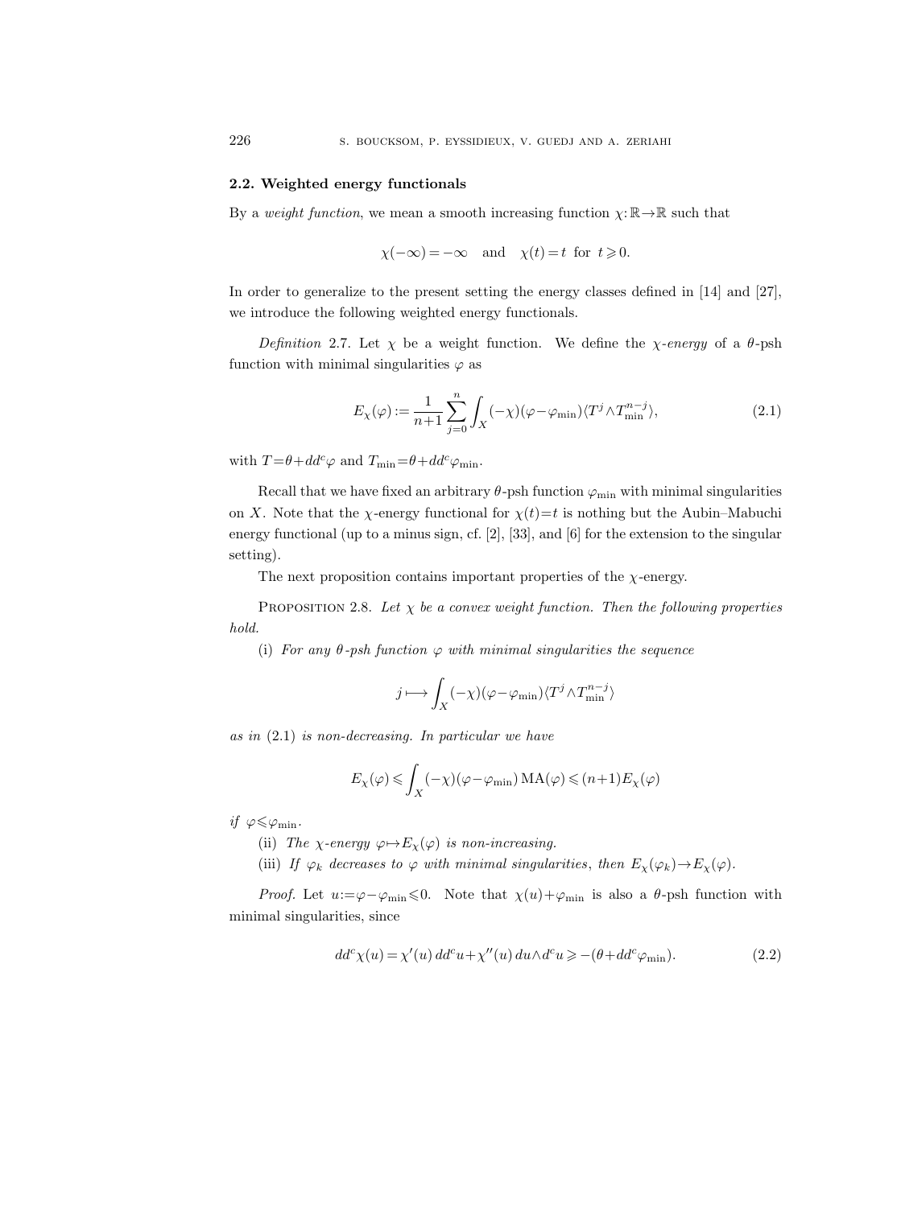### 2.2. Weighted energy functionals

By a *weight function*, we mean a smooth increasing function $\chi:\mathbb{R}\to\mathbb{R}$ such that

$$\chi(-\infty)=-\infty \quad \text{and} \quad \chi(t)=t \ \text{ for } \ t\geqslant 0.$$

In order to generalize to the present setting the energy classes defined in [14] and [27], we introduce the following weighted energy functionals.

*Definition* 2.7. Let $\chi$ be a weight function. We define the $\chi$*-energy* of a $\theta$-psh function with minimal singularities $\varphi$ as

$$E_\chi(\varphi):=\frac{1}{n+1}\sum_{j=0}^{n}\int_X(-\chi)(\varphi-\varphi_{\min})\langle T^j\wedge T_{\min}^{n-j}\rangle, \tag{2.1}$$

with $T=\theta+dd^c\varphi$ and $T_{\min}=\theta+dd^c\varphi_{\min}$.

Recall that we have fixed an arbitrary $\theta$-psh function $\varphi_{\min}$ with minimal singularities on $X$. Note that the $\chi$-energy functional for $\chi(t)=t$ is nothing but the Aubin–Mabuchi energy functional (up to a minus sign, cf. [2], [33], and [6] for the extension to the singular setting).

The next proposition contains important properties of the $\chi$-energy.

Proposition 2.8. *Let $\chi$ be a convex weight function. Then the following properties hold.*

(i) *For any $\theta$-psh function $\varphi$ with minimal singularities the sequence*

$$j\longmapsto\int_X(-\chi)(\varphi-\varphi_{\min})\langle T^j\wedge T_{\min}^{n-j}\rangle$$

*as in* (2.1) *is non-decreasing. In particular we have*

$$E_\chi(\varphi)\leqslant\int_X(-\chi)(\varphi-\varphi_{\min})\,\mathrm{MA}(\varphi)\leqslant(n+1)E_\chi(\varphi)$$

*if* $\varphi\leqslant\varphi_{\min}$.

(ii) *The $\chi$-energy $\varphi\mapsto E_\chi(\varphi)$ is non-increasing.*

(iii) *If $\varphi_k$ decreases to $\varphi$ with minimal singularities, then $E_\chi(\varphi_k)\to E_\chi(\varphi)$.*

*Proof.* Let $u:=\varphi-\varphi_{\min}\leqslant 0$. Note that $\chi(u)+\varphi_{\min}$ is also a $\theta$-psh function with minimal singularities, since

$$dd^c\chi(u)=\chi'(u)\,dd^cu+\chi''(u)\,du\wedge d^cu\geqslant-(\theta+dd^c\varphi_{\min}). \tag{2.2}$$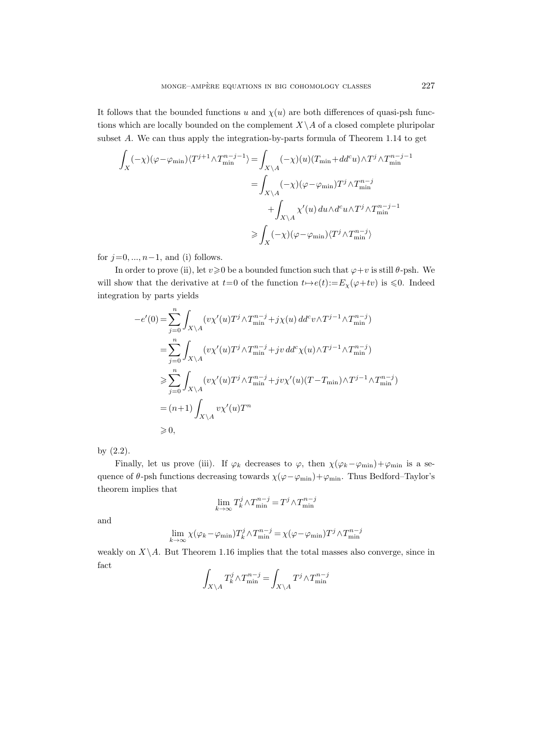It follows that the bounded functions $u$ and $\chi(u)$ are both differences of quasi-psh functions which are locally bounded on the complement $X\setminus A$ of a closed complete pluripolar subset $A$. We can thus apply the integration-by-parts formula of Theorem 1.14 to get

$$
\begin{aligned}
\int_X (-\chi)(\varphi-\varphi_{\min})\langle T^{j+1}\wedge T_{\min}^{n-j-1}\rangle &= \int_{X\setminus A}(-\chi)(u)(T_{\min}+dd^c u)\wedge T^j\wedge T_{\min}^{n-j-1}\\
&= \int_{X\setminus A}(-\chi)(\varphi-\varphi_{\min})T^j\wedge T_{\min}^{n-j}\\
&\quad+\int_{X\setminus A}\chi'(u)\,du\wedge d^c u\wedge T^j\wedge T_{\min}^{n-j-1}\\
&\geqslant \int_X (-\chi)(\varphi-\varphi_{\min})\langle T^j\wedge T_{\min}^{n-j}\rangle
\end{aligned}
$$

for $j=0,...,n-1$, and (i) follows.

In order to prove (ii), let $v\geqslant 0$ be a bounded function such that $\varphi+v$ is still $\theta$-psh. We will show that the derivative at $t=0$ of the function $t\mapsto e(t):=E_\chi(\varphi+tv)$ is $\leqslant 0$. Indeed integration by parts yields

$$
\begin{aligned}
-e'(0) &= \sum_{j=0}^{n}\int_{X\setminus A}(v\chi'(u)T^j\wedge T_{\min}^{n-j}+j\chi(u)\,dd^c v\wedge T^{j-1}\wedge T_{\min}^{n-j})\\
&= \sum_{j=0}^{n}\int_{X\setminus A}(v\chi'(u)T^j\wedge T_{\min}^{n-j}+jv\,dd^c\chi(u)\wedge T^{j-1}\wedge T_{\min}^{n-j})\\
&\geqslant \sum_{j=0}^{n}\int_{X\setminus A}(v\chi'(u)T^j\wedge T_{\min}^{n-j}+jv\chi'(u)(T-T_{\min})\wedge T^{j-1}\wedge T_{\min}^{n-j})\\
&= (n+1)\int_{X\setminus A}v\chi'(u)T^n\\
&\geqslant 0,
\end{aligned}
$$

by (2.2).

Finally, let us prove (iii). If $\varphi_k$ decreases to $\varphi$, then $\chi(\varphi_k-\varphi_{\min})+\varphi_{\min}$ is a sequence of $\theta$-psh functions decreasing towards $\chi(\varphi-\varphi_{\min})+\varphi_{\min}$. Thus Bedford–Taylor's theorem implies that

$$\lim_{k\to\infty}T_k^j\wedge T_{\min}^{n-j}=T^j\wedge T_{\min}^{n-j}$$

and

$$\lim_{k\to\infty}\chi(\varphi_k-\varphi_{\min})T_k^j\wedge T_{\min}^{n-j}=\chi(\varphi-\varphi_{\min})T^j\wedge T_{\min}^{n-j}$$

weakly on $X\setminus A$. But Theorem 1.16 implies that the total masses also converge, since in fact

$$\int_{X\setminus A}T_k^j\wedge T_{\min}^{n-j}=\int_{X\setminus A}T^j\wedge T_{\min}^{n-j}$$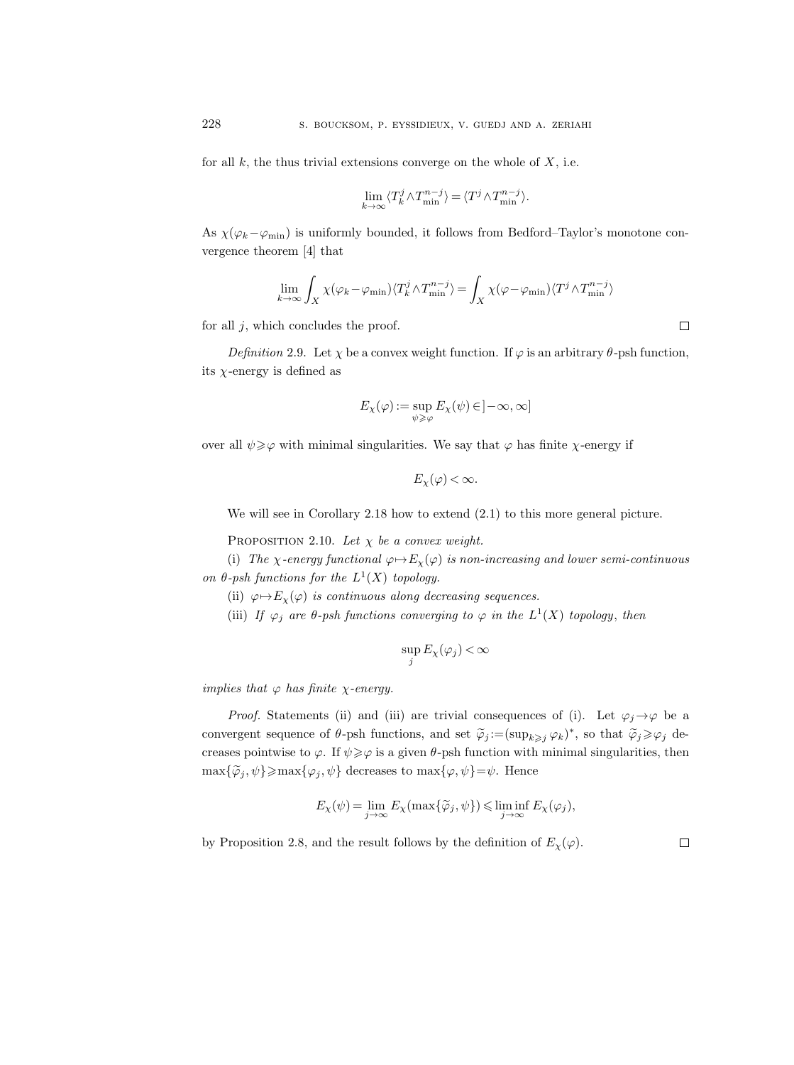for all $k$, the thus trivial extensions converge on the whole of $X$, i.e.

$$\lim_{k\to\infty}\langle T_k^j\wedge T_{\min}^{n-j}\rangle = \langle T^j\wedge T_{\min}^{n-j}\rangle.$$

As $\chi(\varphi_k-\varphi_{\min})$ is uniformly bounded, it follows from Bedford–Taylor's monotone convergence theorem [4] that

$$\lim_{k\to\infty}\int_X \chi(\varphi_k-\varphi_{\min})\langle T_k^j\wedge T_{\min}^{n-j}\rangle = \int_X \chi(\varphi-\varphi_{\min})\langle T^j\wedge T_{\min}^{n-j}\rangle$$

for all $j$, which concludes the proof. $\square$

*Definition* 2.9. Let $\chi$ be a convex weight function. If $\varphi$ is an arbitrary $\theta$-psh function, its $\chi$-energy is defined as

$$E_\chi(\varphi) := \sup_{\psi\geqslant\varphi} E_\chi(\psi)\in\,]-\infty,\infty]$$

over all $\psi\geqslant\varphi$ with minimal singularities. We say that $\varphi$ has finite $\chi$-energy if

$$E_\chi(\varphi)<\infty.$$

We will see in Corollary 2.18 how to extend (2.1) to this more general picture.

PROPOSITION 2.10. *Let $\chi$ be a convex weight.*

(i) *The $\chi$-energy functional $\varphi\mapsto E_\chi(\varphi)$ is non-increasing and lower semi-continuous on $\theta$-psh functions for the $L^1(X)$ topology.*

(ii) *$\varphi\mapsto E_\chi(\varphi)$ is continuous along decreasing sequences.*

(iii) *If $\varphi_j$ are $\theta$-psh functions converging to $\varphi$ in the $L^1(X)$ topology, then*

$$\sup_j E_\chi(\varphi_j)<\infty$$

*implies that $\varphi$ has finite $\chi$-energy.*

*Proof.* Statements (ii) and (iii) are trivial consequences of (i). Let $\varphi_j\to\varphi$ be a convergent sequence of $\theta$-psh functions, and set $\widetilde{\varphi}_j := (\sup_{k\geqslant j}\varphi_k)^*$, so that $\widetilde{\varphi}_j\geqslant\varphi_j$ decreases pointwise to $\varphi$. If $\psi\geqslant\varphi$ is a given $\theta$-psh function with minimal singularities, then $\max\{\widetilde{\varphi}_j,\psi\}\geqslant\max\{\varphi_j,\psi\}$ decreases to $\max\{\varphi,\psi\}=\psi$. Hence

$$E_\chi(\psi) = \lim_{j\to\infty} E_\chi(\max\{\widetilde{\varphi}_j,\psi\}) \leqslant \liminf_{j\to\infty} E_\chi(\varphi_j),$$

by Proposition 2.8, and the result follows by the definition of $E_\chi(\varphi)$. $\square$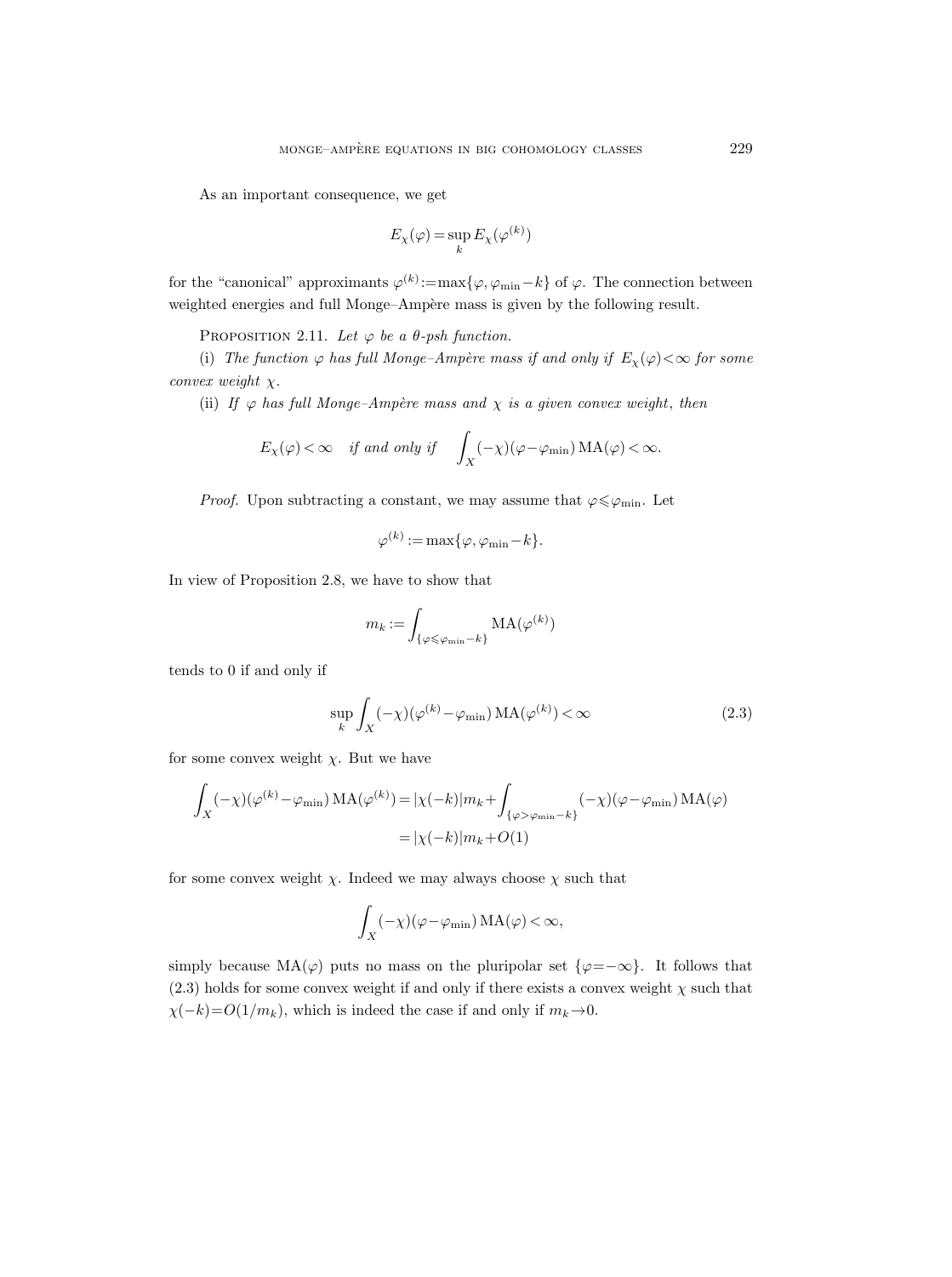As an important consequence, we get

$$E_\chi(\varphi) = \sup_k E_\chi(\varphi^{(k)})$$

for the "canonical" approximants $\varphi^{(k)} := \max\{\varphi, \varphi_{\min} - k\}$ of $\varphi$. The connection between weighted energies and full Monge–Ampère mass is given by the following result.

Proposition 2.11. *Let $\varphi$ be a $\theta$-psh function.*

(i) *The function $\varphi$ has full Monge–Ampère mass if and only if $E_\chi(\varphi) < \infty$ for some convex weight $\chi$.*

(ii) *If $\varphi$ has full Monge–Ampère mass and $\chi$ is a given convex weight, then*

$$E_\chi(\varphi) < \infty \quad \textit{if and only if} \quad \int_X (-\chi)(\varphi - \varphi_{\min}) \operatorname{MA}(\varphi) < \infty.$$

*Proof.* Upon subtracting a constant, we may assume that $\varphi \leqslant \varphi_{\min}$. Let

$$\varphi^{(k)} := \max\{\varphi, \varphi_{\min} - k\}.$$

In view of Proposition 2.8, we have to show that

$$m_k := \int_{\{\varphi \leqslant \varphi_{\min} - k\}} \operatorname{MA}(\varphi^{(k)})$$

tends to 0 if and only if

$$\sup_k \int_X (-\chi)(\varphi^{(k)} - \varphi_{\min}) \operatorname{MA}(\varphi^{(k)}) < \infty \tag{2.3}$$

for some convex weight $\chi$. But we have

$$\begin{aligned}
\int_X (-\chi)(\varphi^{(k)} - \varphi_{\min}) \operatorname{MA}(\varphi^{(k)}) &= |\chi(-k)| m_k + \int_{\{\varphi > \varphi_{\min} - k\}} (-\chi)(\varphi - \varphi_{\min}) \operatorname{MA}(\varphi) \\
&= |\chi(-k)| m_k + O(1)
\end{aligned}$$

for some convex weight $\chi$. Indeed we may always choose $\chi$ such that

$$\int_X (-\chi)(\varphi - \varphi_{\min}) \operatorname{MA}(\varphi) < \infty,$$

simply because $\operatorname{MA}(\varphi)$ puts no mass on the pluripolar set $\{\varphi = -\infty\}$. It follows that (2.3) holds for some convex weight if and only if there exists a convex weight $\chi$ such that $\chi(-k) = O(1/m_k)$, which is indeed the case if and only if $m_k \to 0$.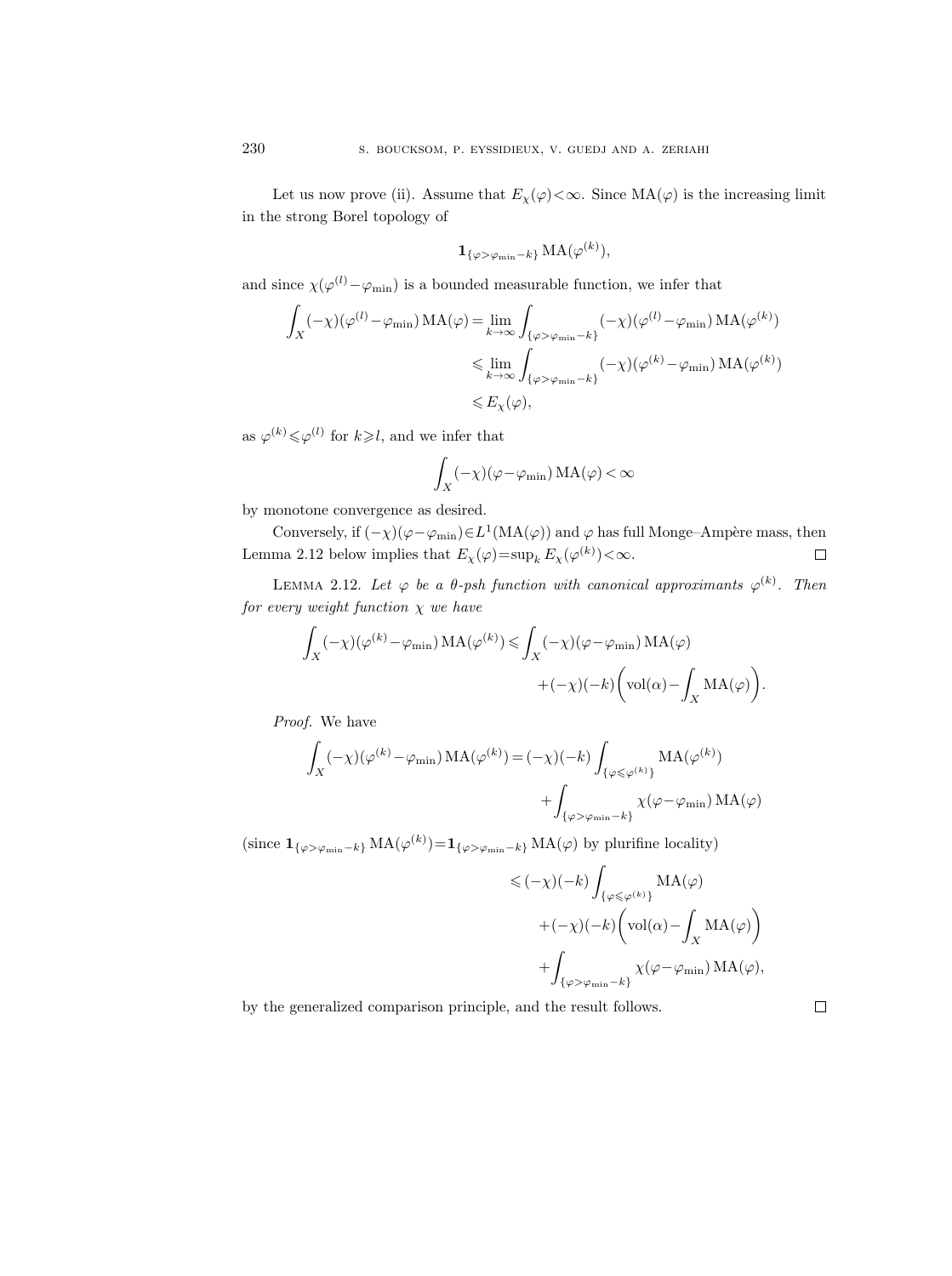Let us now prove (ii). Assume that $E_\chi(\varphi)<\infty$. Since $\mathrm{MA}(\varphi)$ is the increasing limit in the strong Borel topology of

$$\mathbf{1}_{\{\varphi>\varphi_{\min}-k\}}\,\mathrm{MA}(\varphi^{(k)}),$$

and since $\chi(\varphi^{(l)}-\varphi_{\min})$ is a bounded measurable function, we infer that

$$\begin{aligned}\int_X(-\chi)(\varphi^{(l)}-\varphi_{\min})\,\mathrm{MA}(\varphi)&=\lim_{k\to\infty}\int_{\{\varphi>\varphi_{\min}-k\}}(-\chi)(\varphi^{(l)}-\varphi_{\min})\,\mathrm{MA}(\varphi^{(k)})\\&\leqslant\lim_{k\to\infty}\int_{\{\varphi>\varphi_{\min}-k\}}(-\chi)(\varphi^{(k)}-\varphi_{\min})\,\mathrm{MA}(\varphi^{(k)})\\&\leqslant E_\chi(\varphi),\end{aligned}$$

as $\varphi^{(k)}\leqslant\varphi^{(l)}$ for $k\geqslant l$, and we infer that

$$\int_X(-\chi)(\varphi-\varphi_{\min})\,\mathrm{MA}(\varphi)<\infty$$

by monotone convergence as desired.

Conversely, if $(-\chi)(\varphi-\varphi_{\min})\in L^1(\mathrm{MA}(\varphi))$ and $\varphi$ has full Monge–Ampère mass, then Lemma 2.12 below implies that $E_\chi(\varphi)=\sup_k E_\chi(\varphi^{(k)})<\infty$. $\square$

Lemma 2.12. *Let $\varphi$ be a $\theta$-psh function with canonical approximants $\varphi^{(k)}$. Then for every weight function $\chi$ we have*

$$\begin{aligned}\int_X(-\chi)(\varphi^{(k)}-\varphi_{\min})\,\mathrm{MA}(\varphi^{(k)})\leqslant{}&\int_X(-\chi)(\varphi-\varphi_{\min})\,\mathrm{MA}(\varphi)\\&+(-\chi)(-k)\biggl(\mathrm{vol}(\alpha)-\int_X\mathrm{MA}(\varphi)\biggr).\end{aligned}$$

*Proof.* We have

$$\begin{aligned}\int_X(-\chi)(\varphi^{(k)}-\varphi_{\min})\,\mathrm{MA}(\varphi^{(k)})={}&(-\chi)(-k)\int_{\{\varphi\leqslant\varphi^{(k)}\}}\mathrm{MA}(\varphi^{(k)})\\&+\int_{\{\varphi>\varphi_{\min}-k\}}\chi(\varphi-\varphi_{\min})\,\mathrm{MA}(\varphi)\end{aligned}$$

(since $\mathbf{1}_{\{\varphi>\varphi_{\min}-k\}}\,\mathrm{MA}(\varphi^{(k)})=\mathbf{1}_{\{\varphi>\varphi_{\min}-k\}}\,\mathrm{MA}(\varphi)$ by plurifine locality)

$$\begin{aligned}&\leqslant(-\chi)(-k)\int_{\{\varphi\leqslant\varphi^{(k)}\}}\mathrm{MA}(\varphi)\\&\quad+(-\chi)(-k)\biggl(\mathrm{vol}(\alpha)-\int_X\mathrm{MA}(\varphi)\biggr)\\&\quad+\int_{\{\varphi>\varphi_{\min}-k\}}\chi(\varphi-\varphi_{\min})\,\mathrm{MA}(\varphi),\end{aligned}$$

by the generalized comparison principle, and the result follows. $\square$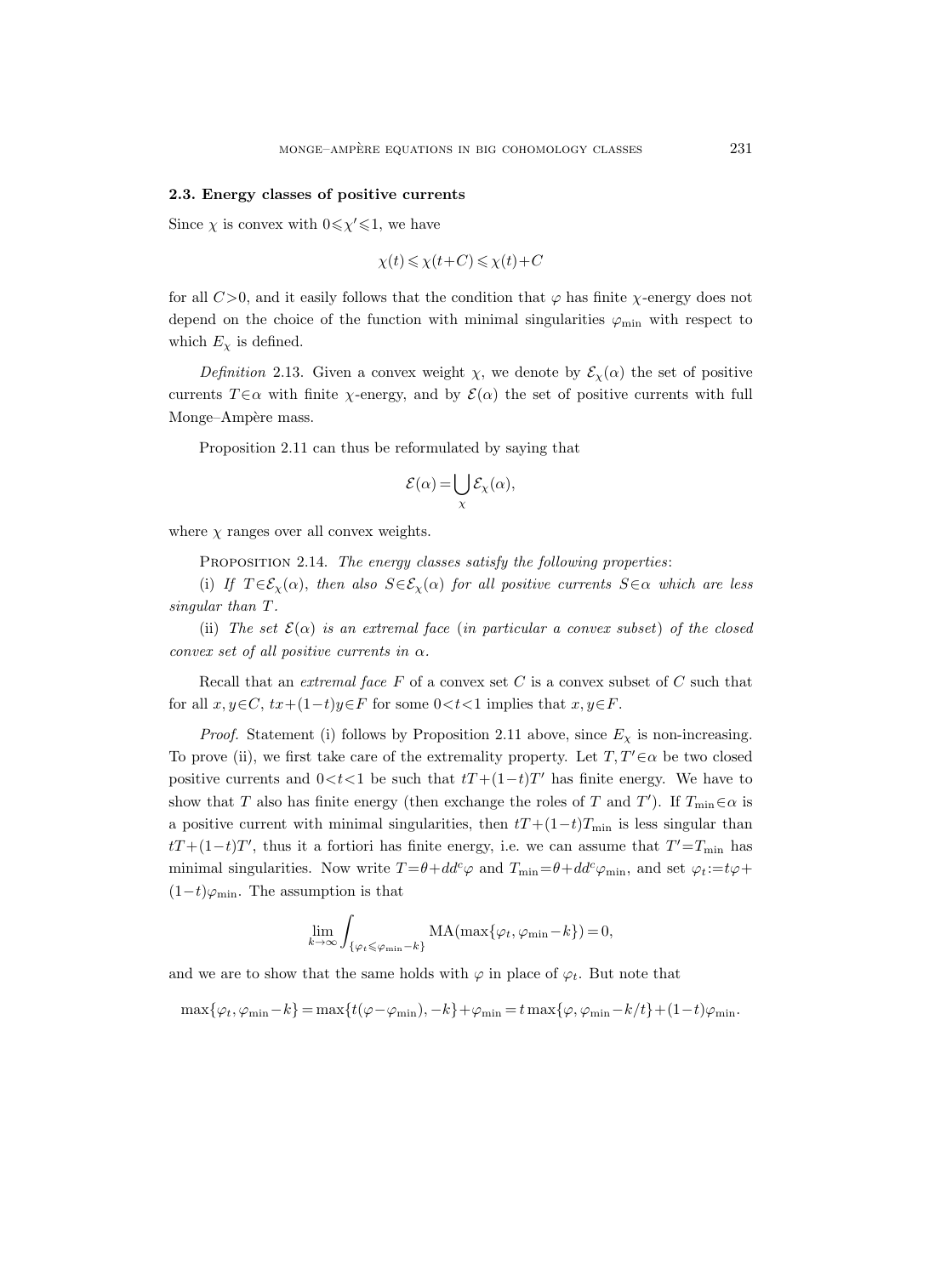### 2.3. Energy classes of positive currents

Since $\chi$ is convex with $0 \leqslant \chi' \leqslant 1$, we have

$$\chi(t) \leqslant \chi(t+C) \leqslant \chi(t)+C$$

for all $C>0$, and it easily follows that the condition that $\varphi$ has finite $\chi$-energy does not depend on the choice of the function with minimal singularities $\varphi_{\min}$ with respect to which $E_\chi$ is defined.

*Definition* 2.13. Given a convex weight $\chi$, we denote by $\mathcal{E}_\chi(\alpha)$ the set of positive currents $T \in \alpha$ with finite $\chi$-energy, and by $\mathcal{E}(\alpha)$ the set of positive currents with full Monge–Ampère mass.

Proposition 2.11 can thus be reformulated by saying that

$$\mathcal{E}(\alpha) = \bigcup_\chi \mathcal{E}_\chi(\alpha),$$

where $\chi$ ranges over all convex weights.

Proposition 2.14. *The energy classes satisfy the following properties*:

(i) *If $T \in \mathcal{E}_\chi(\alpha)$, then also $S \in \mathcal{E}_\chi(\alpha)$ for all positive currents $S \in \alpha$ which are less singular than $T$.*

(ii) *The set $\mathcal{E}(\alpha)$ is an extremal face* (*in particular a convex subset*) *of the closed convex set of all positive currents in $\alpha$.*

Recall that an *extremal face* $F$ of a convex set $C$ is a convex subset of $C$ such that for all $x, y \in C$, $tx+(1-t)y \in F$ for some $0<t<1$ implies that $x, y \in F$.

*Proof.* Statement (i) follows by Proposition 2.11 above, since $E_\chi$ is non-increasing. To prove (ii), we first take care of the extremality property. Let $T, T' \in \alpha$ be two closed positive currents and $0<t<1$ be such that $tT+(1-t)T'$ has finite energy. We have to show that $T$ also has finite energy (then exchange the roles of $T$ and $T'$). If $T_{\min} \in \alpha$ is a positive current with minimal singularities, then $tT+(1-t)T_{\min}$ is less singular than $tT+(1-t)T'$, thus it a fortiori has finite energy, i.e. we can assume that $T'=T_{\min}$ has minimal singularities. Now write $T=\theta+dd^c\varphi$ and $T_{\min}=\theta+dd^c\varphi_{\min}$, and set $\varphi_t := t\varphi+(1-t)\varphi_{\min}$. The assumption is that

$$\lim_{k\to\infty} \int_{\{\varphi_t \leqslant \varphi_{\min}-k\}} \mathrm{MA}(\max\{\varphi_t, \varphi_{\min}-k\}) = 0,$$

and we are to show that the same holds with $\varphi$ in place of $\varphi_t$. But note that

$$\max\{\varphi_t, \varphi_{\min}-k\} = \max\{t(\varphi-\varphi_{\min}), -k\}+\varphi_{\min} = t\max\{\varphi, \varphi_{\min}-k/t\}+(1-t)\varphi_{\min}.$$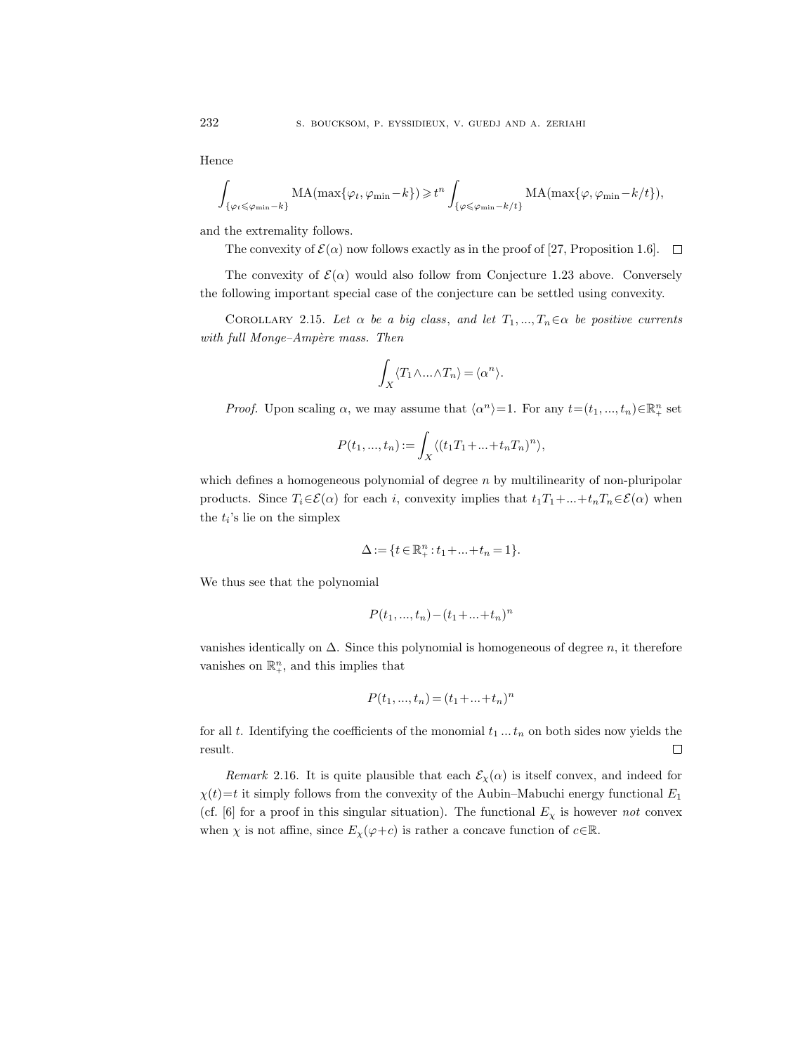Hence

$$\int_{\{\varphi_t \leqslant \varphi_{\min} - k\}} \mathrm{MA}(\max\{\varphi_t, \varphi_{\min} - k\}) \geqslant t^n \int_{\{\varphi \leqslant \varphi_{\min} - k/t\}} \mathrm{MA}(\max\{\varphi, \varphi_{\min} - k/t\}),$$

and the extremality follows.

The convexity of $\mathcal{E}(\alpha)$ now follows exactly as in the proof of [27, Proposition 1.6]. □

The convexity of $\mathcal{E}(\alpha)$ would also follow from Conjecture 1.23 above. Conversely the following important special case of the conjecture can be settled using convexity.

COROLLARY 2.15. *Let $\alpha$ be a big class, and let $T_1, ..., T_n \in \alpha$ be positive currents with full Monge–Ampère mass. Then*

$$\int_X \langle T_1 \wedge ... \wedge T_n \rangle = \langle \alpha^n \rangle.$$

*Proof.* Upon scaling $\alpha$, we may assume that $\langle \alpha^n \rangle = 1$. For any $t = (t_1, ..., t_n) \in \mathbb{R}_+^n$ set

$$P(t_1, ..., t_n) := \int_X \langle (t_1 T_1 + ... + t_n T_n)^n \rangle,$$

which defines a homogeneous polynomial of degree $n$ by multilinearity of non-pluripolar products. Since $T_i \in \mathcal{E}(\alpha)$ for each $i$, convexity implies that $t_1 T_1 + ... + t_n T_n \in \mathcal{E}(\alpha)$ when the $t_i$'s lie on the simplex

$$\Delta := \{t \in \mathbb{R}_+^n : t_1 + ... + t_n = 1\}.$$

We thus see that the polynomial

$$P(t_1, ..., t_n) - (t_1 + ... + t_n)^n$$

vanishes identically on $\Delta$. Since this polynomial is homogeneous of degree $n$, it therefore vanishes on $\mathbb{R}_+^n$, and this implies that

$$P(t_1, ..., t_n) = (t_1 + ... + t_n)^n$$

for all $t$. Identifying the coefficients of the monomial $t_1 ... t_n$ on both sides now yields the result. □

*Remark* 2.16. It is quite plausible that each $\mathcal{E}_\chi(\alpha)$ is itself convex, and indeed for $\chi(t) = t$ it simply follows from the convexity of the Aubin–Mabuchi energy functional $E_1$ (cf. [6] for a proof in this singular situation). The functional $E_\chi$ is however *not* convex when $\chi$ is not affine, since $E_\chi(\varphi + c)$ is rather a concave function of $c \in \mathbb{R}$.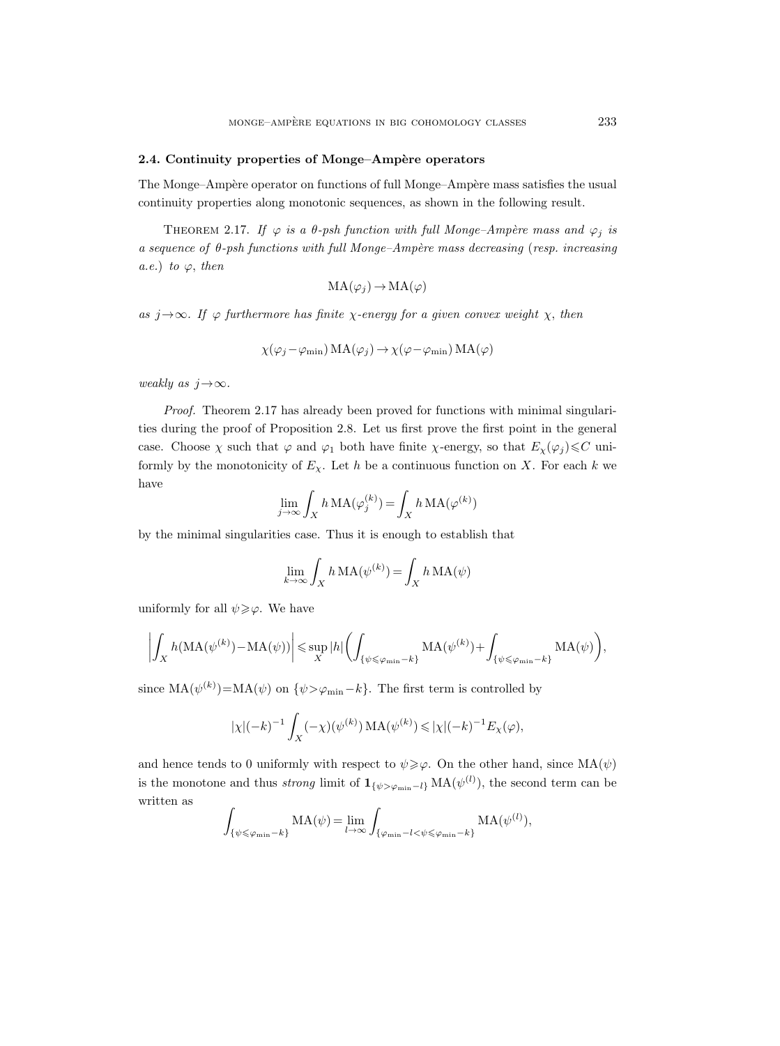### 2.4. Continuity properties of Monge–Ampère operators

The Monge–Ampère operator on functions of full Monge–Ampère mass satisfies the usual continuity properties along monotonic sequences, as shown in the following result.

THEOREM 2.17. *If $\varphi$ is a $\theta$-psh function with full Monge–Ampère mass and $\varphi_j$ is a sequence of $\theta$-psh functions with full Monge–Ampère mass decreasing* (*resp. increasing a.e.*) *to $\varphi$, then*

$$\mathrm{MA}(\varphi_j) \to \mathrm{MA}(\varphi)$$

*as $j \to \infty$. If $\varphi$ furthermore has finite $\chi$-energy for a given convex weight $\chi$, then*

$$\chi(\varphi_j - \varphi_{\min})\,\mathrm{MA}(\varphi_j) \to \chi(\varphi - \varphi_{\min})\,\mathrm{MA}(\varphi)$$

*weakly as $j \to \infty$.*

*Proof.* Theorem 2.17 has already been proved for functions with minimal singularities during the proof of Proposition 2.8. Let us first prove the first point in the general case. Choose $\chi$ such that $\varphi$ and $\varphi_1$ both have finite $\chi$-energy, so that $E_\chi(\varphi_j) \leqslant C$ uniformly by the monotonicity of $E_\chi$. Let $h$ be a continuous function on $X$. For each $k$ we have

$$\lim_{j\to\infty} \int_X h\,\mathrm{MA}(\varphi_j^{(k)}) = \int_X h\,\mathrm{MA}(\varphi^{(k)})$$

by the minimal singularities case. Thus it is enough to establish that

$$\lim_{k\to\infty} \int_X h\,\mathrm{MA}(\psi^{(k)}) = \int_X h\,\mathrm{MA}(\psi)$$

uniformly for all $\psi \geqslant \varphi$. We have

$$\left| \int_X h(\mathrm{MA}(\psi^{(k)}) - \mathrm{MA}(\psi)) \right| \leqslant \sup_X |h| \left( \int_{\{\psi \leqslant \varphi_{\min} - k\}} \mathrm{MA}(\psi^{(k)}) + \int_{\{\psi \leqslant \varphi_{\min} - k\}} \mathrm{MA}(\psi) \right),$$

since $\mathrm{MA}(\psi^{(k)}) = \mathrm{MA}(\psi)$ on $\{\psi > \varphi_{\min} - k\}$. The first term is controlled by

$$|\chi|(-k)^{-1} \int_X (-\chi)(\psi^{(k)})\,\mathrm{MA}(\psi^{(k)}) \leqslant |\chi|(-k)^{-1} E_\chi(\varphi),$$

and hence tends to 0 uniformly with respect to $\psi \geqslant \varphi$. On the other hand, since $\mathrm{MA}(\psi)$ is the monotone and thus *strong* limit of $\mathbf{1}_{\{\psi > \varphi_{\min} - l\}}\,\mathrm{MA}(\psi^{(l)})$, the second term can be written as

$$\int_{\{\psi \leqslant \varphi_{\min} - k\}} \mathrm{MA}(\psi) = \lim_{l\to\infty} \int_{\{\varphi_{\min} - l < \psi \leqslant \varphi_{\min} - k\}} \mathrm{MA}(\psi^{(l)}),$$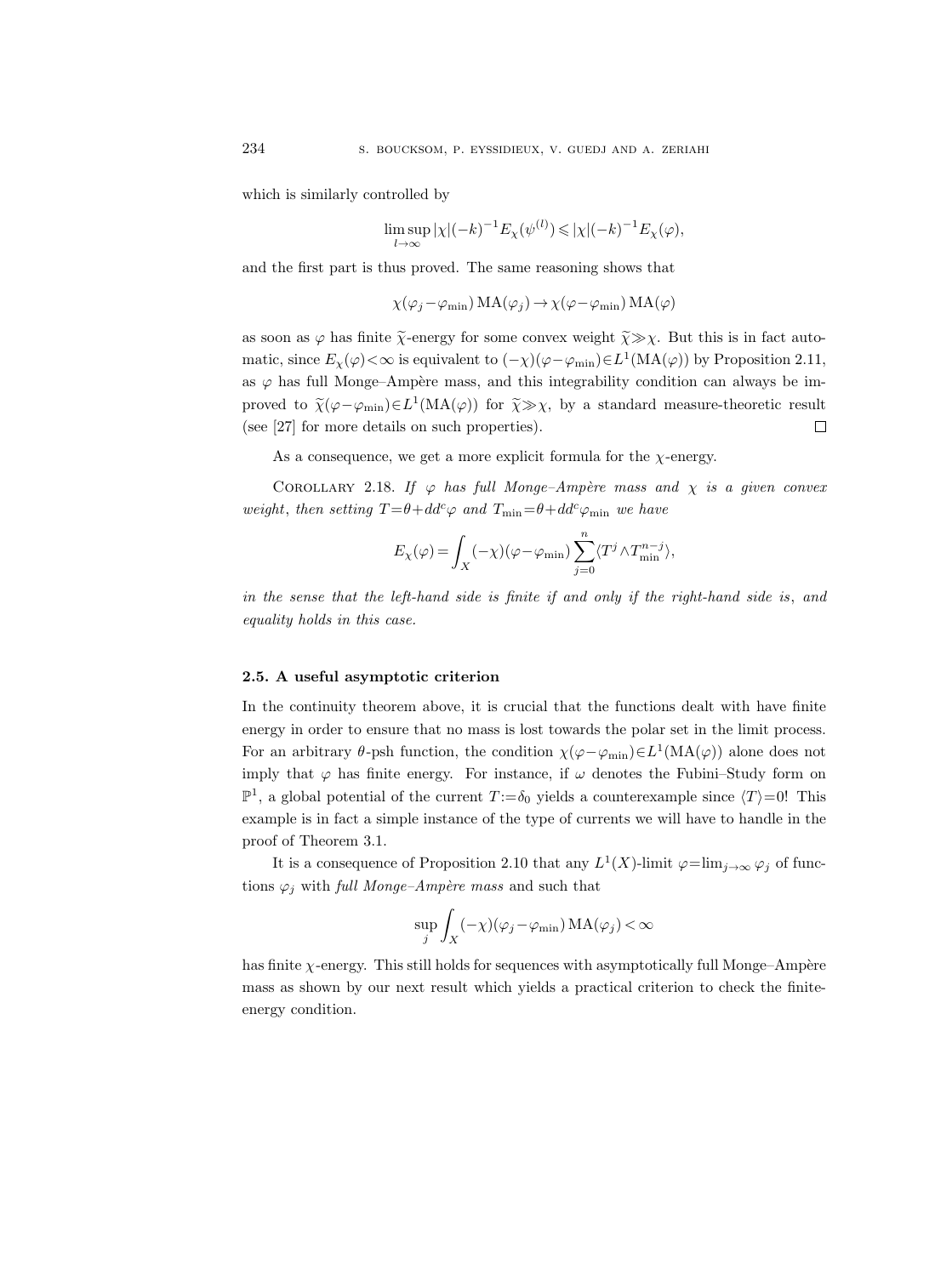which is similarly controlled by

$$\limsup_{l\to\infty} |\chi|(-k)^{-1} E_\chi(\psi^{(l)}) \leqslant |\chi|(-k)^{-1} E_\chi(\varphi),$$

and the first part is thus proved. The same reasoning shows that

$$\chi(\varphi_j - \varphi_{\min})\,\mathrm{MA}(\varphi_j) \to \chi(\varphi - \varphi_{\min})\,\mathrm{MA}(\varphi)$$

as soon as $\varphi$ has finite $\widetilde{\chi}$-energy for some convex weight $\widetilde{\chi} \gg \chi$. But this is in fact automatic, since $E_\chi(\varphi) < \infty$ is equivalent to $(-\chi)(\varphi - \varphi_{\min}) \in L^1(\mathrm{MA}(\varphi))$ by Proposition 2.11, as $\varphi$ has full Monge–Ampère mass, and this integrability condition can always be improved to $\widetilde{\chi}(\varphi - \varphi_{\min}) \in L^1(\mathrm{MA}(\varphi))$ for $\widetilde{\chi} \gg \chi$, by a standard measure-theoretic result (see [27] for more details on such properties). $\square$

As a consequence, we get a more explicit formula for the $\chi$-energy.

Corollary 2.18. *If $\varphi$ has full Monge–Ampère mass and $\chi$ is a given convex weight, then setting $T = \theta + dd^c\varphi$ and $T_{\min} = \theta + dd^c\varphi_{\min}$ we have*

$$E_\chi(\varphi) = \int_X (-\chi)(\varphi - \varphi_{\min}) \sum_{j=0}^{n} \langle T^j \wedge T_{\min}^{n-j} \rangle,$$

*in the sense that the left-hand side is finite if and only if the right-hand side is, and equality holds in this case.*

### 2.5. A useful asymptotic criterion

In the continuity theorem above, it is crucial that the functions dealt with have finite energy in order to ensure that no mass is lost towards the polar set in the limit process. For an arbitrary $\theta$-psh function, the condition $\chi(\varphi - \varphi_{\min}) \in L^1(\mathrm{MA}(\varphi))$ alone does not imply that $\varphi$ has finite energy. For instance, if $\omega$ denotes the Fubini–Study form on $\mathbb{P}^1$, a global potential of the current $T := \delta_0$ yields a counterexample since $\langle T \rangle = 0$! This example is in fact a simple instance of the type of currents we will have to handle in the proof of Theorem 3.1.

It is a consequence of Proposition 2.10 that any $L^1(X)$-limit $\varphi = \lim_{j\to\infty} \varphi_j$ of functions $\varphi_j$ with *full Monge–Ampère mass* and such that

$$\sup_j \int_X (-\chi)(\varphi_j - \varphi_{\min})\,\mathrm{MA}(\varphi_j) < \infty$$

has finite $\chi$-energy. This still holds for sequences with asymptotically full Monge–Ampère mass as shown by our next result which yields a practical criterion to check the finite-energy condition.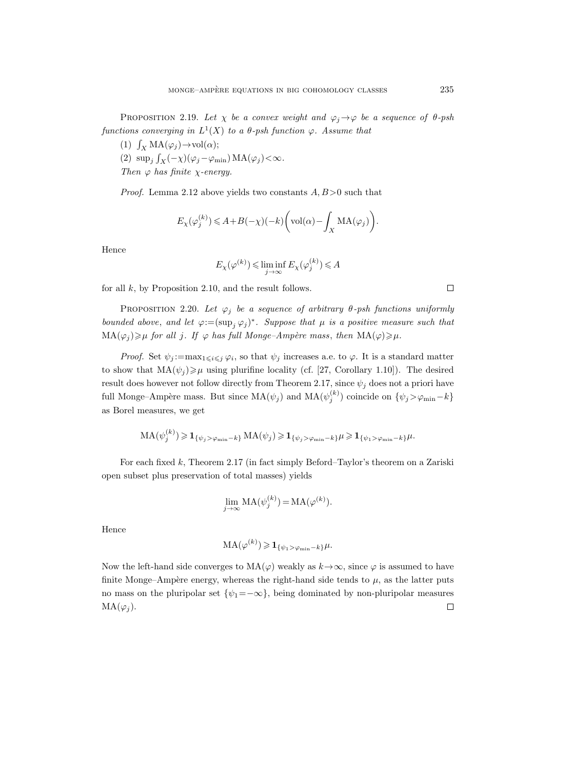PROPOSITION 2.19. *Let $\chi$ be a convex weight and $\varphi_j \to \varphi$ be a sequence of $\theta$-psh functions converging in $L^1(X)$ to a $\theta$-psh function $\varphi$. Assume that*

(1) $\int_X \mathrm{MA}(\varphi_j) \to \mathrm{vol}(\alpha)$;

(2) $\sup_j \int_X (-\chi)(\varphi_j - \varphi_{\min})\, \mathrm{MA}(\varphi_j) < \infty$.

*Then $\varphi$ has finite $\chi$-energy.*

*Proof.* Lemma 2.12 above yields two constants $A, B > 0$ such that

$$E_\chi(\varphi_j^{(k)}) \leqslant A + B(-\chi)(-k)\biggl(\mathrm{vol}(\alpha) - \int_X \mathrm{MA}(\varphi_j)\biggr).$$

Hence

$$E_\chi(\varphi^{(k)}) \leqslant \liminf_{j\to\infty} E_\chi(\varphi_j^{(k)}) \leqslant A$$

for all $k$, by Proposition 2.10, and the result follows. $\square$

PROPOSITION 2.20. *Let $\varphi_j$ be a sequence of arbitrary $\theta$-psh functions uniformly bounded above, and let $\varphi := (\sup_j \varphi_j)^*$. Suppose that $\mu$ is a positive measure such that $\mathrm{MA}(\varphi_j) \geqslant \mu$ for all $j$. If $\varphi$ has full Monge–Ampère mass, then $\mathrm{MA}(\varphi) \geqslant \mu$.*

*Proof.* Set $\psi_j := \max_{1 \leqslant i \leqslant j} \varphi_i$, so that $\psi_j$ increases a.e. to $\varphi$. It is a standard matter to show that $\mathrm{MA}(\psi_j) \geqslant \mu$ using plurifine locality (cf. [27, Corollary 1.10]). The desired result does however not follow directly from Theorem 2.17, since $\psi_j$ does not a priori have full Monge–Ampère mass. But since $\mathrm{MA}(\psi_j)$ and $\mathrm{MA}(\psi_j^{(k)})$ coincide on $\{\psi_j > \varphi_{\min} - k\}$ as Borel measures, we get

$$\mathrm{MA}(\psi_j^{(k)}) \geqslant \mathbf{1}_{\{\psi_j > \varphi_{\min} - k\}}\, \mathrm{MA}(\psi_j) \geqslant \mathbf{1}_{\{\psi_j > \varphi_{\min} - k\}} \mu \geqslant \mathbf{1}_{\{\psi_1 > \varphi_{\min} - k\}} \mu.$$

For each fixed $k$, Theorem 2.17 (in fact simply Beford–Taylor's theorem on a Zariski open subset plus preservation of total masses) yields

$$\lim_{j\to\infty} \mathrm{MA}(\psi_j^{(k)}) = \mathrm{MA}(\varphi^{(k)}).$$

Hence

$$\mathrm{MA}(\varphi^{(k)}) \geqslant \mathbf{1}_{\{\psi_1 > \varphi_{\min} - k\}} \mu.$$

Now the left-hand side converges to $\mathrm{MA}(\varphi)$ weakly as $k \to \infty$, since $\varphi$ is assumed to have finite Monge–Ampère energy, whereas the right-hand side tends to $\mu$, as the latter puts no mass on the pluripolar set $\{\psi_1 = -\infty\}$, being dominated by non-pluripolar measures $\mathrm{MA}(\varphi_j)$. $\square$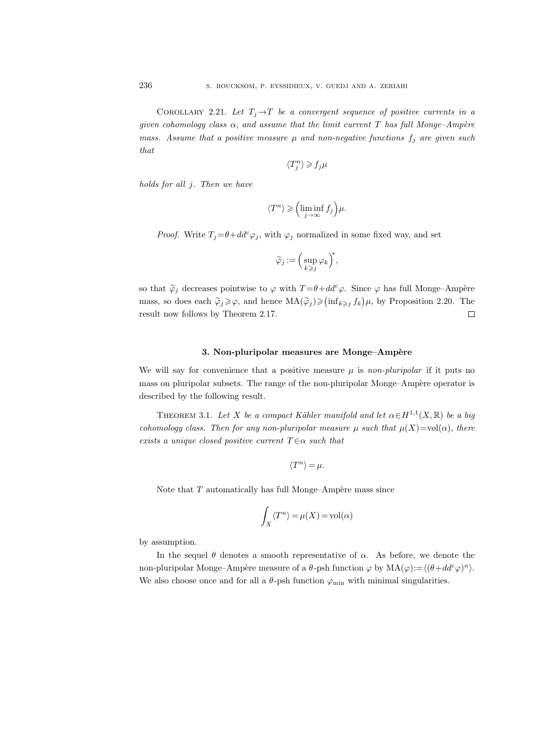Corollary 2.21. *Let $T_j \to T$ be a convergent sequence of positive currents in a given cohomology class $\alpha$, and assume that the limit current $T$ has full Monge–Ampère mass. Assume that a positive measure $\mu$ and non-negative functions $f_j$ are given such that*

$$\langle T_j^n \rangle \geqslant f_j \mu$$

*holds for all $j$. Then we have*

$$\langle T^n \rangle \geqslant \Big( \liminf_{j\to\infty} f_j \Big) \mu.$$

*Proof.* Write $T_j = \theta + dd^c \varphi_j$, with $\varphi_j$ normalized in some fixed way, and set

$$\widetilde{\varphi}_j := \Big( \sup_{k \geqslant j} \varphi_k \Big)^*,$$

so that $\widetilde{\varphi}_j$ decreases pointwise to $\varphi$ with $T = \theta + dd^c \varphi$. Since $\varphi$ has full Monge–Ampère mass, so does each $\widetilde{\varphi}_j \geqslant \varphi$, and hence $\mathrm{MA}(\widetilde{\varphi}_j) \geqslant \big( \inf_{k \geqslant j} f_k \big) \mu$, by Proposition 2.20. The result now follows by Theorem 2.17. □

## 3. Non-pluripolar measures are Monge–Ampère

We will say for convenience that a positive measure $\mu$ is *non-pluripolar* if it puts no mass on pluripolar subsets. The range of the non-pluripolar Monge–Ampère operator is described by the following result.

Theorem 3.1. *Let $X$ be a compact Kähler manifold and let $\alpha \in H^{1,1}(X, \mathbb{R})$ be a big cohomology class. Then for any non-pluripolar measure $\mu$ such that $\mu(X) = \mathrm{vol}(\alpha)$, there exists a unique closed positive current $T \in \alpha$ such that*

$$\langle T^n \rangle = \mu.$$

Note that $T$ automatically has full Monge–Ampère mass since

$$\int_X \langle T^n \rangle = \mu(X) = \mathrm{vol}(\alpha)$$

by assumption.

In the sequel $\theta$ denotes a smooth representative of $\alpha$. As before, we denote the non-pluripolar Monge–Ampère measure of a $\theta$-psh function $\varphi$ by $\mathrm{MA}(\varphi) := \langle (\theta + dd^c \varphi)^n \rangle$. We also choose once and for all a $\theta$-psh function $\varphi_{\min}$ with minimal singularities.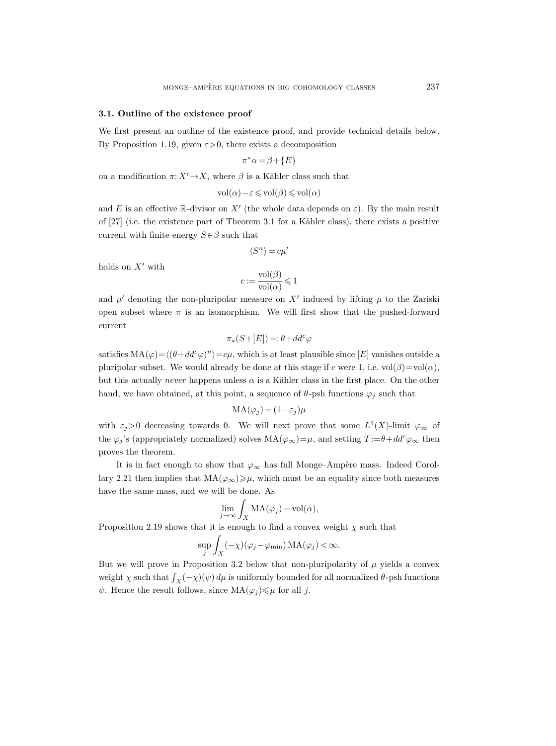### 3.1. Outline of the existence proof

We first present an outline of the existence proof, and provide technical details below. By Proposition 1.19, given $\varepsilon>0$, there exists a decomposition

$$\pi^*\alpha = \beta + \{E\}$$

on a modification $\pi: X' \to X$, where $\beta$ is a Kähler class such that

$$\mathrm{vol}(\alpha) - \varepsilon \leqslant \mathrm{vol}(\beta) \leqslant \mathrm{vol}(\alpha)$$

and $E$ is an effective $\mathbb{R}$-divisor on $X'$ (the whole data depends on $\varepsilon$). By the main result of [27] (i.e. the existence part of Theorem 3.1 for a Kähler class), there exists a positive current with finite energy $S \in \beta$ such that

$$\langle S^n \rangle = c\mu'$$

holds on $X'$ with

$$c := \frac{\mathrm{vol}(\beta)}{\mathrm{vol}(\alpha)} \leqslant 1$$

and $\mu'$ denoting the non-pluripolar measure on $X'$ induced by lifting $\mu$ to the Zariski open subset where $\pi$ is an isomorphism. We will first show that the pushed-forward current

$$\pi_*(S + [E]) =: \theta + dd^c\varphi$$

satisfies $\mathrm{MA}(\varphi) = \langle (\theta + dd^c\varphi)^n \rangle = c\mu$, which is at least plausible since $[E]$ vanishes outside a pluripolar subset. We would already be done at this stage if $c$ were 1, i.e. $\mathrm{vol}(\beta) = \mathrm{vol}(\alpha)$, but this actually *never* happens unless $\alpha$ is a Kähler class in the first place. On the other hand, we have obtained, at this point, a sequence of $\theta$-psh functions $\varphi_j$ such that

$$\mathrm{MA}(\varphi_j) = (1 - \varepsilon_j)\mu$$

with $\varepsilon_j > 0$ decreasing towards 0. We will next prove that some $L^1(X)$-limit $\varphi_\infty$ of the $\varphi_j$'s (appropriately normalized) solves $\mathrm{MA}(\varphi_\infty) = \mu$, and setting $T := \theta + dd^c\varphi_\infty$ then proves the theorem.

It is in fact enough to show that $\varphi_\infty$ has full Monge–Ampère mass. Indeed Corollary 2.21 then implies that $\mathrm{MA}(\varphi_\infty) \geqslant \mu$, which must be an equality since both measures have the same mass, and we will be done. As

$$\lim_{j\to\infty} \int_X \mathrm{MA}(\varphi_j) = \mathrm{vol}(\alpha),$$

Proposition 2.19 shows that it is enough to find a convex weight $\chi$ such that

$$\sup_j \int_X (-\chi)(\varphi_j - \varphi_{\min}) \, \mathrm{MA}(\varphi_j) < \infty.$$

But we will prove in Proposition 3.2 below that non-pluripolarity of $\mu$ yields a convex weight $\chi$ such that $\int_X (-\chi)(\psi)\, d\mu$ is uniformly bounded for all normalized $\theta$-psh functions $\psi$. Hence the result follows, since $\mathrm{MA}(\varphi_j) \leqslant \mu$ for all $j$.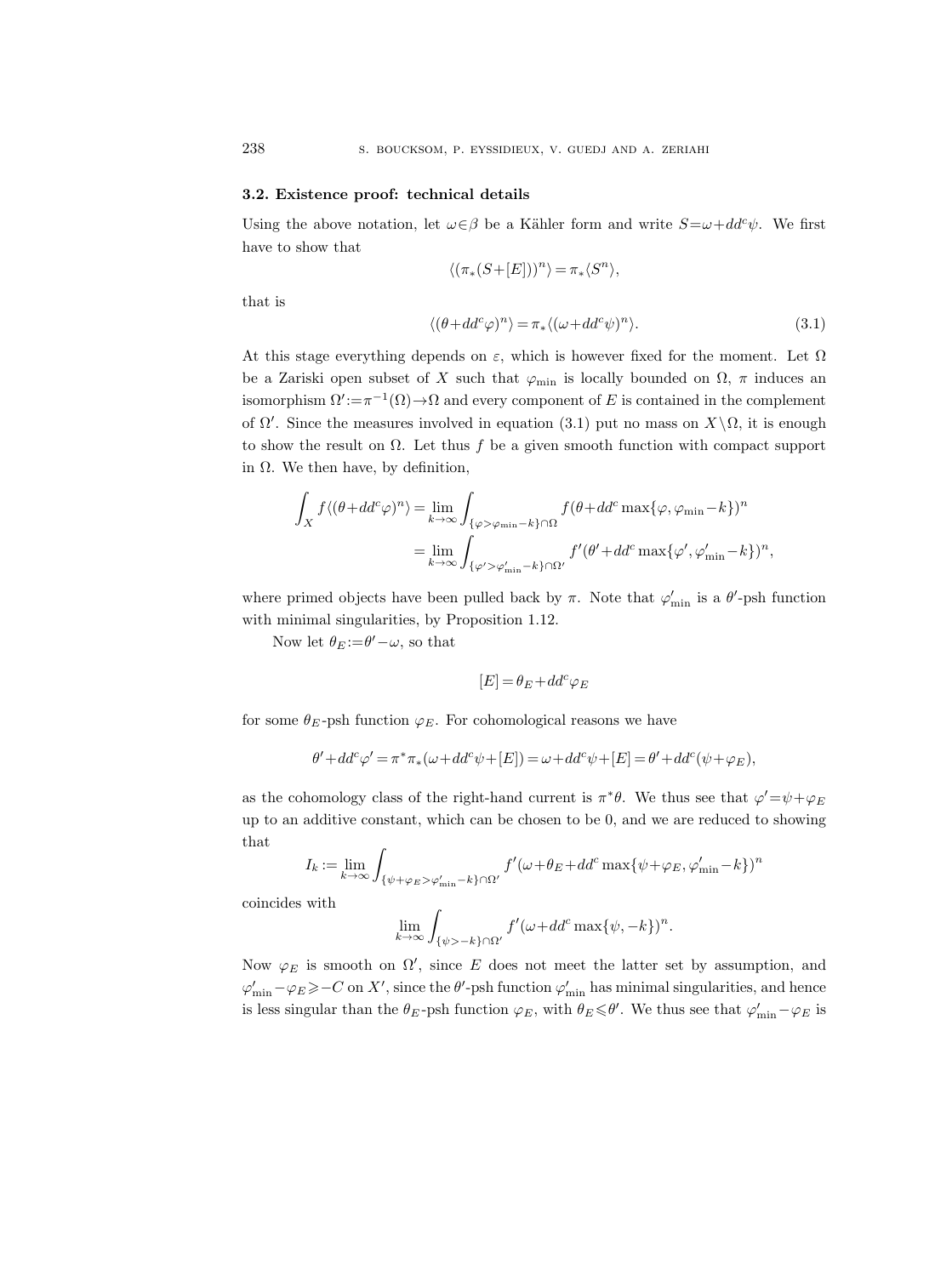### 3.2. Existence proof: technical details

Using the above notation, let $\omega\in\beta$ be a Kähler form and write $S=\omega+dd^c\psi$. We first have to show that

$$\langle(\pi_*(S+[E]))^n\rangle=\pi_*\langle S^n\rangle,$$

that is

$$\langle(\theta+dd^c\varphi)^n\rangle=\pi_*\langle(\omega+dd^c\psi)^n\rangle. \tag{3.1}$$

At this stage everything depends on $\varepsilon$, which is however fixed for the moment. Let $\Omega$ be a Zariski open subset of $X$ such that $\varphi_{\min}$ is locally bounded on $\Omega$, $\pi$ induces an isomorphism $\Omega':=\pi^{-1}(\Omega)\to\Omega$ and every component of $E$ is contained in the complement of $\Omega'$. Since the measures involved in equation (3.1) put no mass on $X\setminus\Omega$, it is enough to show the result on $\Omega$. Let thus $f$ be a given smooth function with compact support in $\Omega$. We then have, by definition,

$$\begin{aligned}\int_X f\langle(\theta+dd^c\varphi)^n\rangle &= \lim_{k\to\infty}\int_{\{\varphi>\varphi_{\min}-k\}\cap\Omega} f(\theta+dd^c\max\{\varphi,\varphi_{\min}-k\})^n\\ &= \lim_{k\to\infty}\int_{\{\varphi'>\varphi'_{\min}-k\}\cap\Omega'} f'(\theta'+dd^c\max\{\varphi',\varphi'_{\min}-k\})^n,\end{aligned}$$

where primed objects have been pulled back by $\pi$. Note that $\varphi'_{\min}$ is a $\theta'$-psh function with minimal singularities, by Proposition 1.12.

Now let $\theta_E:=\theta'-\omega$, so that

$$[E]=\theta_E+dd^c\varphi_E$$

for some $\theta_E$-psh function $\varphi_E$. For cohomological reasons we have

$$\theta'+dd^c\varphi'=\pi^*\pi_*(\omega+dd^c\psi+[E])=\omega+dd^c\psi+[E]=\theta'+dd^c(\psi+\varphi_E),$$

as the cohomology class of the right-hand current is $\pi^*\theta$. We thus see that $\varphi'=\psi+\varphi_E$ up to an additive constant, which can be chosen to be 0, and we are reduced to showing that

$$I_k:=\lim_{k\to\infty}\int_{\{\psi+\varphi_E>\varphi'_{\min}-k\}\cap\Omega'} f'(\omega+\theta_E+dd^c\max\{\psi+\varphi_E,\varphi'_{\min}-k\})^n$$

coincides with

$$\lim_{k\to\infty}\int_{\{\psi>-k\}\cap\Omega'} f'(\omega+dd^c\max\{\psi,-k\})^n.$$

Now $\varphi_E$ is smooth on $\Omega'$, since $E$ does not meet the latter set by assumption, and $\varphi'_{\min}-\varphi_E\geqslant -C$ on $X'$, since the $\theta'$-psh function $\varphi'_{\min}$ has minimal singularities, and hence is less singular than the $\theta_E$-psh function $\varphi_E$, with $\theta_E\leqslant\theta'$. We thus see that $\varphi'_{\min}-\varphi_E$ is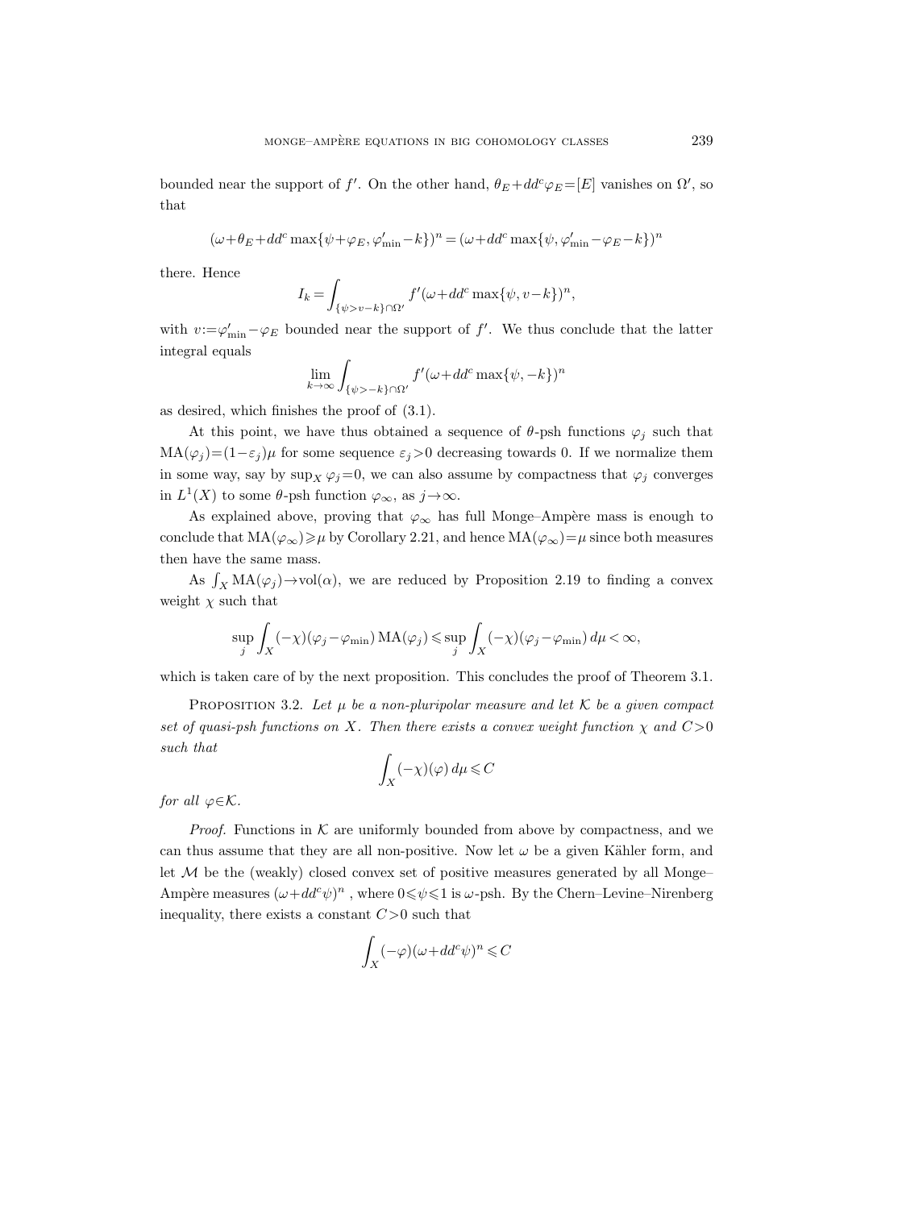bounded near the support of $f'$. On the other hand, $\theta_E+dd^c\varphi_E=[E]$ vanishes on $\Omega'$, so that

$$(\omega+\theta_E+dd^c\max\{\psi+\varphi_E,\varphi'_{\min}-k\})^n=(\omega+dd^c\max\{\psi,\varphi'_{\min}-\varphi_E-k\})^n$$

there. Hence

$$I_k=\int_{\{\psi>v-k\}\cap\Omega'}f'(\omega+dd^c\max\{\psi,v-k\})^n,$$

with $v:=\varphi'_{\min}-\varphi_E$ bounded near the support of $f'$. We thus conclude that the latter integral equals

$$\lim_{k\to\infty}\int_{\{\psi>-k\}\cap\Omega'}f'(\omega+dd^c\max\{\psi,-k\})^n$$

as desired, which finishes the proof of (3.1).

At this point, we have thus obtained a sequence of $\theta$-psh functions $\varphi_j$ such that $\mathrm{MA}(\varphi_j)=(1-\varepsilon_j)\mu$ for some sequence $\varepsilon_j>0$ decreasing towards 0. If we normalize them in some way, say by $\sup_X\varphi_j=0$, we can also assume by compactness that $\varphi_j$ converges in $L^1(X)$ to some $\theta$-psh function $\varphi_\infty$, as $j\to\infty$.

As explained above, proving that $\varphi_\infty$ has full Monge–Ampère mass is enough to conclude that $\mathrm{MA}(\varphi_\infty)\geqslant\mu$ by Corollary 2.21, and hence $\mathrm{MA}(\varphi_\infty)=\mu$ since both measures then have the same mass.

As $\int_X\mathrm{MA}(\varphi_j)\to\mathrm{vol}(\alpha)$, we are reduced by Proposition 2.19 to finding a convex weight $\chi$ such that

$$\sup_j\int_X(-\chi)(\varphi_j-\varphi_{\min})\,\mathrm{MA}(\varphi_j)\leqslant\sup_j\int_X(-\chi)(\varphi_j-\varphi_{\min})\,d\mu<\infty,$$

which is taken care of by the next proposition. This concludes the proof of Theorem 3.1.

PROPOSITION 3.2. *Let $\mu$ be a non-pluripolar measure and let $\mathcal{K}$ be a given compact set of quasi-psh functions on $X$. Then there exists a convex weight function $\chi$ and $C>0$ such that*

$$\int_X(-\chi)(\varphi)\,d\mu\leqslant C$$

*for all $\varphi\in\mathcal{K}$.*

*Proof.* Functions in $\mathcal{K}$ are uniformly bounded from above by compactness, and we can thus assume that they are all non-positive. Now let $\omega$ be a given Kähler form, and let $\mathcal{M}$ be the (weakly) closed convex set of positive measures generated by all Monge–Ampère measures $(\omega+dd^c\psi)^n$ , where $0\leqslant\psi\leqslant1$ is $\omega$-psh. By the Chern–Levine–Nirenberg inequality, there exists a constant $C>0$ such that

$$\int_X(-\varphi)(\omega+dd^c\psi)^n\leqslant C$$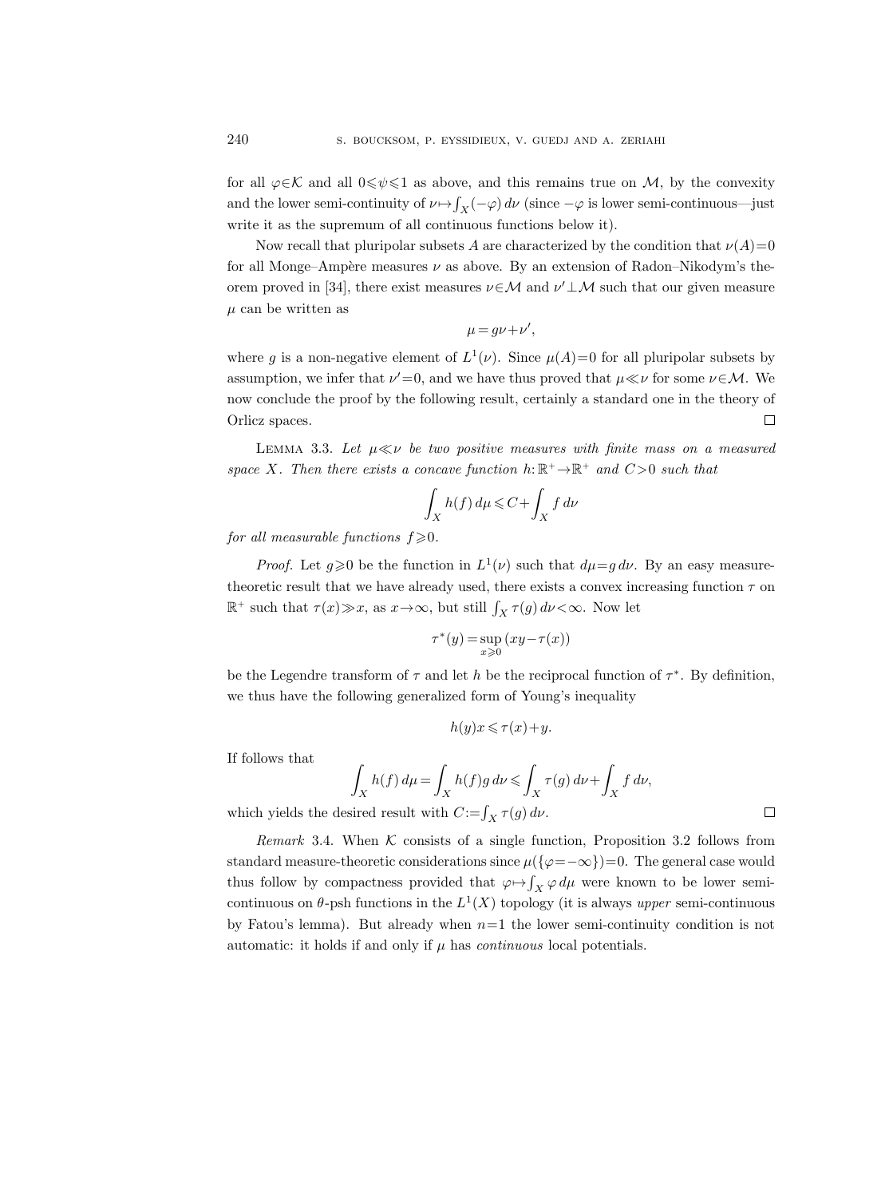for all $\varphi \in \mathcal{K}$ and all $0 \leqslant \psi \leqslant 1$ as above, and this remains true on $\mathcal{M}$, by the convexity and the lower semi-continuity of $\nu \mapsto \int_X (-\varphi)\, d\nu$ (since $-\varphi$ is lower semi-continuous—just write it as the supremum of all continuous functions below it).

Now recall that pluripolar subsets $A$ are characterized by the condition that $\nu(A)=0$ for all Monge–Ampère measures $\nu$ as above. By an extension of Radon–Nikodym's theorem proved in [34], there exist measures $\nu \in \mathcal{M}$ and $\nu' \perp \mathcal{M}$ such that our given measure $\mu$ can be written as

$$\mu = g\nu + \nu',$$

where $g$ is a non-negative element of $L^1(\nu)$. Since $\mu(A)=0$ for all pluripolar subsets by assumption, we infer that $\nu'=0$, and we have thus proved that $\mu \ll \nu$ for some $\nu \in \mathcal{M}$. We now conclude the proof by the following result, certainly a standard one in the theory of Orlicz spaces. $\square$

Lemma 3.3. *Let $\mu \ll \nu$ be two positive measures with finite mass on a measured space $X$. Then there exists a concave function $h: \mathbb{R}^+ \to \mathbb{R}^+$ and $C>0$ such that*

$$\int_X h(f)\, d\mu \leqslant C + \int_X f\, d\nu$$

*for all measurable functions $f \geqslant 0$.*

*Proof.* Let $g \geqslant 0$ be the function in $L^1(\nu)$ such that $d\mu = g\, d\nu$. By an easy measure-theoretic result that we have already used, there exists a convex increasing function $\tau$ on $\mathbb{R}^+$ such that $\tau(x) \gg x$, as $x \to \infty$, but still $\int_X \tau(g)\, d\nu < \infty$. Now let

$$\tau^*(y) = \sup_{x \geqslant 0} (xy - \tau(x))$$

be the Legendre transform of $\tau$ and let $h$ be the reciprocal function of $\tau^*$. By definition, we thus have the following generalized form of Young's inequality

$$h(y)x \leqslant \tau(x) + y.$$

If follows that

$$\int_X h(f)\, d\mu = \int_X h(f) g\, d\nu \leqslant \int_X \tau(g)\, d\nu + \int_X f\, d\nu,$$

which yields the desired result with $C := \int_X \tau(g)\, d\nu$. $\square$

*Remark* 3.4. When $\mathcal{K}$ consists of a single function, Proposition 3.2 follows from standard measure-theoretic considerations since $\mu(\{\varphi = -\infty\}) = 0$. The general case would thus follow by compactness provided that $\varphi \mapsto \int_X \varphi\, d\mu$ were known to be lower semi-continuous on $\theta$-psh functions in the $L^1(X)$ topology (it is always *upper* semi-continuous by Fatou's lemma). But already when $n=1$ the lower semi-continuity condition is not automatic: it holds if and only if $\mu$ has *continuous* local potentials.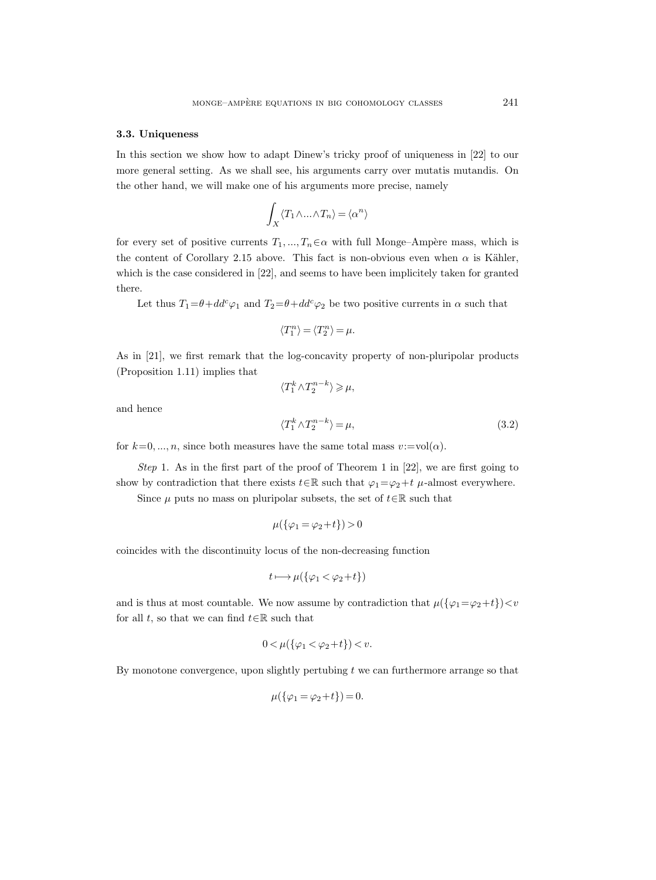### 3.3. Uniqueness

In this section we show how to adapt Dinew's tricky proof of uniqueness in [22] to our more general setting. As we shall see, his arguments carry over mutatis mutandis. On the other hand, we will make one of his arguments more precise, namely

$$\int_X \langle T_1 \wedge \ldots \wedge T_n \rangle = \langle \alpha^n \rangle$$

for every set of positive currents $T_1, \ldots, T_n \in \alpha$ with full Monge–Ampère mass, which is the content of Corollary 2.15 above. This fact is non-obvious even when $\alpha$ is Kähler, which is the case considered in [22], and seems to have been implicitely taken for granted there.

Let thus $T_1 = \theta + dd^c \varphi_1$ and $T_2 = \theta + dd^c \varphi_2$ be two positive currents in $\alpha$ such that

$$\langle T_1^n \rangle = \langle T_2^n \rangle = \mu.$$

As in [21], we first remark that the log-concavity property of non-pluripolar products (Proposition 1.11) implies that

$$\langle T_1^k \wedge T_2^{n-k} \rangle \geqslant \mu,$$

and hence

$$\langle T_1^k \wedge T_2^{n-k} \rangle = \mu, \tag{3.2}$$

for $k = 0, \ldots, n$, since both measures have the same total mass $v := \operatorname{vol}(\alpha)$.

*Step* 1. As in the first part of the proof of Theorem 1 in [22], we are first going to show by contradiction that there exists $t \in \mathbb{R}$ such that $\varphi_1 = \varphi_2 + t$ $\mu$-almost everywhere.

Since $\mu$ puts no mass on pluripolar subsets, the set of $t \in \mathbb{R}$ such that

$$\mu(\{\varphi_1 = \varphi_2 + t\}) > 0$$

coincides with the discontinuity locus of the non-decreasing function

$$t \longmapsto \mu(\{\varphi_1 < \varphi_2 + t\})$$

and is thus at most countable. We now assume by contradiction that $\mu(\{\varphi_1 = \varphi_2 + t\}) < v$ for all $t$, so that we can find $t \in \mathbb{R}$ such that

$$0 < \mu(\{\varphi_1 < \varphi_2 + t\}) < v.$$

By monotone convergence, upon slightly pertubing $t$ we can furthermore arrange so that

$$\mu(\{\varphi_1 = \varphi_2 + t\}) = 0.$$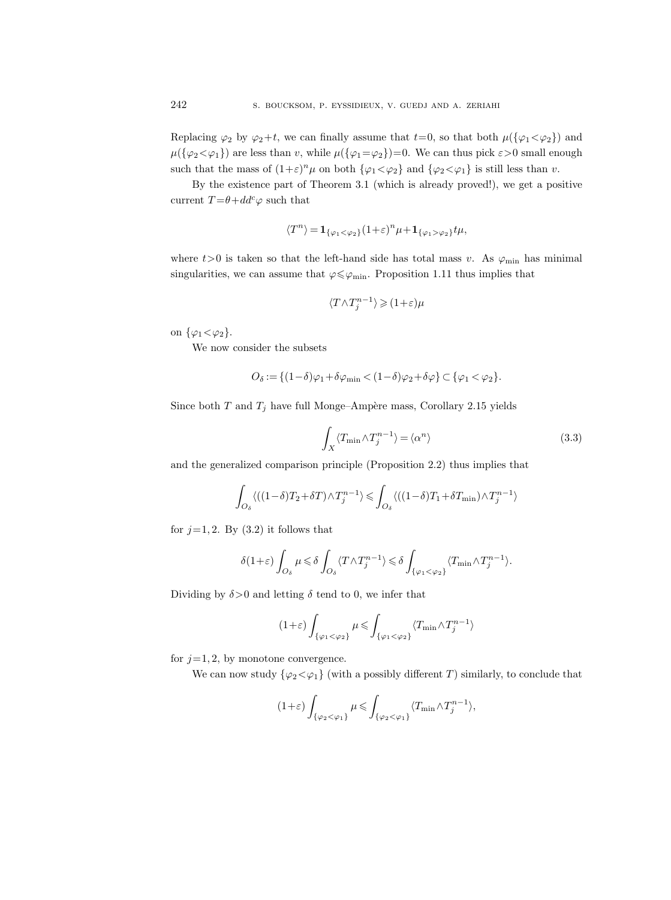Replacing $\varphi_2$ by $\varphi_2+t$, we can finally assume that $t=0$, so that both $\mu(\{\varphi_1<\varphi_2\})$ and $\mu(\{\varphi_2<\varphi_1\})$ are less than $v$, while $\mu(\{\varphi_1=\varphi_2\})=0$. We can thus pick $\varepsilon>0$ small enough such that the mass of $(1+\varepsilon)^n\mu$ on both $\{\varphi_1<\varphi_2\}$ and $\{\varphi_2<\varphi_1\}$ is still less than $v$.

By the existence part of Theorem 3.1 (which is already proved!), we get a positive current $T=\theta+dd^c\varphi$ such that

$$\langle T^n\rangle = \mathbf{1}_{\{\varphi_1<\varphi_2\}}(1+\varepsilon)^n\mu+\mathbf{1}_{\{\varphi_1>\varphi_2\}}t\mu,$$

where $t>0$ is taken so that the left-hand side has total mass $v$. As $\varphi_{\min}$ has minimal singularities, we can assume that $\varphi\leqslant\varphi_{\min}$. Proposition 1.11 thus implies that

$$\langle T\wedge T_j^{n-1}\rangle \geqslant (1+\varepsilon)\mu$$

on $\{\varphi_1<\varphi_2\}$.

We now consider the subsets

$$O_\delta := \{(1-\delta)\varphi_1+\delta\varphi_{\min} < (1-\delta)\varphi_2+\delta\varphi\} \subset \{\varphi_1<\varphi_2\}.$$

Since both $T$ and $T_j$ have full Monge–Ampère mass, Corollary 2.15 yields

$$\int_X \langle T_{\min}\wedge T_j^{n-1}\rangle = \langle \alpha^n\rangle \tag{3.3}$$

and the generalized comparison principle (Proposition 2.2) thus implies that

$$\int_{O_\delta} \langle((1-\delta)T_2+\delta T)\wedge T_j^{n-1}\rangle \leqslant \int_{O_\delta} \langle((1-\delta)T_1+\delta T_{\min})\wedge T_j^{n-1}\rangle$$

for $j=1,2$. By (3.2) it follows that

$$\delta(1+\varepsilon)\int_{O_\delta}\mu \leqslant \delta\int_{O_\delta}\langle T\wedge T_j^{n-1}\rangle \leqslant \delta\int_{\{\varphi_1<\varphi_2\}}\langle T_{\min}\wedge T_j^{n-1}\rangle.$$

Dividing by $\delta>0$ and letting $\delta$ tend to 0, we infer that

$$(1+\varepsilon)\int_{\{\varphi_1<\varphi_2\}}\mu \leqslant \int_{\{\varphi_1<\varphi_2\}}\langle T_{\min}\wedge T_j^{n-1}\rangle$$

for $j=1,2$, by monotone convergence.

We can now study $\{\varphi_2<\varphi_1\}$ (with a possibly different $T$) similarly, to conclude that

$$(1+\varepsilon)\int_{\{\varphi_2<\varphi_1\}}\mu \leqslant \int_{\{\varphi_2<\varphi_1\}}\langle T_{\min}\wedge T_j^{n-1}\rangle,$$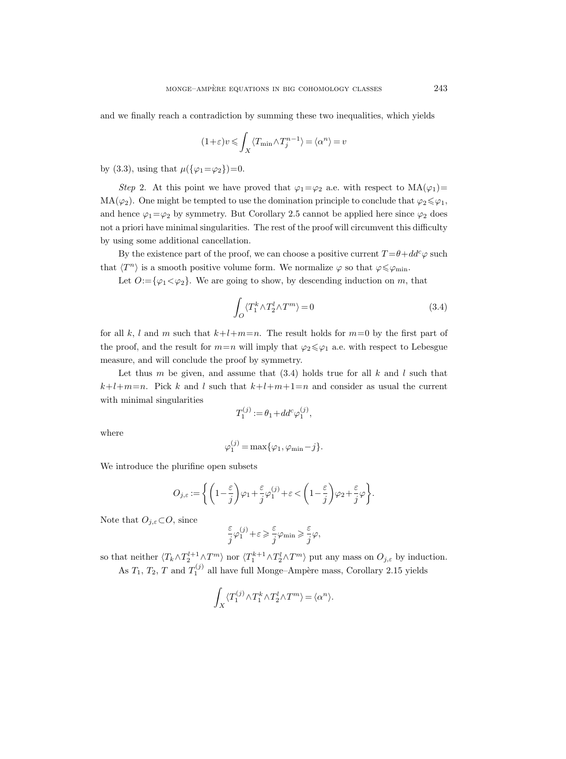and we finally reach a contradiction by summing these two inequalities, which yields

$$(1+\varepsilon)v \leqslant \int_X \langle T_{\min} \wedge T_j^{n-1} \rangle = \langle \alpha^n \rangle = v$$

by (3.3), using that $\mu(\{\varphi_1 = \varphi_2\}) = 0$.

*Step* 2. At this point we have proved that $\varphi_1 = \varphi_2$ a.e. with respect to $\mathrm{MA}(\varphi_1) = \mathrm{MA}(\varphi_2)$. One might be tempted to use the domination principle to conclude that $\varphi_2 \leqslant \varphi_1$, and hence $\varphi_1 = \varphi_2$ by symmetry. But Corollary 2.5 cannot be applied here since $\varphi_2$ does not a priori have minimal singularities. The rest of the proof will circumvent this difficulty by using some additional cancellation.

By the existence part of the proof, we can choose a positive current $T = \theta + dd^c \varphi$ such that $\langle T^n \rangle$ is a smooth positive volume form. We normalize $\varphi$ so that $\varphi \leqslant \varphi_{\min}$.

Let $O := \{\varphi_1 < \varphi_2\}$. We are going to show, by descending induction on $m$, that

$$\int_O \langle T_1^k \wedge T_2^l \wedge T^m \rangle = 0 \tag{3.4}$$

for all $k$, $l$ and $m$ such that $k+l+m=n$. The result holds for $m=0$ by the first part of the proof, and the result for $m=n$ will imply that $\varphi_2 \leqslant \varphi_1$ a.e. with respect to Lebesgue measure, and will conclude the proof by symmetry.

Let thus $m$ be given, and assume that (3.4) holds true for all $k$ and $l$ such that $k+l+m=n$. Pick $k$ and $l$ such that $k+l+m+1=n$ and consider as usual the current with minimal singularities

$$T_1^{(j)} := \theta_1 + dd^c \varphi_1^{(j)},$$

where

$$\varphi_1^{(j)} = \max\{\varphi_1, \varphi_{\min} - j\}.$$

We introduce the plurifine open subsets

$$O_{j,\varepsilon} := \left\{ \left(1 - \frac{\varepsilon}{j}\right)\varphi_1 + \frac{\varepsilon}{j}\varphi_1^{(j)} + \varepsilon < \left(1 - \frac{\varepsilon}{j}\right)\varphi_2 + \frac{\varepsilon}{j}\varphi \right\}.$$

Note that $O_{j,\varepsilon} \subset O$, since

$$\frac{\varepsilon}{j}\varphi_1^{(j)} + \varepsilon \geqslant \frac{\varepsilon}{j}\varphi_{\min} \geqslant \frac{\varepsilon}{j}\varphi,$$

so that neither $\langle T_k \wedge T_2^{l+1} \wedge T^m \rangle$ nor $\langle T_1^{k+1} \wedge T_2^l \wedge T^m \rangle$ put any mass on $O_{j,\varepsilon}$ by induction.

As $T_1$, $T_2$, $T$ and $T_1^{(j)}$ all have full Monge–Ampère mass, Corollary 2.15 yields

$$\int_X \langle T_1^{(j)} \wedge T_1^k \wedge T_2^l \wedge T^m \rangle = \langle \alpha^n \rangle.$$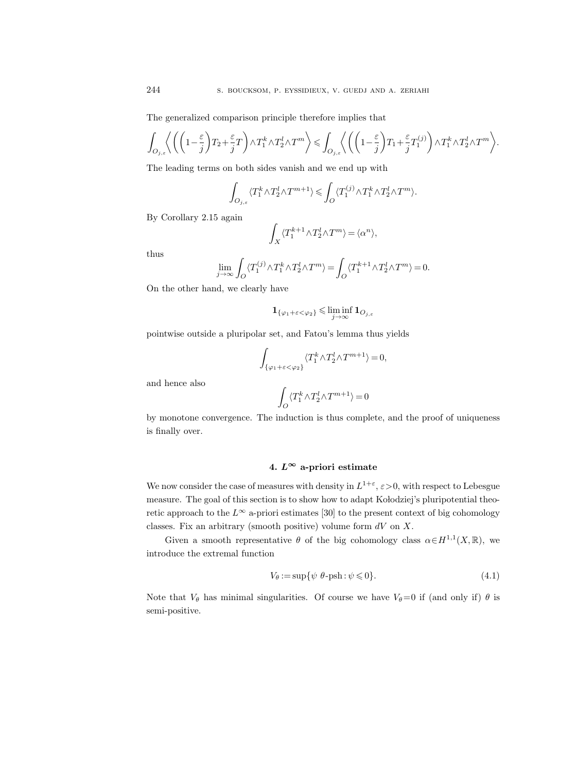The generalized comparison principle therefore implies that

$$\int_{O_{j,\varepsilon}} \left\langle \left( \left(1-\frac{\varepsilon}{j}\right) T_2 + \frac{\varepsilon}{j} T \right) \wedge T_1^k \wedge T_2^l \wedge T^m \right\rangle \leqslant \int_{O_{j,\varepsilon}} \left\langle \left( \left(1-\frac{\varepsilon}{j}\right) T_1 + \frac{\varepsilon}{j} T_1^{(j)} \right) \wedge T_1^k \wedge T_2^l \wedge T^m \right\rangle.$$

The leading terms on both sides vanish and we end up with

$$\int_{O_{j,\varepsilon}} \langle T_1^k \wedge T_2^l \wedge T^{m+1} \rangle \leqslant \int_O \langle T_1^{(j)} \wedge T_1^k \wedge T_2^l \wedge T^m \rangle.$$

By Corollary 2.15 again

$$\int_X \langle T_1^{k+1} \wedge T_2^l \wedge T^m \rangle = \langle \alpha^n \rangle,$$

thus

$$\lim_{j\to\infty} \int_O \langle T_1^{(j)} \wedge T_1^k \wedge T_2^l \wedge T^m \rangle = \int_O \langle T_1^{k+1} \wedge T_2^l \wedge T^m \rangle = 0.$$

On the other hand, we clearly have

$$\mathbf{1}_{\{\varphi_1+\varepsilon<\varphi_2\}} \leqslant \liminf_{j\to\infty} \mathbf{1}_{O_{j,\varepsilon}}$$

pointwise outside a pluripolar set, and Fatou's lemma thus yields

$$\int_{\{\varphi_1+\varepsilon<\varphi_2\}} \langle T_1^k \wedge T_2^l \wedge T^{m+1} \rangle = 0,$$

and hence also

$$\int_O \langle T_1^k \wedge T_2^l \wedge T^{m+1} \rangle = 0$$

by monotone convergence. The induction is thus complete, and the proof of uniqueness is finally over.

## 4. $L^\infty$ a-priori estimate

We now consider the case of measures with density in $L^{1+\varepsilon}$, $\varepsilon>0$, with respect to Lebesgue measure. The goal of this section is to show how to adapt Kołodziej's pluripotential theoretic approach to the $L^\infty$ a-priori estimates [30] to the present context of big cohomology classes. Fix an arbitrary (smooth positive) volume form $dV$ on $X$.

Given a smooth representative $\theta$ of the big cohomology class $\alpha \in H^{1,1}(X,\mathbb{R})$, we introduce the extremal function

$$V_\theta := \sup\{\psi \ \theta\text{-psh} : \psi \leqslant 0\}. \tag{4.1}$$

Note that $V_\theta$ has minimal singularities. Of course we have $V_\theta=0$ if (and only if) $\theta$ is semi-positive.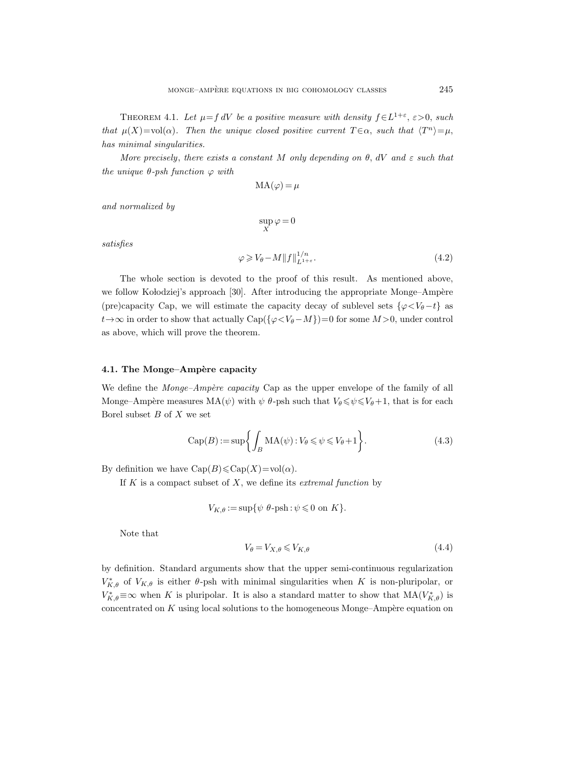THEOREM 4.1. *Let $\mu = f\,dV$ be a positive measure with density $f \in L^{1+\varepsilon}$, $\varepsilon > 0$, such that $\mu(X) = \mathrm{vol}(\alpha)$. Then the unique closed positive current $T \in \alpha$, such that $\langle T^n \rangle = \mu$, has minimal singularities.*

*More precisely, there exists a constant $M$ only depending on $\theta$, $dV$ and $\varepsilon$ such that the unique $\theta$-psh function $\varphi$ with*

$$\mathrm{MA}(\varphi) = \mu$$

*and normalized by*

$$\sup_X \varphi = 0$$

*satisfies*

$$\varphi \geqslant V_\theta - M \|f\|_{L^{1+\varepsilon}}^{1/n}. \tag{4.2}$$

The whole section is devoted to the proof of this result. As mentioned above, we follow Kołodziej's approach [30]. After introducing the appropriate Monge–Ampère (pre)capacity Cap, we will estimate the capacity decay of sublevel sets $\{\varphi < V_\theta - t\}$ as $t \to \infty$ in order to show that actually $\mathrm{Cap}(\{\varphi < V_\theta - M\}) = 0$ for some $M > 0$, under control as above, which will prove the theorem.

#### 4.1. The Monge–Ampère capacity

We define the *Monge–Ampère capacity* Cap as the upper envelope of the family of all Monge–Ampère measures $\mathrm{MA}(\psi)$ with $\psi$ $\theta$-psh such that $V_\theta \leqslant \psi \leqslant V_\theta + 1$, that is for each Borel subset $B$ of $X$ we set

$$\mathrm{Cap}(B) := \sup\left\{ \int_B \mathrm{MA}(\psi) : V_\theta \leqslant \psi \leqslant V_\theta + 1 \right\}. \tag{4.3}$$

By definition we have $\mathrm{Cap}(B) \leqslant \mathrm{Cap}(X) = \mathrm{vol}(\alpha)$.

If $K$ is a compact subset of $X$, we define its *extremal function* by

$$V_{K,\theta} := \sup\{\psi \ \theta\text{-psh} : \psi \leqslant 0 \text{ on } K\}.$$

Note that

$$V_\theta = V_{X,\theta} \leqslant V_{K,\theta} \tag{4.4}$$

by definition. Standard arguments show that the upper semi-continuous regularization $V_{K,\theta}^*$ of $V_{K,\theta}$ is either $\theta$-psh with minimal singularities when $K$ is non-pluripolar, or $V_{K,\theta}^* \equiv \infty$ when $K$ is pluripolar. It is also a standard matter to show that $\mathrm{MA}(V_{K,\theta}^*)$ is concentrated on $K$ using local solutions to the homogeneous Monge–Ampère equation on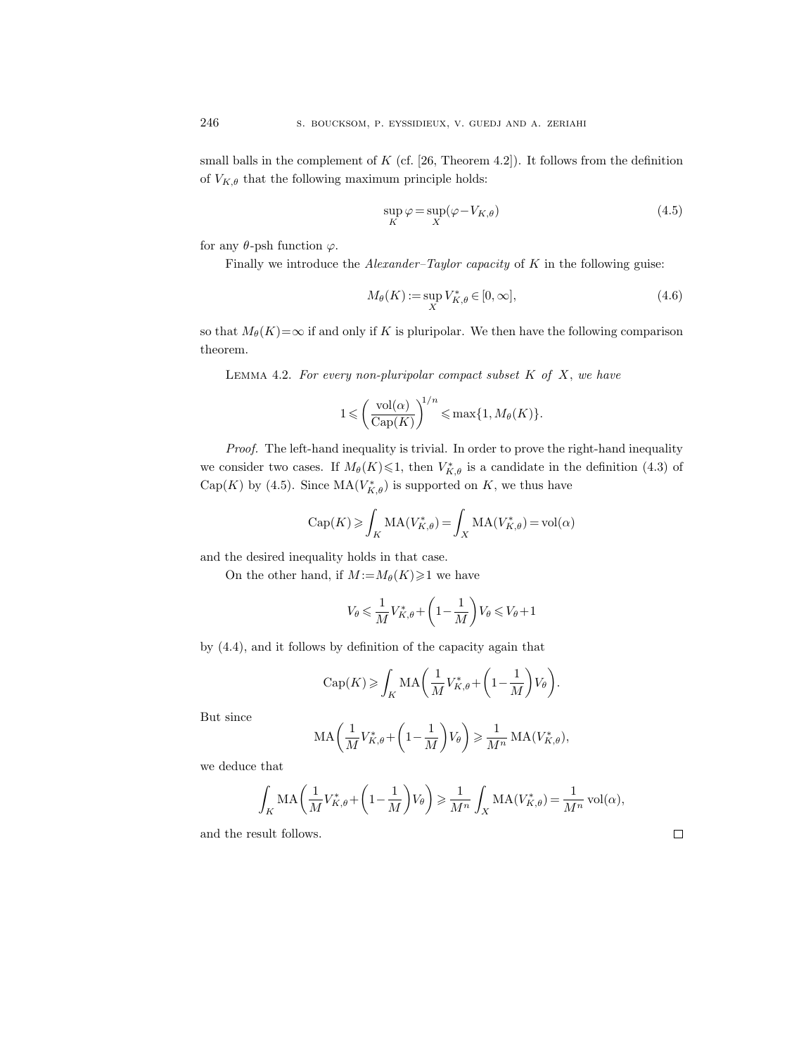small balls in the complement of $K$ (cf. [26, Theorem 4.2]). It follows from the definition of $V_{K,\theta}$ that the following maximum principle holds:

$$\sup_K \varphi = \sup_X (\varphi - V_{K,\theta}) \tag{4.5}$$

for any $\theta$-psh function $\varphi$.

Finally we introduce the *Alexander–Taylor capacity* of $K$ in the following guise:

$$M_\theta(K) := \sup_X V_{K,\theta}^* \in [0, \infty], \tag{4.6}$$

so that $M_\theta(K) = \infty$ if and only if $K$ is pluripolar. We then have the following comparison theorem.

Lemma 4.2. *For every non-pluripolar compact subset $K$ of $X$, we have*

$$1 \leqslant \left( \frac{\operatorname{vol}(\alpha)}{\operatorname{Cap}(K)} \right)^{1/n} \leqslant \max\{1, M_\theta(K)\}.$$

*Proof.* The left-hand inequality is trivial. In order to prove the right-hand inequality we consider two cases. If $M_\theta(K) \leqslant 1$, then $V_{K,\theta}^*$ is a candidate in the definition (4.3) of $\operatorname{Cap}(K)$ by (4.5). Since $\operatorname{MA}(V_{K,\theta}^*)$ is supported on $K$, we thus have

$$\operatorname{Cap}(K) \geqslant \int_K \operatorname{MA}(V_{K,\theta}^*) = \int_X \operatorname{MA}(V_{K,\theta}^*) = \operatorname{vol}(\alpha)$$

and the desired inequality holds in that case.

On the other hand, if $M := M_\theta(K) \geqslant 1$ we have

$$V_\theta \leqslant \frac{1}{M} V_{K,\theta}^* + \left(1 - \frac{1}{M}\right) V_\theta \leqslant V_\theta + 1$$

by (4.4), and it follows by definition of the capacity again that

$$\operatorname{Cap}(K) \geqslant \int_K \operatorname{MA}\left( \frac{1}{M} V_{K,\theta}^* + \left(1 - \frac{1}{M}\right) V_\theta \right).$$

But since

$$\operatorname{MA}\left( \frac{1}{M} V_{K,\theta}^* + \left(1 - \frac{1}{M}\right) V_\theta \right) \geqslant \frac{1}{M^n} \operatorname{MA}(V_{K,\theta}^*),$$

we deduce that

$$\int_K \operatorname{MA}\left( \frac{1}{M} V_{K,\theta}^* + \left(1 - \frac{1}{M}\right) V_\theta \right) \geqslant \frac{1}{M^n} \int_X \operatorname{MA}(V_{K,\theta}^*) = \frac{1}{M^n} \operatorname{vol}(\alpha),$$

and the result follows. $\square$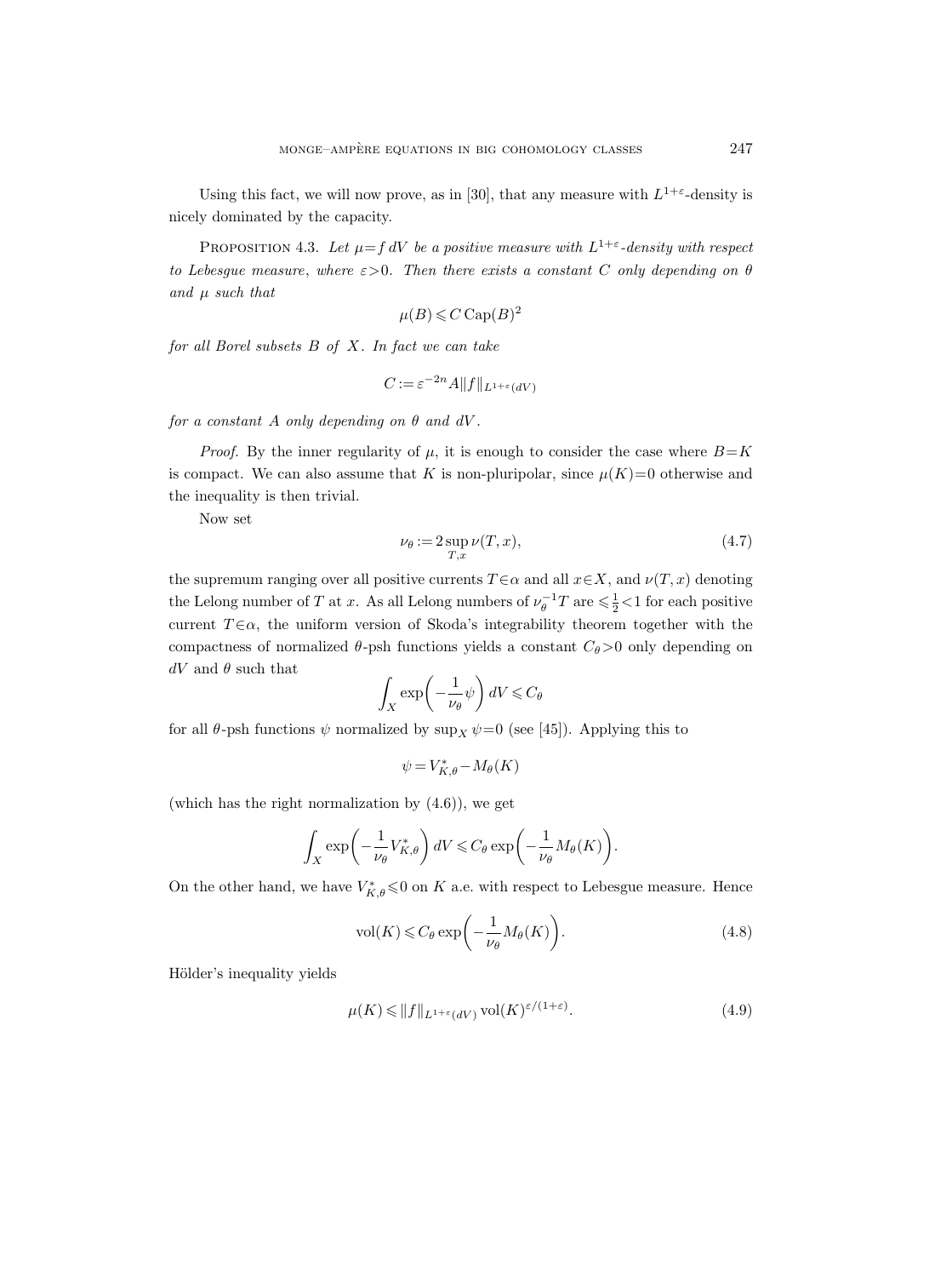Using this fact, we will now prove, as in [30], that any measure with $L^{1+\varepsilon}$-density is nicely dominated by the capacity.

**Proposition 4.3.** *Let $\mu = f\,dV$ be a positive measure with $L^{1+\varepsilon}$-density with respect to Lebesgue measure, where $\varepsilon > 0$. Then there exists a constant $C$ only depending on $\theta$ and $\mu$ such that*

$$\mu(B) \leqslant C\,\mathrm{Cap}(B)^2$$

*for all Borel subsets $B$ of $X$. In fact we can take*

$$C := \varepsilon^{-2n} A \|f\|_{L^{1+\varepsilon}(dV)}$$

*for a constant $A$ only depending on $\theta$ and $dV$.*

*Proof.* By the inner regularity of $\mu$, it is enough to consider the case where $B = K$ is compact. We can also assume that $K$ is non-pluripolar, since $\mu(K) = 0$ otherwise and the inequality is then trivial.

Now set

$$\nu_\theta := 2 \sup_{T,x} \nu(T, x), \tag{4.7}$$

the supremum ranging over all positive currents $T \in \alpha$ and all $x \in X$, and $\nu(T, x)$ denoting the Lelong number of $T$ at $x$. As all Lelong numbers of $\nu_\theta^{-1} T$ are $\leqslant \frac{1}{2} < 1$ for each positive current $T \in \alpha$, the uniform version of Skoda's integrability theorem together with the compactness of normalized $\theta$-psh functions yields a constant $C_\theta > 0$ only depending on $dV$ and $\theta$ such that

$$\int_X \exp\left(-\frac{1}{\nu_\theta}\psi\right) dV \leqslant C_\theta$$

for all $\theta$-psh functions $\psi$ normalized by $\sup_X \psi = 0$ (see [45]). Applying this to

$$\psi = V_{K,\theta}^* - M_\theta(K)$$

(which has the right normalization by (4.6)), we get

$$\int_X \exp\left(-\frac{1}{\nu_\theta} V_{K,\theta}^*\right) dV \leqslant C_\theta \exp\left(-\frac{1}{\nu_\theta} M_\theta(K)\right).$$

On the other hand, we have $V_{K,\theta}^* \leqslant 0$ on $K$ a.e. with respect to Lebesgue measure. Hence

$$\mathrm{vol}(K) \leqslant C_\theta \exp\left(-\frac{1}{\nu_\theta} M_\theta(K)\right). \tag{4.8}$$

Hölder's inequality yields

$$\mu(K) \leqslant \|f\|_{L^{1+\varepsilon}(dV)}\, \mathrm{vol}(K)^{\varepsilon/(1+\varepsilon)}. \tag{4.9}$$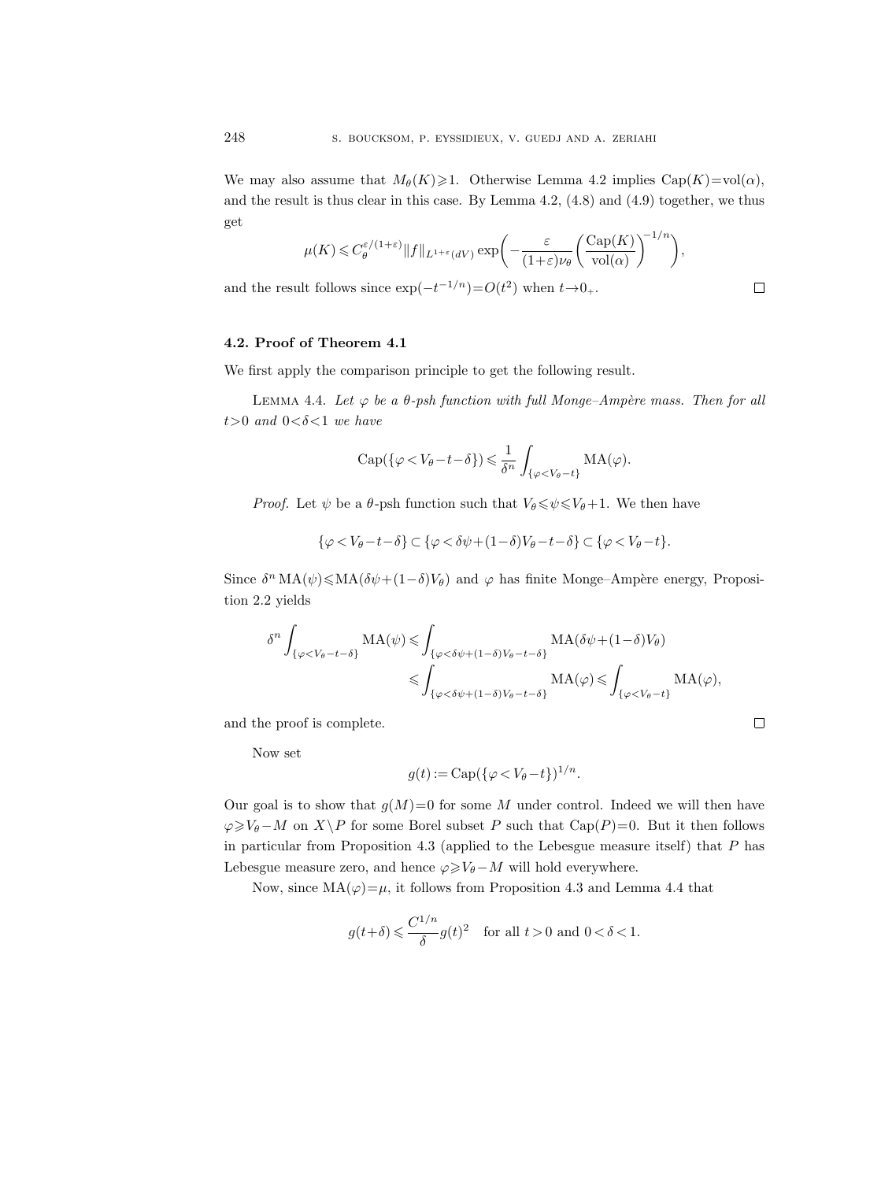We may also assume that $M_\theta(K)\geqslant 1$. Otherwise Lemma 4.2 implies $\operatorname{Cap}(K)=\operatorname{vol}(\alpha)$, and the result is thus clear in this case. By Lemma 4.2, (4.8) and (4.9) together, we thus get

$$\mu(K)\leqslant C_\theta^{\varepsilon/(1+\varepsilon)}\|f\|_{L^{1+\varepsilon}(dV)}\exp\biggl(-\frac{\varepsilon}{(1+\varepsilon)\nu_\theta}\biggl(\frac{\operatorname{Cap}(K)}{\operatorname{vol}(\alpha)}\biggr)^{-1/n}\biggr),$$

and the result follows since $\exp(-t^{-1/n})=O(t^2)$ when $t\to 0_+$. $\square$

### 4.2. Proof of Theorem 4.1

We first apply the comparison principle to get the following result.

LEMMA 4.4. *Let $\varphi$ be a $\theta$-psh function with full Monge–Ampère mass. Then for all $t>0$ and $0<\delta<1$ we have*

$$\operatorname{Cap}(\{\varphi<V_\theta-t-\delta\})\leqslant\frac{1}{\delta^n}\int_{\{\varphi<V_\theta-t\}}\operatorname{MA}(\varphi).$$

*Proof.* Let $\psi$ be a $\theta$-psh function such that $V_\theta\leqslant\psi\leqslant V_\theta+1$. We then have

$$\{\varphi<V_\theta-t-\delta\}\subset\{\varphi<\delta\psi+(1-\delta)V_\theta-t-\delta\}\subset\{\varphi<V_\theta-t\}.$$

Since $\delta^n\operatorname{MA}(\psi)\leqslant\operatorname{MA}(\delta\psi+(1-\delta)V_\theta)$ and $\varphi$ has finite Monge–Ampère energy, Proposition 2.2 yields

$$\begin{aligned}\delta^n\int_{\{\varphi<V_\theta-t-\delta\}}\operatorname{MA}(\psi)&\leqslant\int_{\{\varphi<\delta\psi+(1-\delta)V_\theta-t-\delta\}}\operatorname{MA}(\delta\psi+(1-\delta)V_\theta)\\&\leqslant\int_{\{\varphi<\delta\psi+(1-\delta)V_\theta-t-\delta\}}\operatorname{MA}(\varphi)\leqslant\int_{\{\varphi<V_\theta-t\}}\operatorname{MA}(\varphi),\end{aligned}$$

and the proof is complete. $\square$

Now set

$$g(t):=\operatorname{Cap}(\{\varphi<V_\theta-t\})^{1/n}.$$

Our goal is to show that $g(M)=0$ for some $M$ under control. Indeed we will then have $\varphi\geqslant V_\theta-M$ on $X\setminus P$ for some Borel subset $P$ such that $\operatorname{Cap}(P)=0$. But it then follows in particular from Proposition 4.3 (applied to the Lebesgue measure itself) that $P$ has Lebesgue measure zero, and hence $\varphi\geqslant V_\theta-M$ will hold everywhere.

Now, since $\operatorname{MA}(\varphi)=\mu$, it follows from Proposition 4.3 and Lemma 4.4 that

$$g(t+\delta)\leqslant\frac{C^{1/n}}{\delta}g(t)^2\quad\text{for all } t>0 \text{ and } 0<\delta<1.$$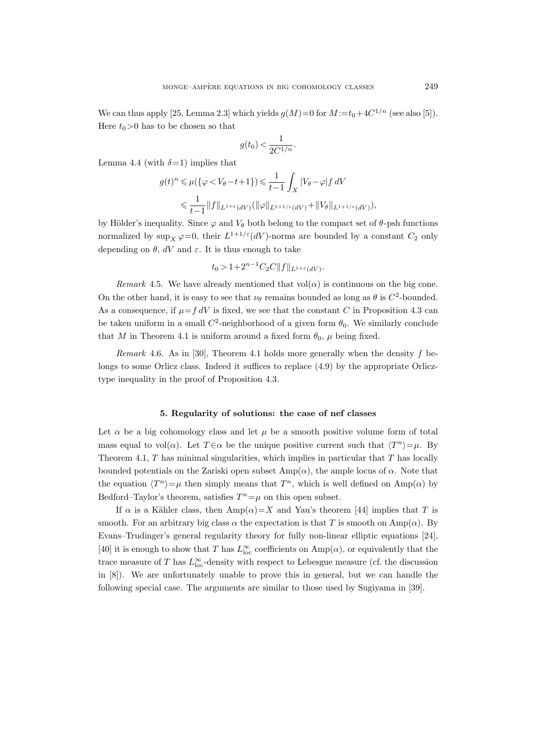We can thus apply [25, Lemma 2.3] which yields $g(M)=0$ for $M:=t_0+4C^{1/n}$ (see also [5]). Here $t_0>0$ has to be chosen so that

$$g(t_0) < \frac{1}{2C^{1/n}}.$$

Lemma 4.4 (with $\delta=1$) implies that

$$\begin{aligned} g(t)^n &\leqslant \mu(\{\varphi < V_\theta - t + 1\}) \leqslant \frac{1}{t-1}\int_X |V_\theta - \varphi| f\, dV \\ &\leqslant \frac{1}{t-1}\|f\|_{L^{1+\varepsilon}(dV)}(\|\varphi\|_{L^{1+1/\varepsilon}(dV)} + \|V_\theta\|_{L^{1+1/\varepsilon}(dV)}), \end{aligned}$$

by Hölder's inequality. Since $\varphi$ and $V_\theta$ both belong to the compact set of $\theta$-psh functions normalized by $\sup_X \varphi=0$, their $L^{1+1/\varepsilon}(dV)$-norms are bounded by a constant $C_2$ only depending on $\theta$, $dV$ and $\varepsilon$. It is thus enough to take

$$t_0 > 1 + 2^{n-1} C_2 C \|f\|_{L^{1+\varepsilon}(dV)}.$$

*Remark* 4.5. We have already mentioned that $\mathrm{vol}(\alpha)$ is continuous on the big cone. On the other hand, it is easy to see that $\nu_\theta$ remains bounded as long as $\theta$ is $C^2$-bounded. As a consequence, if $\mu = f\,dV$ is fixed, we see that the constant $C$ in Proposition 4.3 can be taken uniform in a small $C^2$-neighborhood of a given form $\theta_0$. We similarly conclude that $M$ in Theorem 4.1 is uniform around a fixed form $\theta_0$, $\mu$ being fixed.

*Remark* 4.6. As in [30], Theorem 4.1 holds more generally when the density $f$ belongs to some Orlicz class. Indeed it suffices to replace (4.9) by the appropriate Orlicz-type inequality in the proof of Proposition 4.3.

## 5. Regularity of solutions: the case of nef classes

Let $\alpha$ be a big cohomology class and let $\mu$ be a smooth positive volume form of total mass equal to $\mathrm{vol}(\alpha)$. Let $T\in\alpha$ be the unique positive current such that $\langle T^n\rangle = \mu$. By Theorem 4.1, $T$ has minimal singularities, which implies in particular that $T$ has locally bounded potentials on the Zariski open subset $\mathrm{Amp}(\alpha)$, the ample locus of $\alpha$. Note that the equation $\langle T^n\rangle=\mu$ then simply means that $T^n$, which is well defined on $\mathrm{Amp}(\alpha)$ by Bedford–Taylor's theorem, satisfies $T^n=\mu$ on this open subset.

If $\alpha$ is a Kähler class, then $\mathrm{Amp}(\alpha)=X$ and Yau's theorem [44] implies that $T$ is smooth. For an arbitrary big class $\alpha$ the expectation is that $T$ is smooth on $\mathrm{Amp}(\alpha)$. By Evans–Trudinger's general regularity theory for fully non-linear elliptic equations [24], [40] it is enough to show that $T$ has $L^\infty_{\mathrm{loc}}$ coefficients on $\mathrm{Amp}(\alpha)$, or equivalently that the trace measure of $T$ has $L^\infty_{\mathrm{loc}}$-density with respect to Lebesgue measure (cf. the discussion in [8]). We are unfortunately unable to prove this in general, but we can handle the following special case. The arguments are similar to those used by Sugiyama in [39].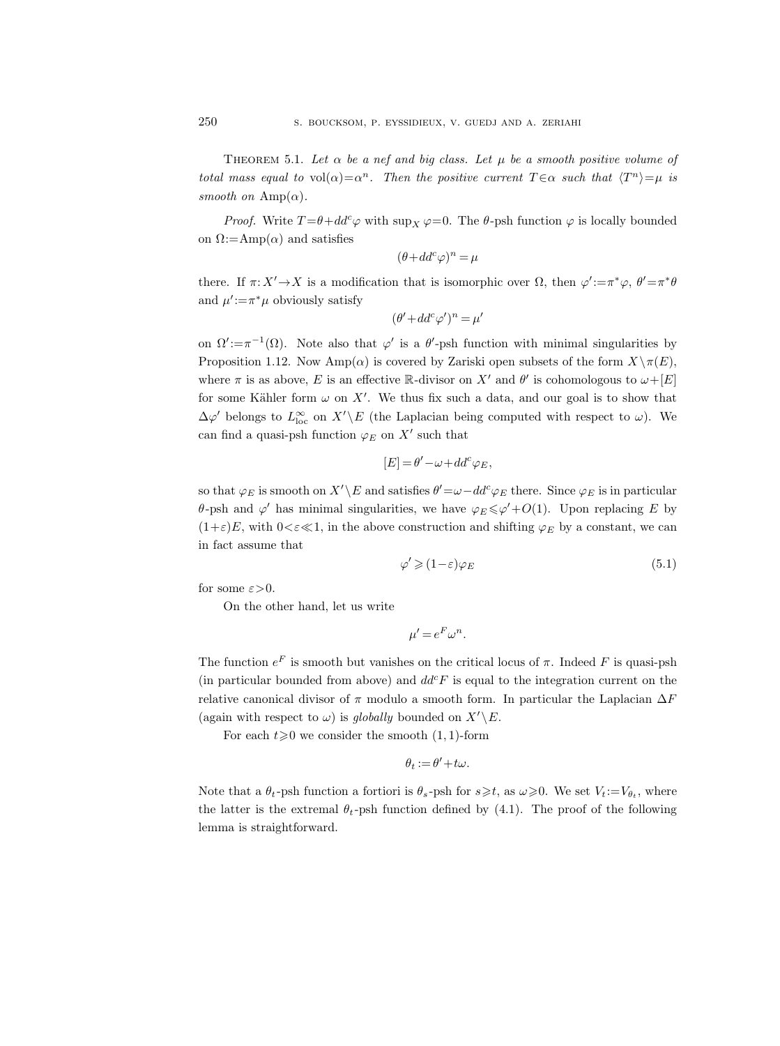**Theorem 5.1.** *Let $\alpha$ be a nef and big class. Let $\mu$ be a smooth positive volume of total mass equal to $\mathrm{vol}(\alpha)=\alpha^n$. Then the positive current $T\in\alpha$ such that $\langle T^n\rangle=\mu$ is smooth on $\mathrm{Amp}(\alpha)$.*

*Proof.* Write $T=\theta+dd^c\varphi$ with $\sup_X\varphi=0$. The $\theta$-psh function $\varphi$ is locally bounded on $\Omega:=\mathrm{Amp}(\alpha)$ and satisfies

$$(\theta+dd^c\varphi)^n=\mu$$

there. If $\pi\colon X'\to X$ is a modification that is isomorphic over $\Omega$, then $\varphi':=\pi^*\varphi$, $\theta'=\pi^*\theta$ and $\mu':=\pi^*\mu$ obviously satisfy

$$(\theta'+dd^c\varphi')^n=\mu'$$

on $\Omega':=\pi^{-1}(\Omega)$. Note also that $\varphi'$ is a $\theta'$-psh function with minimal singularities by Proposition 1.12. Now $\mathrm{Amp}(\alpha)$ is covered by Zariski open subsets of the form $X\setminus\pi(E)$, where $\pi$ is as above, $E$ is an effective $\mathbb{R}$-divisor on $X'$ and $\theta'$ is cohomologous to $\omega+[E]$ for some Kähler form $\omega$ on $X'$. We thus fix such a data, and our goal is to show that $\Delta\varphi'$ belongs to $L^\infty_{\mathrm{loc}}$ on $X'\setminus E$ (the Laplacian being computed with respect to $\omega$). We can find a quasi-psh function $\varphi_E$ on $X'$ such that

$$[E]=\theta'-\omega+dd^c\varphi_E,$$

so that $\varphi_E$ is smooth on $X'\setminus E$ and satisfies $\theta'=\omega-dd^c\varphi_E$ there. Since $\varphi_E$ is in particular $\theta$-psh and $\varphi'$ has minimal singularities, we have $\varphi_E\leqslant\varphi'+O(1)$. Upon replacing $E$ by $(1+\varepsilon)E$, with $0<\varepsilon\ll 1$, in the above construction and shifting $\varphi_E$ by a constant, we can in fact assume that

$$\varphi'\geqslant(1-\varepsilon)\varphi_E \tag{5.1}$$

for some $\varepsilon>0$.

On the other hand, let us write

$$\mu'=e^F\omega^n.$$

The function $e^F$ is smooth but vanishes on the critical locus of $\pi$. Indeed $F$ is quasi-psh (in particular bounded from above) and $dd^cF$ is equal to the integration current on the relative canonical divisor of $\pi$ modulo a smooth form. In particular the Laplacian $\Delta F$ (again with respect to $\omega$) is *globally* bounded on $X'\setminus E$.

For each $t\geqslant 0$ we consider the smooth $(1,1)$-form

$$\theta_t:=\theta'+t\omega.$$

Note that a $\theta_t$-psh function a fortiori is $\theta_s$-psh for $s\geqslant t$, as $\omega\geqslant 0$. We set $V_t:=V_{\theta_t}$, where the latter is the extremal $\theta_t$-psh function defined by (4.1). The proof of the following lemma is straightforward.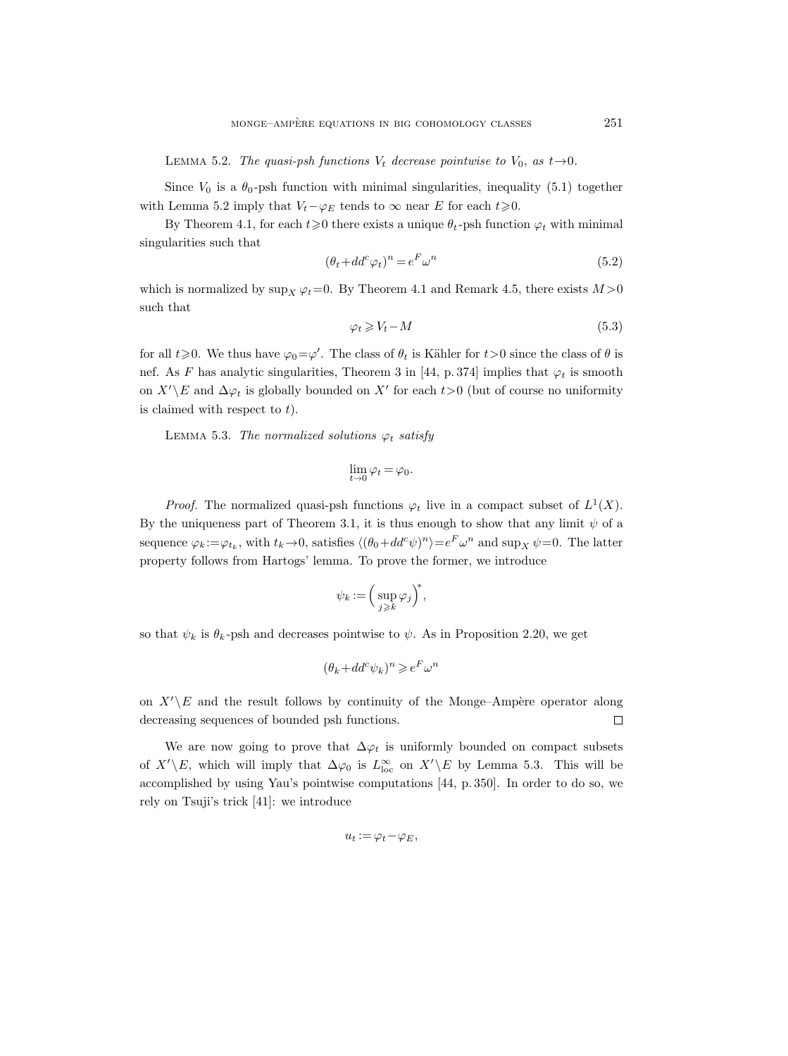Lemma 5.2. *The quasi-psh functions $V_t$ decrease pointwise to $V_0$, as $t \to 0$.*

Since $V_0$ is a $\theta_0$-psh function with minimal singularities, inequality (5.1) together with Lemma 5.2 imply that $V_t - \varphi_E$ tends to $\infty$ near $E$ for each $t \geqslant 0$.

By Theorem 4.1, for each $t \geqslant 0$ there exists a unique $\theta_t$-psh function $\varphi_t$ with minimal singularities such that

$$(\theta_t + dd^c \varphi_t)^n = e^F \omega^n \tag{5.2}$$

which is normalized by $\sup_X \varphi_t = 0$. By Theorem 4.1 and Remark 4.5, there exists $M > 0$ such that

$$\varphi_t \geqslant V_t - M \tag{5.3}$$

for all $t \geqslant 0$. We thus have $\varphi_0 = \varphi'$. The class of $\theta_t$ is Kähler for $t > 0$ since the class of $\theta$ is nef. As $F$ has analytic singularities, Theorem 3 in [44, p. 374] implies that $\varphi_t$ is smooth on $X' \setminus E$ and $\Delta \varphi_t$ is globally bounded on $X'$ for each $t > 0$ (but of course no uniformity is claimed with respect to $t$).

Lemma 5.3. *The normalized solutions $\varphi_t$ satisfy*

$$\lim_{t \to 0} \varphi_t = \varphi_0.$$

*Proof.* The normalized quasi-psh functions $\varphi_t$ live in a compact subset of $L^1(X)$. By the uniqueness part of Theorem 3.1, it is thus enough to show that any limit $\psi$ of a sequence $\varphi_k := \varphi_{t_k}$, with $t_k \to 0$, satisfies $\langle (\theta_0 + dd^c \psi)^n \rangle = e^F \omega^n$ and $\sup_X \psi = 0$. The latter property follows from Hartogs' lemma. To prove the former, we introduce

$$\psi_k := \Big( \sup_{j \geqslant k} \varphi_j \Big)^*,$$

so that $\psi_k$ is $\theta_k$-psh and decreases pointwise to $\psi$. As in Proposition 2.20, we get

$$(\theta_k + dd^c \psi_k)^n \geqslant e^F \omega^n$$

on $X' \setminus E$ and the result follows by continuity of the Monge–Ampère operator along decreasing sequences of bounded psh functions. $\square$

We are now going to prove that $\Delta \varphi_t$ is uniformly bounded on compact subsets of $X' \setminus E$, which will imply that $\Delta \varphi_0$ is $L^\infty_{\mathrm{loc}}$ on $X' \setminus E$ by Lemma 5.3. This will be accomplished by using Yau's pointwise computations [44, p. 350]. In order to do so, we rely on Tsuji's trick [41]: we introduce

$$u_t := \varphi_t - \varphi_E,$$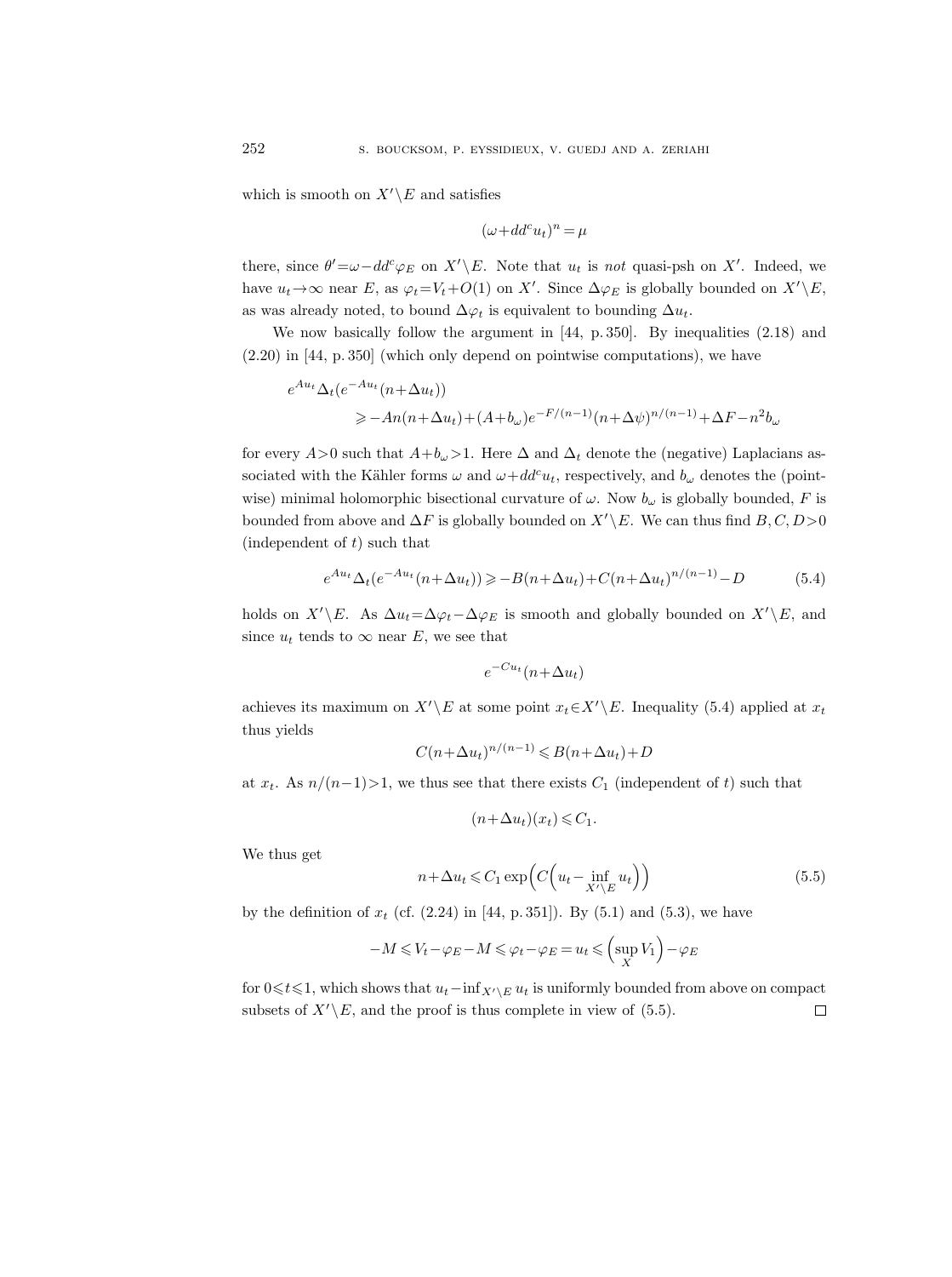which is smooth on $X'\setminus E$ and satisfies

$$(\omega+dd^c u_t)^n=\mu$$

there, since $\theta'=\omega-dd^c\varphi_E$ on $X'\setminus E$. Note that $u_t$ is *not* quasi-psh on $X'$. Indeed, we have $u_t\to\infty$ near $E$, as $\varphi_t=V_t+O(1)$ on $X'$. Since $\Delta\varphi_E$ is globally bounded on $X'\setminus E$, as was already noted, to bound $\Delta\varphi_t$ is equivalent to bounding $\Delta u_t$.

We now basically follow the argument in [44, p. 350]. By inequalities (2.18) and (2.20) in [44, p. 350] (which only depend on pointwise computations), we have

$$\begin{aligned} e^{Au_t}\Delta_t(e^{-Au_t}(n+\Delta u_t)) \\ \geqslant -An(n+\Delta u_t)+(A+b_\omega)e^{-F/(n-1)}(n+\Delta\psi)^{n/(n-1)}+\Delta F-n^2 b_\omega \end{aligned}$$

for every $A>0$ such that $A+b_\omega>1$. Here $\Delta$ and $\Delta_t$ denote the (negative) Laplacians associated with the Kähler forms $\omega$ and $\omega+dd^c u_t$, respectively, and $b_\omega$ denotes the (pointwise) minimal holomorphic bisectional curvature of $\omega$. Now $b_\omega$ is globally bounded, $F$ is bounded from above and $\Delta F$ is globally bounded on $X'\setminus E$. We can thus find $B,C,D>0$ (independent of $t$) such that

$$e^{Au_t}\Delta_t(e^{-Au_t}(n+\Delta u_t))\geqslant -B(n+\Delta u_t)+C(n+\Delta u_t)^{n/(n-1)}-D \tag{5.4}$$

holds on $X'\setminus E$. As $\Delta u_t=\Delta\varphi_t-\Delta\varphi_E$ is smooth and globally bounded on $X'\setminus E$, and since $u_t$ tends to $\infty$ near $E$, we see that

$$e^{-Cu_t}(n+\Delta u_t)$$

achieves its maximum on $X'\setminus E$ at some point $x_t\in X'\setminus E$. Inequality (5.4) applied at $x_t$ thus yields

$$C(n+\Delta u_t)^{n/(n-1)}\leqslant B(n+\Delta u_t)+D$$

at $x_t$. As $n/(n-1)>1$, we thus see that there exists $C_1$ (independent of $t$) such that

$$(n+\Delta u_t)(x_t)\leqslant C_1.$$

We thus get

$$n+\Delta u_t\leqslant C_1\exp\Big(C\Big(u_t-\inf_{X'\setminus E}u_t\Big)\Big) \tag{5.5}$$

by the definition of $x_t$ (cf. (2.24) in [44, p. 351]). By (5.1) and (5.3), we have

$$-M\leqslant V_t-\varphi_E-M\leqslant\varphi_t-\varphi_E=u_t\leqslant\Big(\sup_X V_1\Big)-\varphi_E$$

for $0\leqslant t\leqslant 1$, which shows that $u_t-\inf_{X'\setminus E}u_t$ is uniformly bounded from above on compact subsets of $X'\setminus E$, and the proof is thus complete in view of (5.5). □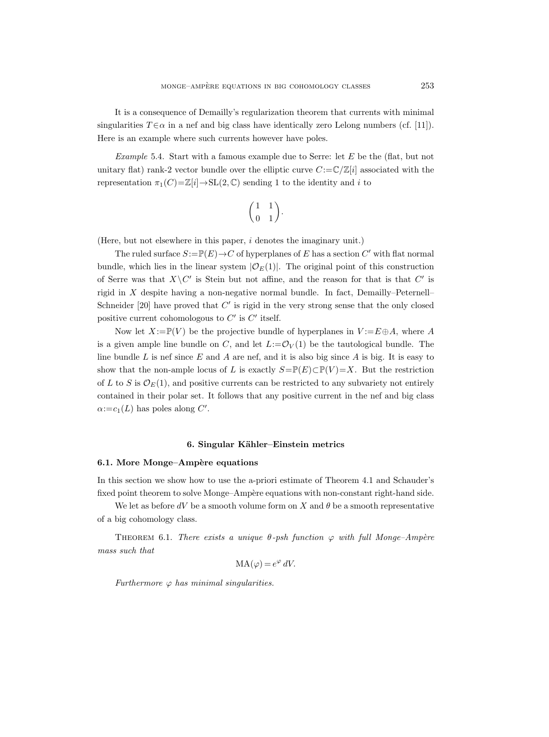It is a consequence of Demailly's regularization theorem that currents with minimal singularities $T \in \alpha$ in a nef and big class have identically zero Lelong numbers (cf. [11]). Here is an example where such currents however have poles.

*Example* 5.4. Start with a famous example due to Serre: let $E$ be the (flat, but not unitary flat) rank-2 vector bundle over the elliptic curve $C := \mathbb{C}/\mathbb{Z}[i]$ associated with the representation $\pi_1(C) = \mathbb{Z}[i] \to \mathrm{SL}(2, \mathbb{C})$ sending 1 to the identity and $i$ to

$$\begin{pmatrix} 1 & 1 \\ 0 & 1 \end{pmatrix}.$$

(Here, but not elsewhere in this paper, $i$ denotes the imaginary unit.)

The ruled surface $S := \mathbb{P}(E) \to C$ of hyperplanes of $E$ has a section $C'$ with flat normal bundle, which lies in the linear system $|\mathcal{O}_E(1)|$. The original point of this construction of Serre was that $X \setminus C'$ is Stein but not affine, and the reason for that is that $C'$ is rigid in $X$ despite having a non-negative normal bundle. In fact, Demailly–Peternell–Schneider [20] have proved that $C'$ is rigid in the very strong sense that the only closed positive current cohomologous to $C'$ is $C'$ itself.

Now let $X := \mathbb{P}(V)$ be the projective bundle of hyperplanes in $V := E \oplus A$, where $A$ is a given ample line bundle on $C$, and let $L := \mathcal{O}_V(1)$ be the tautological bundle. The line bundle $L$ is nef since $E$ and $A$ are nef, and it is also big since $A$ is big. It is easy to show that the non-ample locus of $L$ is exactly $S = \mathbb{P}(E) \subset \mathbb{P}(V) = X$. But the restriction of $L$ to $S$ is $\mathcal{O}_E(1)$, and positive currents can be restricted to any subvariety not entirely contained in their polar set. It follows that any positive current in the nef and big class $\alpha := c_1(L)$ has poles along $C'$.

## 6. Singular Kähler–Einstein metrics

### 6.1. More Monge–Ampère equations

In this section we show how to use the a-priori estimate of Theorem 4.1 and Schauder's fixed point theorem to solve Monge–Ampère equations with non-constant right-hand side.

We let as before $dV$ be a smooth volume form on $X$ and $\theta$ be a smooth representative of a big cohomology class.

Theorem 6.1. *There exists a unique $\theta$-psh function $\varphi$ with full Monge–Ampère mass such that*

$$\mathrm{MA}(\varphi) = e^{\varphi}\, dV.$$

*Furthermore $\varphi$ has minimal singularities.*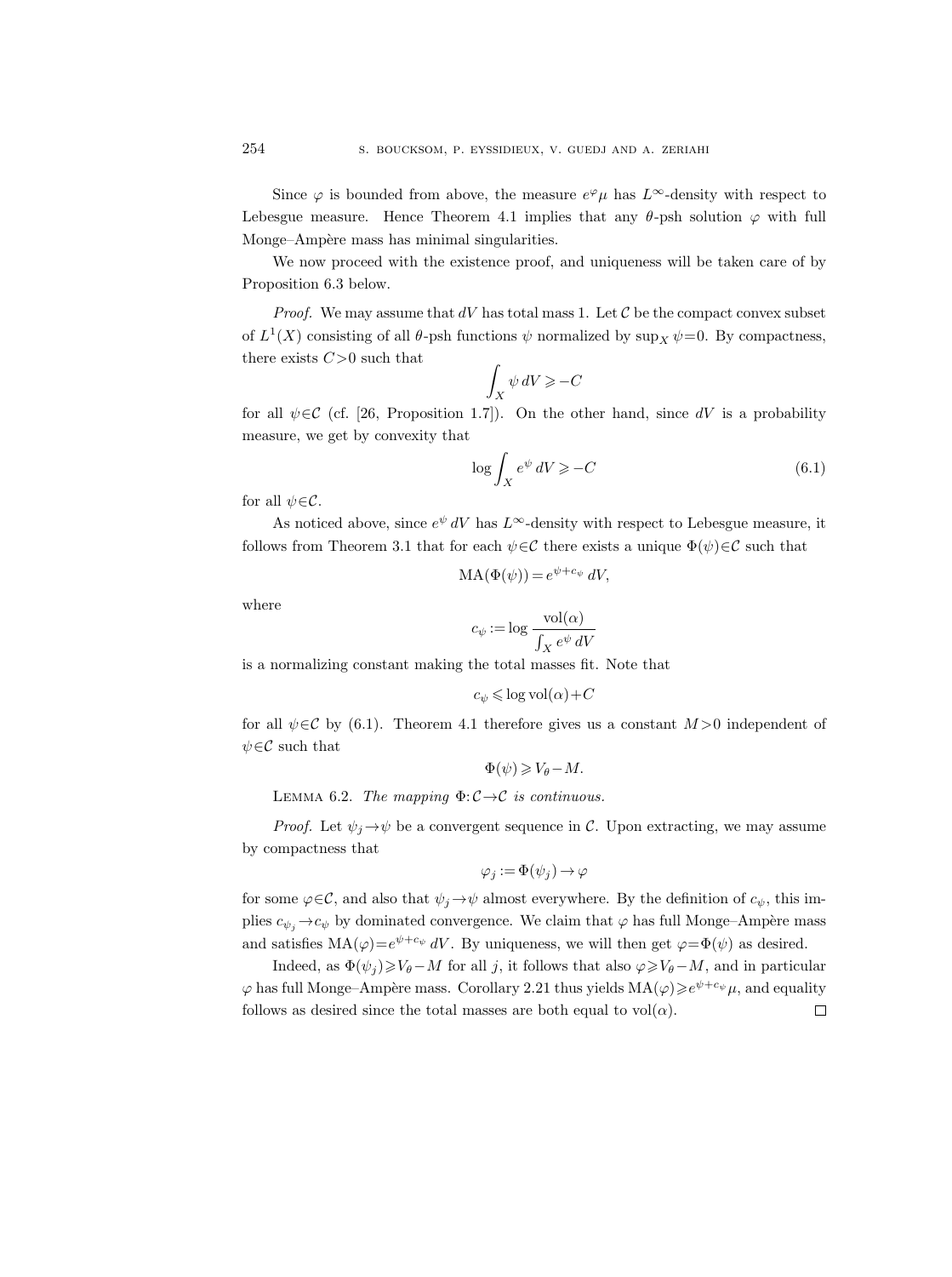Since $\varphi$ is bounded from above, the measure $e^{\varphi}\mu$ has $L^{\infty}$-density with respect to Lebesgue measure. Hence Theorem 4.1 implies that any $\theta$-psh solution $\varphi$ with full Monge–Ampère mass has minimal singularities.

We now proceed with the existence proof, and uniqueness will be taken care of by Proposition 6.3 below.

*Proof.* We may assume that $dV$ has total mass 1. Let $\mathcal{C}$ be the compact convex subset of $L^1(X)$ consisting of all $\theta$-psh functions $\psi$ normalized by $\sup_X \psi = 0$. By compactness, there exists $C > 0$ such that

$$\int_X \psi \, dV \geqslant -C$$

for all $\psi \in \mathcal{C}$ (cf. [26, Proposition 1.7]). On the other hand, since $dV$ is a probability measure, we get by convexity that

$$\log \int_X e^{\psi} \, dV \geqslant -C \tag{6.1}$$

for all $\psi \in \mathcal{C}$.

As noticed above, since $e^{\psi} \, dV$ has $L^{\infty}$-density with respect to Lebesgue measure, it follows from Theorem 3.1 that for each $\psi \in \mathcal{C}$ there exists a unique $\Phi(\psi) \in \mathcal{C}$ such that

$$\mathrm{MA}(\Phi(\psi)) = e^{\psi + c_{\psi}} \, dV,$$

where

$$c_{\psi} := \log \frac{\mathrm{vol}(\alpha)}{\int_X e^{\psi} \, dV}$$

is a normalizing constant making the total masses fit. Note that

$$c_{\psi} \leqslant \log \mathrm{vol}(\alpha) + C$$

for all $\psi \in \mathcal{C}$ by (6.1). Theorem 4.1 therefore gives us a constant $M > 0$ independent of $\psi \in \mathcal{C}$ such that

$$\Phi(\psi) \geqslant V_{\theta} - M.$$

Lemma 6.2. *The mapping $\Phi: \mathcal{C} \to \mathcal{C}$ is continuous.*

*Proof.* Let $\psi_j \to \psi$ be a convergent sequence in $\mathcal{C}$. Upon extracting, we may assume by compactness that

$$\varphi_j := \Phi(\psi_j) \to \varphi$$

for some $\varphi \in \mathcal{C}$, and also that $\psi_j \to \psi$ almost everywhere. By the definition of $c_{\psi}$, this implies $c_{\psi_j} \to c_{\psi}$ by dominated convergence. We claim that $\varphi$ has full Monge–Ampère mass and satisfies $\mathrm{MA}(\varphi) = e^{\psi + c_{\psi}} \, dV$. By uniqueness, we will then get $\varphi = \Phi(\psi)$ as desired.

Indeed, as $\Phi(\psi_j) \geqslant V_{\theta} - M$ for all $j$, it follows that also $\varphi \geqslant V_{\theta} - M$, and in particular $\varphi$ has full Monge–Ampère mass. Corollary 2.21 thus yields $\mathrm{MA}(\varphi) \geqslant e^{\psi + c_{\psi}} \mu$, and equality follows as desired since the total masses are both equal to $\mathrm{vol}(\alpha)$. $\square$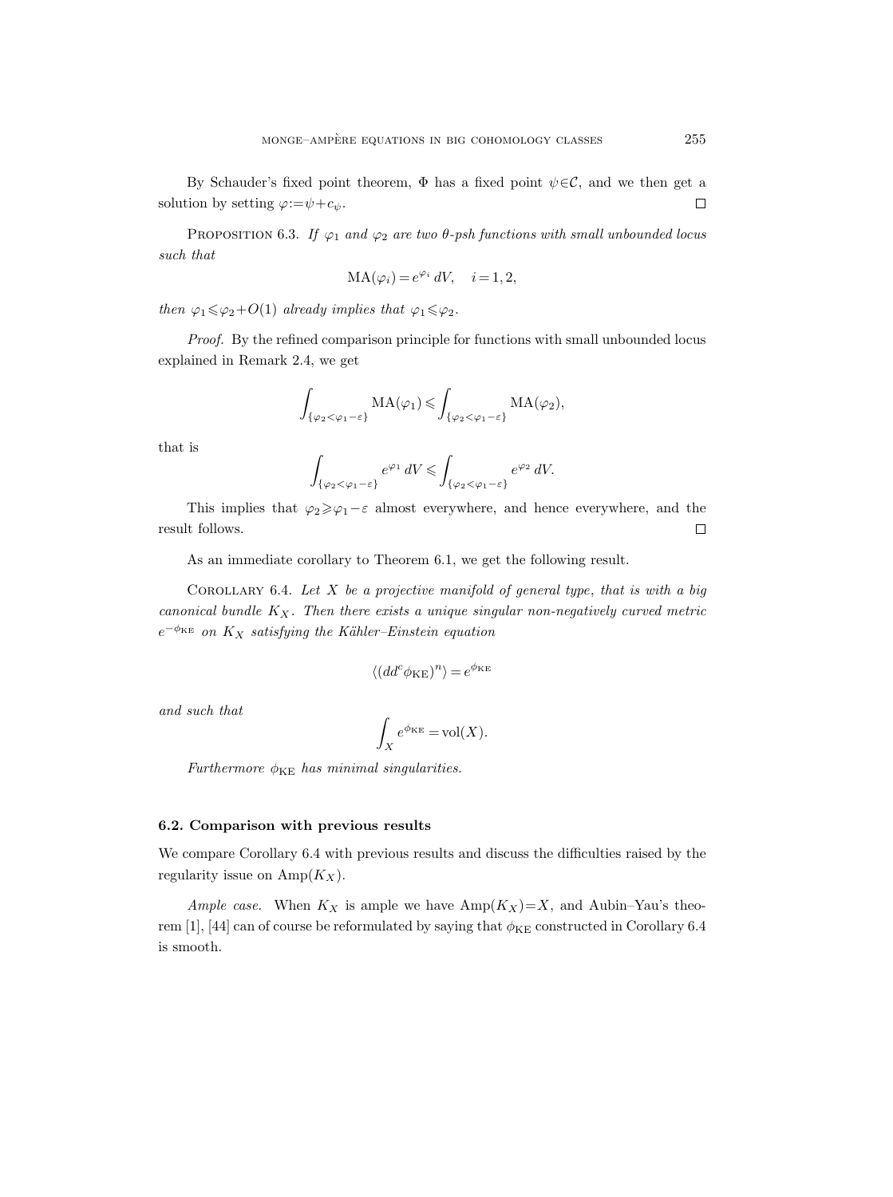By Schauder's fixed point theorem, $\Phi$ has a fixed point $\psi\in\mathcal{C}$, and we then get a solution by setting $\varphi:=\psi+c_\psi$. $\square$

Proposition 6.3. *If $\varphi_1$ and $\varphi_2$ are two $\theta$-psh functions with small unbounded locus such that*

$$\mathrm{MA}(\varphi_i)=e^{\varphi_i}\,dV,\quad i=1,2,$$

*then $\varphi_1\leqslant\varphi_2+O(1)$ already implies that $\varphi_1\leqslant\varphi_2$.*

*Proof.* By the refined comparison principle for functions with small unbounded locus explained in Remark 2.4, we get

$$\int_{\{\varphi_2<\varphi_1-\varepsilon\}}\mathrm{MA}(\varphi_1)\leqslant\int_{\{\varphi_2<\varphi_1-\varepsilon\}}\mathrm{MA}(\varphi_2),$$

that is

$$\int_{\{\varphi_2<\varphi_1-\varepsilon\}}e^{\varphi_1}\,dV\leqslant\int_{\{\varphi_2<\varphi_1-\varepsilon\}}e^{\varphi_2}\,dV.$$

This implies that $\varphi_2\geqslant\varphi_1-\varepsilon$ almost everywhere, and hence everywhere, and the result follows. $\square$

As an immediate corollary to Theorem 6.1, we get the following result.

Corollary 6.4. *Let $X$ be a projective manifold of general type, that is with a big canonical bundle $K_X$. Then there exists a unique singular non-negatively curved metric $e^{-\phi_{\mathrm{KE}}}$ on $K_X$ satisfying the Kähler–Einstein equation*

$$\langle(dd^c\phi_{\mathrm{KE}})^n\rangle=e^{\phi_{\mathrm{KE}}}$$

*and such that*

$$\int_X e^{\phi_{\mathrm{KE}}}=\mathrm{vol}(X).$$

*Furthermore $\phi_{\mathrm{KE}}$ has minimal singularities.*

### 6.2. Comparison with previous results

We compare Corollary 6.4 with previous results and discuss the difficulties raised by the regularity issue on $\mathrm{Amp}(K_X)$.

*Ample case.* When $K_X$ is ample we have $\mathrm{Amp}(K_X)=X$, and Aubin–Yau's theorem [1], [44] can of course be reformulated by saying that $\phi_{\mathrm{KE}}$ constructed in Corollary 6.4 is smooth.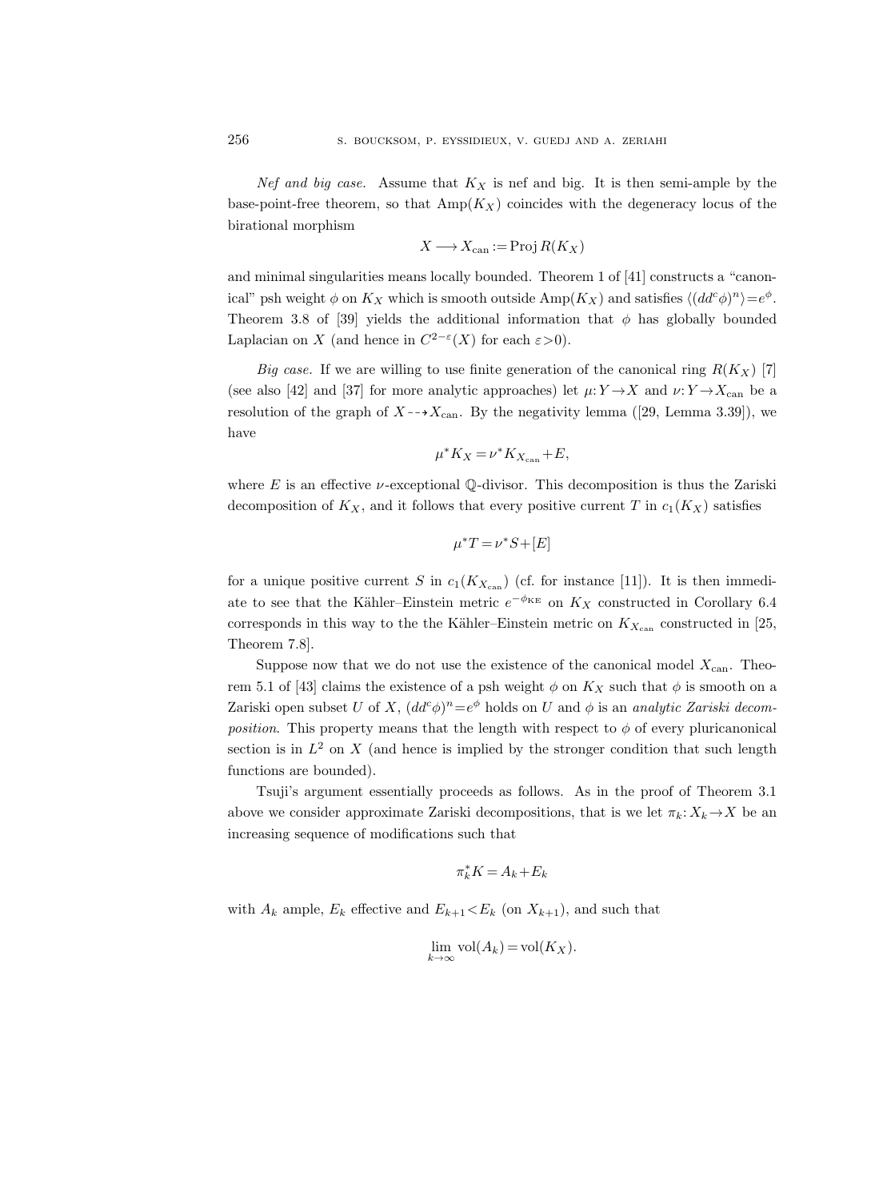*Nef and big case.* Assume that $K_X$ is nef and big. It is then semi-ample by the base-point-free theorem, so that $\mathrm{Amp}(K_X)$ coincides with the degeneracy locus of the birational morphism

$$X \longrightarrow X_{\mathrm{can}} := \mathrm{Proj}\, R(K_X)$$

and minimal singularities means locally bounded. Theorem 1 of [41] constructs a "canonical" psh weight $\phi$ on $K_X$ which is smooth outside $\mathrm{Amp}(K_X)$ and satisfies $\langle (dd^c\phi)^n \rangle = e^{\phi}$. Theorem 3.8 of [39] yields the additional information that $\phi$ has globally bounded Laplacian on $X$ (and hence in $C^{2-\varepsilon}(X)$ for each $\varepsilon > 0$).

*Big case.* If we are willing to use finite generation of the canonical ring $R(K_X)$ [7] (see also [42] and [37] for more analytic approaches) let $\mu: Y \to X$ and $\nu: Y \to X_{\mathrm{can}}$ be a resolution of the graph of $X \dashrightarrow X_{\mathrm{can}}$. By the negativity lemma ([29, Lemma 3.39]), we have

$$\mu^* K_X = \nu^* K_{X_{\mathrm{can}}} + E,$$

where $E$ is an effective $\nu$-exceptional $\mathbb{Q}$-divisor. This decomposition is thus the Zariski decomposition of $K_X$, and it follows that every positive current $T$ in $c_1(K_X)$ satisfies

$$\mu^* T = \nu^* S + [E]$$

for a unique positive current $S$ in $c_1(K_{X_{\mathrm{can}}})$ (cf. for instance [11]). It is then immediate to see that the Kähler–Einstein metric $e^{-\phi_{\mathrm{KE}}}$ on $K_X$ constructed in Corollary 6.4 corresponds in this way to the the Kähler–Einstein metric on $K_{X_{\mathrm{can}}}$ constructed in [25, Theorem 7.8].

Suppose now that we do not use the existence of the canonical model $X_{\mathrm{can}}$. Theorem 5.1 of [43] claims the existence of a psh weight $\phi$ on $K_X$ such that $\phi$ is smooth on a Zariski open subset $U$ of $X$, $(dd^c\phi)^n = e^{\phi}$ holds on $U$ and $\phi$ is an *analytic Zariski decomposition*. This property means that the length with respect to $\phi$ of every pluricanonical section is in $L^2$ on $X$ (and hence is implied by the stronger condition that such length functions are bounded).

Tsuji's argument essentially proceeds as follows. As in the proof of Theorem 3.1 above we consider approximate Zariski decompositions, that is we let $\pi_k: X_k \to X$ be an increasing sequence of modifications such that

$$\pi_k^* K = A_k + E_k$$

with $A_k$ ample, $E_k$ effective and $E_{k+1} < E_k$ (on $X_{k+1}$), and such that

$$\lim_{k \to \infty} \mathrm{vol}(A_k) = \mathrm{vol}(K_X).$$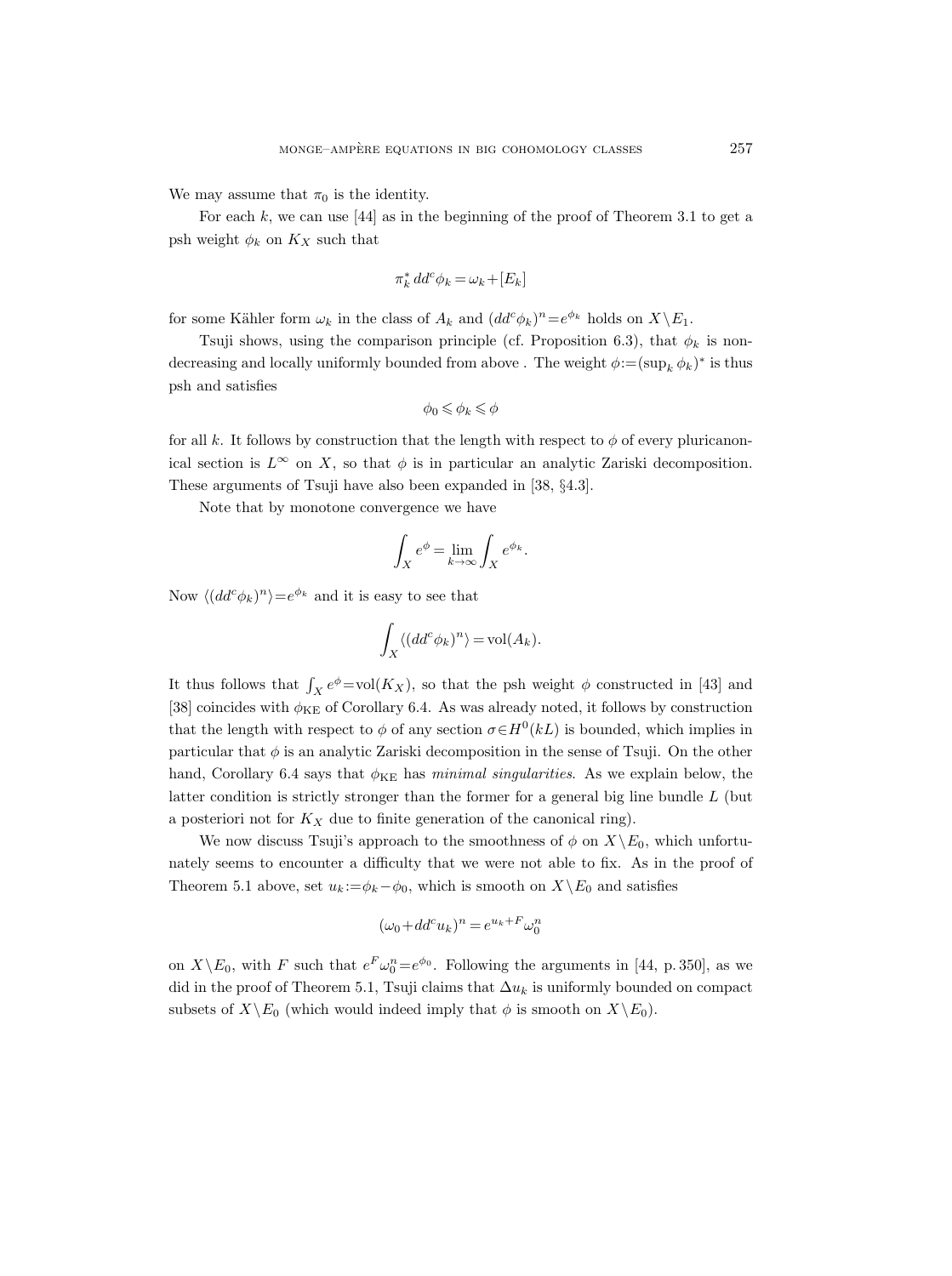We may assume that $\pi_0$ is the identity.

For each $k$, we can use [44] as in the beginning of the proof of Theorem 3.1 to get a psh weight $\phi_k$ on $K_X$ such that

$$\pi_k^* \, dd^c \phi_k = \omega_k + [E_k]$$

for some Kähler form $\omega_k$ in the class of $A_k$ and $(dd^c \phi_k)^n = e^{\phi_k}$ holds on $X \setminus E_1$.

Tsuji shows, using the comparison principle (cf. Proposition 6.3), that $\phi_k$ is non-decreasing and locally uniformly bounded from above . The weight $\phi := (\sup_k \phi_k)^*$ is thus psh and satisfies

$$\phi_0 \leqslant \phi_k \leqslant \phi$$

for all $k$. It follows by construction that the length with respect to $\phi$ of every pluricanonical section is $L^\infty$ on $X$, so that $\phi$ is in particular an analytic Zariski decomposition. These arguments of Tsuji have also been expanded in [38, §4.3].

Note that by monotone convergence we have

$$\int_X e^{\phi} = \lim_{k \to \infty} \int_X e^{\phi_k}.$$

Now $\langle (dd^c \phi_k)^n \rangle = e^{\phi_k}$ and it is easy to see that

$$\int_X \langle (dd^c \phi_k)^n \rangle = \operatorname{vol}(A_k).$$

It thus follows that $\int_X e^{\phi} = \operatorname{vol}(K_X)$, so that the psh weight $\phi$ constructed in [43] and [38] coincides with $\phi_{\mathrm{KE}}$ of Corollary 6.4. As was already noted, it follows by construction that the length with respect to $\phi$ of any section $\sigma \in H^0(kL)$ is bounded, which implies in particular that $\phi$ is an analytic Zariski decomposition in the sense of Tsuji. On the other hand, Corollary 6.4 says that $\phi_{\mathrm{KE}}$ has *minimal singularities*. As we explain below, the latter condition is strictly stronger than the former for a general big line bundle $L$ (but a posteriori not for $K_X$ due to finite generation of the canonical ring).

We now discuss Tsuji's approach to the smoothness of $\phi$ on $X \setminus E_0$, which unfortunately seems to encounter a difficulty that we were not able to fix. As in the proof of Theorem 5.1 above, set $u_k := \phi_k - \phi_0$, which is smooth on $X \setminus E_0$ and satisfies

$$(\omega_0 + dd^c u_k)^n = e^{u_k + F} \omega_0^n$$

on $X \setminus E_0$, with $F$ such that $e^F \omega_0^n = e^{\phi_0}$. Following the arguments in [44, p. 350], as we did in the proof of Theorem 5.1, Tsuji claims that $\Delta u_k$ is uniformly bounded on compact subsets of $X \setminus E_0$ (which would indeed imply that $\phi$ is smooth on $X \setminus E_0$).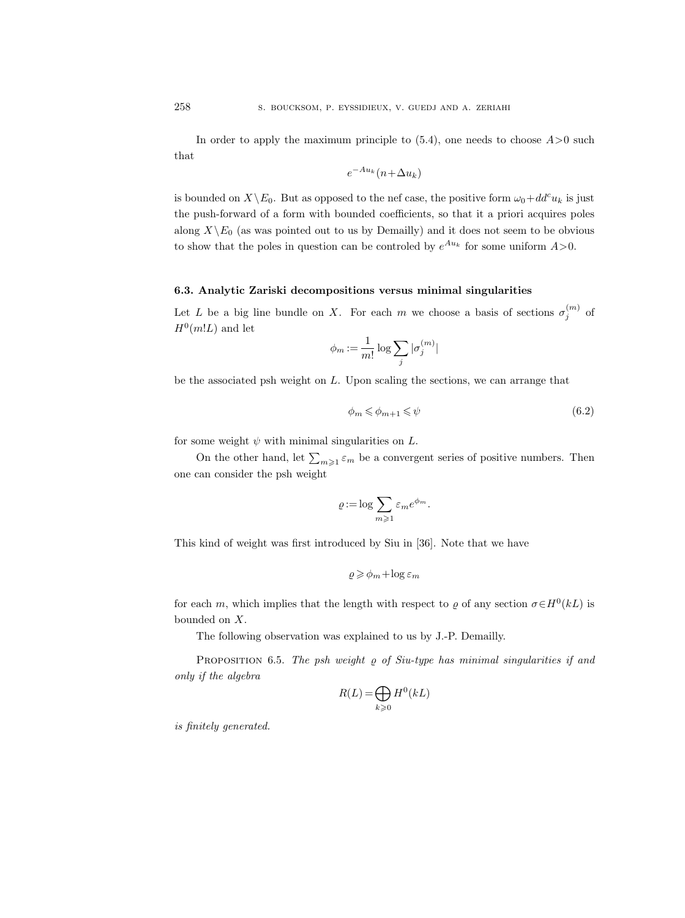In order to apply the maximum principle to (5.4), one needs to choose $A>0$ such that

$$e^{-Au_k}(n+\Delta u_k)$$

is bounded on $X\setminus E_0$. But as opposed to the nef case, the positive form $\omega_0+dd^c u_k$ is just the push-forward of a form with bounded coefficients, so that it a priori acquires poles along $X\setminus E_0$ (as was pointed out to us by Demailly) and it does not seem to be obvious to show that the poles in question can be controled by $e^{Au_k}$ for some uniform $A>0$.

### 6.3. Analytic Zariski decompositions versus minimal singularities

Let $L$ be a big line bundle on $X$. For each $m$ we choose a basis of sections $\sigma_j^{(m)}$ of $H^0(m!L)$ and let

$$\phi_m := \frac{1}{m!}\log\sum_j |\sigma_j^{(m)}|$$

be the associated psh weight on $L$. Upon scaling the sections, we can arrange that

$$\phi_m \leqslant \phi_{m+1} \leqslant \psi \tag{6.2}$$

for some weight $\psi$ with minimal singularities on $L$.

On the other hand, let $\sum_{m\geqslant 1}\varepsilon_m$ be a convergent series of positive numbers. Then one can consider the psh weight

$$\varrho := \log\sum_{m\geqslant 1}\varepsilon_m e^{\phi_m}.$$

This kind of weight was first introduced by Siu in [36]. Note that we have

$$\varrho \geqslant \phi_m + \log\varepsilon_m$$

for each $m$, which implies that the length with respect to $\varrho$ of any section $\sigma\in H^0(kL)$ is bounded on $X$.

The following observation was explained to us by J.-P. Demailly.

Proposition 6.5. *The psh weight $\varrho$ of Siu-type has minimal singularities if and only if the algebra*

$$R(L) = \bigoplus_{k\geqslant 0} H^0(kL)$$

*is finitely generated.*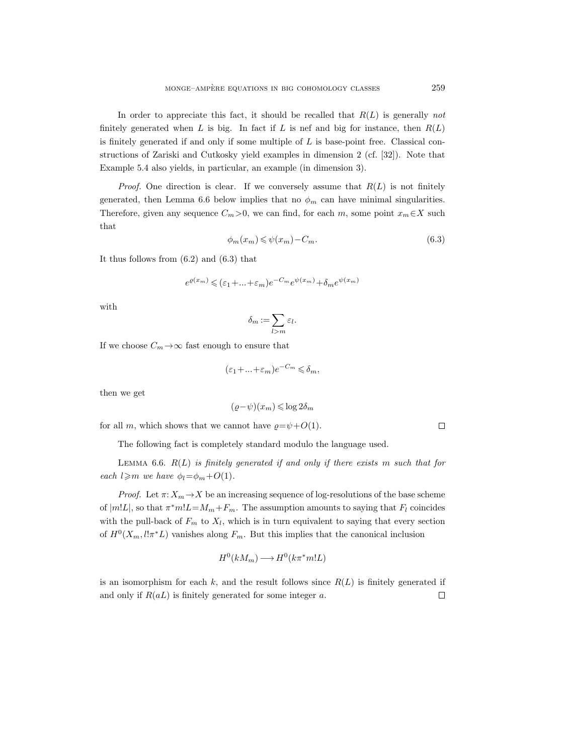In order to appreciate this fact, it should be recalled that $R(L)$ is generally *not* finitely generated when $L$ is big. In fact if $L$ is nef and big for instance, then $R(L)$ is finitely generated if and only if some multiple of $L$ is base-point free. Classical constructions of Zariski and Cutkosky yield examples in dimension 2 (cf. [32]). Note that Example 5.4 also yields, in particular, an example (in dimension 3).

*Proof.* One direction is clear. If we conversely assume that $R(L)$ is not finitely generated, then Lemma 6.6 below implies that no $\phi_m$ can have minimal singularities. Therefore, given any sequence $C_m > 0$, we can find, for each $m$, some point $x_m \in X$ such that

$$\phi_m(x_m) \leqslant \psi(x_m) - C_m. \tag{6.3}$$

It thus follows from (6.2) and (6.3) that

$$e^{\varrho(x_m)} \leqslant (\varepsilon_1 + \ldots + \varepsilon_m) e^{-C_m} e^{\psi(x_m)} + \delta_m e^{\psi(x_m)}$$

with

$$\delta_m := \sum_{l > m} \varepsilon_l.$$

If we choose $C_m \to \infty$ fast enough to ensure that

$$(\varepsilon_1 + \ldots + \varepsilon_m) e^{-C_m} \leqslant \delta_m,$$

then we get

$$(\varrho - \psi)(x_m) \leqslant \log 2\delta_m$$

for all $m$, which shows that we cannot have $\varrho = \psi + O(1)$. $\square$

The following fact is completely standard modulo the language used.

LEMMA 6.6. *$R(L)$ is finitely generated if and only if there exists $m$ such that for each $l \geqslant m$ we have $\phi_l = \phi_m + O(1)$.*

*Proof.* Let $\pi: X_m \to X$ be an increasing sequence of log-resolutions of the base scheme of $|m!L|$, so that $\pi^* m!L = M_m + F_m$. The assumption amounts to saying that $F_l$ coincides with the pull-back of $F_m$ to $X_l$, which is in turn equivalent to saying that every section of $H^0(X_m, l!\pi^*L)$ vanishes along $F_m$. But this implies that the canonical inclusion

$$H^0(kM_m) \longrightarrow H^0(k\pi^* m!L)$$

is an isomorphism for each $k$, and the result follows since $R(L)$ is finitely generated if and only if $R(aL)$ is finitely generated for some integer $a$. $\square$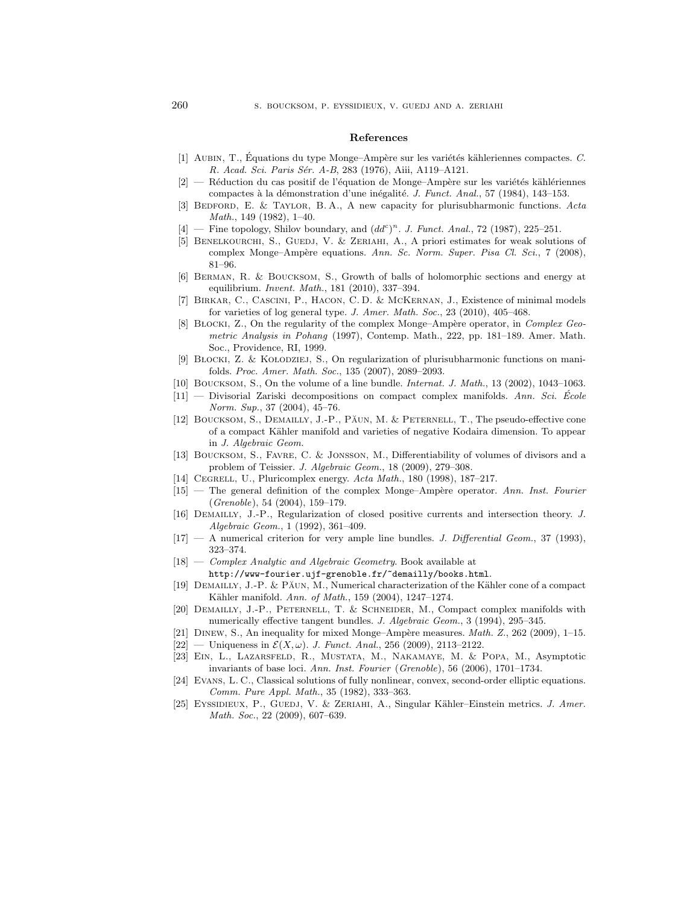## References

[1] Aubin, T., Équations du type Monge–Ampère sur les variétés kähleriennes compactes. *C. R. Acad. Sci. Paris Sér. A-B*, 283 (1976), Aiii, A119–A121.

[2] — Réduction du cas positif de l'équation de Monge–Ampère sur les variétés kählériennes compactes à la démonstration d'une inégalité. *J. Funct. Anal.*, 57 (1984), 143–153.

[3] Bedford, E. & Taylor, B. A., A new capacity for plurisubharmonic functions. *Acta Math.*, 149 (1982), 1–40.

[4] — Fine topology, Shilov boundary, and $(dd^c)^n$. *J. Funct. Anal.*, 72 (1987), 225–251.

[5] Benelkourchi, S., Guedj, V. & Zeriahi, A., A priori estimates for weak solutions of complex Monge–Ampère equations. *Ann. Sc. Norm. Super. Pisa Cl. Sci.*, 7 (2008), 81–96.

[6] Berman, R. & Boucksom, S., Growth of balls of holomorphic sections and energy at equilibrium. *Invent. Math.*, 181 (2010), 337–394.

[7] Birkar, C., Cascini, P., Hacon, C. D. & McKernan, J., Existence of minimal models for varieties of log general type. *J. Amer. Math. Soc.*, 23 (2010), 405–468.

[8] Błocki, Z., On the regularity of the complex Monge–Ampère operator, in *Complex Geometric Analysis in Pohang* (1997), Contemp. Math., 222, pp. 181–189. Amer. Math. Soc., Providence, RI, 1999.

[9] Błocki, Z. & Kołodziej, S., On regularization of plurisubharmonic functions on manifolds. *Proc. Amer. Math. Soc.*, 135 (2007), 2089–2093.

[10] Boucksom, S., On the volume of a line bundle. *Internat. J. Math.*, 13 (2002), 1043–1063.

[11] — Divisorial Zariski decompositions on compact complex manifolds. *Ann. Sci. École Norm. Sup.*, 37 (2004), 45–76.

[12] Boucksom, S., Demailly, J.-P., Păun, M. & Peternell, T., The pseudo-effective cone of a compact Kähler manifold and varieties of negative Kodaira dimension. To appear in *J. Algebraic Geom.*

[13] Boucksom, S., Favre, C. & Jonsson, M., Differentiability of volumes of divisors and a problem of Teissier. *J. Algebraic Geom.*, 18 (2009), 279–308.

[14] Cegrell, U., Pluricomplex energy. *Acta Math.*, 180 (1998), 187–217.

[15] — The general definition of the complex Monge–Ampère operator. *Ann. Inst. Fourier (Grenoble)*, 54 (2004), 159–179.

[16] Demailly, J.-P., Regularization of closed positive currents and intersection theory. *J. Algebraic Geom.*, 1 (1992), 361–409.

[17] — A numerical criterion for very ample line bundles. *J. Differential Geom.*, 37 (1993), 323–374.

[18] — *Complex Analytic and Algebraic Geometry*. Book available at http://www-fourier.ujf-grenoble.fr/~demailly/books.html.

[19] Demailly, J.-P. & Păun, M., Numerical characterization of the Kähler cone of a compact Kähler manifold. *Ann. of Math.*, 159 (2004), 1247–1274.

[20] Demailly, J.-P., Peternell, T. & Schneider, M., Compact complex manifolds with numerically effective tangent bundles. *J. Algebraic Geom.*, 3 (1994), 295–345.

[21] Dinew, S., An inequality for mixed Monge–Ampère measures. *Math. Z.*, 262 (2009), 1–15.

[22] — Uniqueness in $\mathcal{E}(X, \omega)$. *J. Funct. Anal.*, 256 (2009), 2113–2122.

[23] Ein, L., Lazarsfeld, R., Mustata, M., Nakamaye, M. & Popa, M., Asymptotic invariants of base loci. *Ann. Inst. Fourier (Grenoble)*, 56 (2006), 1701–1734.

[24] Evans, L. C., Classical solutions of fully nonlinear, convex, second-order elliptic equations. *Comm. Pure Appl. Math.*, 35 (1982), 333–363.

[25] Eyssidieux, P., Guedj, V. & Zeriahi, A., Singular Kähler–Einstein metrics. *J. Amer. Math. Soc.*, 22 (2009), 607–639.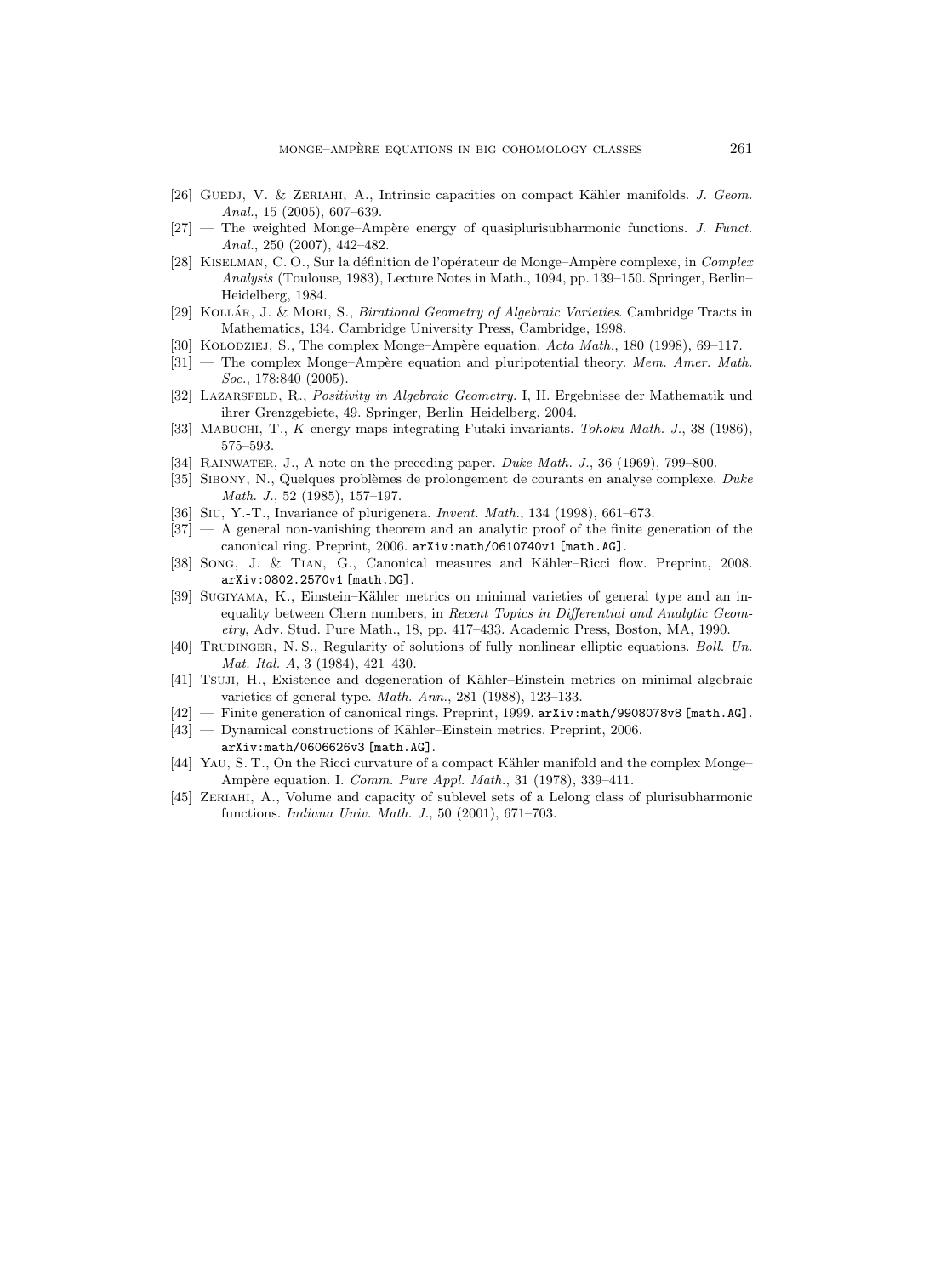[26] Guedj, V. & Zeriahi, A., Intrinsic capacities on compact Kähler manifolds. *J. Geom. Anal.*, 15 (2005), 607–639.

[27] — The weighted Monge–Ampère energy of quasiplurisubharmonic functions. *J. Funct. Anal.*, 250 (2007), 442–482.

[28] Kiselman, C. O., Sur la définition de l'opérateur de Monge–Ampère complexe, in *Complex Analysis* (Toulouse, 1983), Lecture Notes in Math., 1094, pp. 139–150. Springer, Berlin–Heidelberg, 1984.

[29] Kollár, J. & Mori, S., *Birational Geometry of Algebraic Varieties*. Cambridge Tracts in Mathematics, 134. Cambridge University Press, Cambridge, 1998.

[30] Kołodziej, S., The complex Monge–Ampère equation. *Acta Math.*, 180 (1998), 69–117.

[31] — The complex Monge–Ampère equation and pluripotential theory. *Mem. Amer. Math. Soc.*, 178:840 (2005).

[32] Lazarsfeld, R., *Positivity in Algebraic Geometry.* I, II. Ergebnisse der Mathematik und ihrer Grenzgebiete, 49. Springer, Berlin–Heidelberg, 2004.

[33] Mabuchi, T., *K*-energy maps integrating Futaki invariants. *Tohoku Math. J.*, 38 (1986), 575–593.

[34] Rainwater, J., A note on the preceding paper. *Duke Math. J.*, 36 (1969), 799–800.

[35] Sibony, N., Quelques problèmes de prolongement de courants en analyse complexe. *Duke Math. J.*, 52 (1985), 157–197.

[36] Siu, Y.-T., Invariance of plurigenera. *Invent. Math.*, 134 (1998), 661–673.

[37] — A general non-vanishing theorem and an analytic proof of the finite generation of the canonical ring. Preprint, 2006. `arXiv:math/0610740v1 [math.AG]`.

[38] Song, J. & Tian, G., Canonical measures and Kähler–Ricci flow. Preprint, 2008. `arXiv:0802.2570v1 [math.DG]`.

[39] Sugiyama, K., Einstein–Kähler metrics on minimal varieties of general type and an inequality between Chern numbers, in *Recent Topics in Differential and Analytic Geometry*, Adv. Stud. Pure Math., 18, pp. 417–433. Academic Press, Boston, MA, 1990.

[40] Trudinger, N. S., Regularity of solutions of fully nonlinear elliptic equations. *Boll. Un. Mat. Ital. A*, 3 (1984), 421–430.

[41] Tsuji, H., Existence and degeneration of Kähler–Einstein metrics on minimal algebraic varieties of general type. *Math. Ann.*, 281 (1988), 123–133.

[42] — Finite generation of canonical rings. Preprint, 1999. `arXiv:math/9908078v8 [math.AG]`.

[43] — Dynamical constructions of Kähler–Einstein metrics. Preprint, 2006. `arXiv:math/0606626v3 [math.AG]`.

[44] Yau, S. T., On the Ricci curvature of a compact Kähler manifold and the complex Monge–Ampère equation. I. *Comm. Pure Appl. Math.*, 31 (1978), 339–411.

[45] Zeriahi, A., Volume and capacity of sublevel sets of a Lelong class of plurisubharmonic functions. *Indiana Univ. Math. J.*, 50 (2001), 671–703.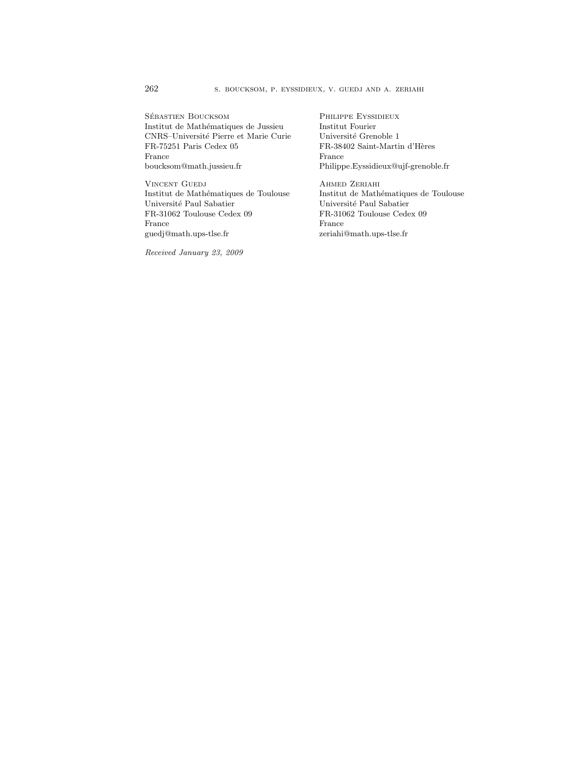Sébastien Boucksom
Institut de Mathématiques de Jussieu
CNRS–Université Pierre et Marie Curie
FR-75251 Paris Cedex 05
France
boucksom@math.jussieu.fr

Philippe Eyssidieux
Institut Fourier
Université Grenoble 1
FR-38402 Saint-Martin d'Hères
France
Philippe.Eyssidieux@ujf-grenoble.fr

Vincent Guedj
Institut de Mathématiques de Toulouse
Université Paul Sabatier
FR-31062 Toulouse Cedex 09
France
guedj@math.ups-tlse.fr

Ahmed Zeriahi
Institut de Mathématiques de Toulouse
Université Paul Sabatier
FR-31062 Toulouse Cedex 09
France
zeriahi@math.ups-tlse.fr

*Received January 23, 2009*